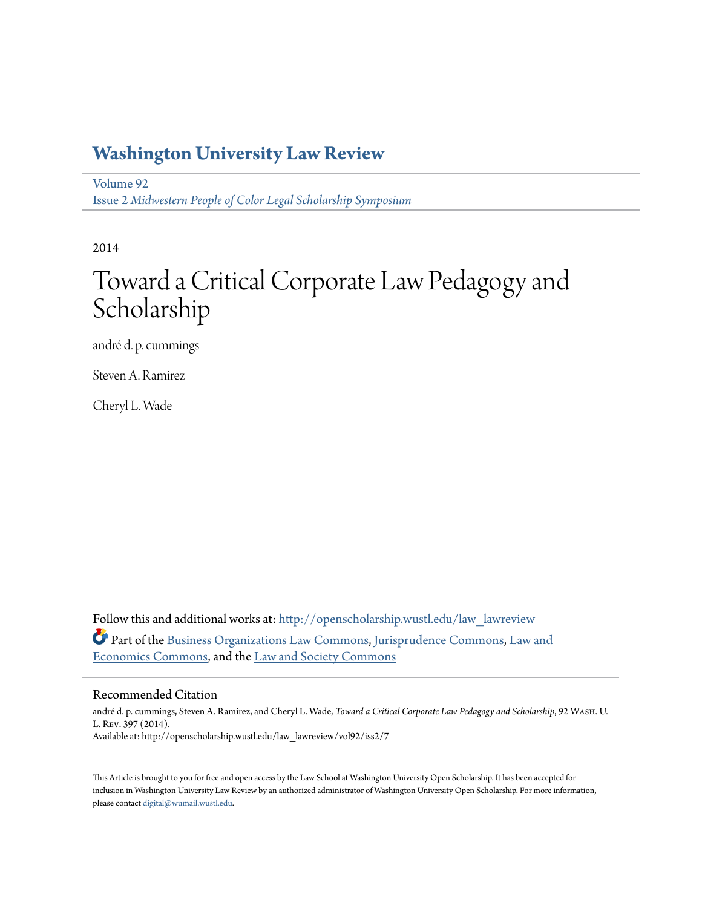# Washington University Law Review

Volume 92
Issue 2 *Midwestern People of Color Legal Scholarship Symposium*

2014

# Toward a Critical Corporate Law Pedagogy and Scholarship

andré d. p. cummings

Steven A. Ramirez

Cheryl L. Wade

Follow this and additional works at: http://openscholarship.wustl.edu/law_lawreview

Part of the Business Organizations Law Commons, Jurisprudence Commons, Law and Economics Commons, and the Law and Society Commons

## Recommended Citation

andré d. p. cummings, Steven A. Ramirez, and Cheryl L. Wade, *Toward a Critical Corporate Law Pedagogy and Scholarship*, 92 Wash. U. L. Rev. 397 (2014).
Available at: http://openscholarship.wustl.edu/law_lawreview/vol92/iss2/7

This Article is brought to you for free and open access by the Law School at Washington University Open Scholarship. It has been accepted for inclusion in Washington University Law Review by an authorized administrator of Washington University Open Scholarship. For more information, please contact digital@wumail.wustl.edu.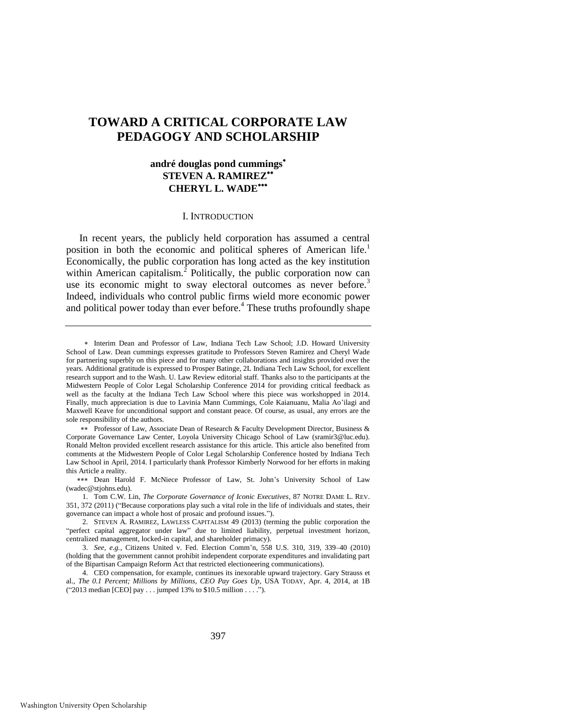# TOWARD A CRITICAL CORPORATE LAW PEDAGOGY AND SCHOLARSHIP

**andré douglas pond cummings**[*]
**STEVEN A. RAMIREZ**[**]
**CHERYL L. WADE**[***]

## I. INTRODUCTION

In recent years, the publicly held corporation has assumed a central position in both the economic and political spheres of American life.[1] Economically, the public corporation has long acted as the key institution within American capitalism.[2] Politically, the public corporation now can use its economic might to sway electoral outcomes as never before.[3] Indeed, individuals who control public firms wield more economic power and political power today than ever before.[4] These truths profoundly shape

---

[*] Interim Dean and Professor of Law, Indiana Tech Law School; J.D. Howard University School of Law. Dean cummings expresses gratitude to Professors Steven Ramirez and Cheryl Wade for partnering superbly on this piece and for many other collaborations and insights provided over the years. Additional gratitude is expressed to Prosper Batinge, 2L Indiana Tech Law School, for excellent research support and to the Wash. U. Law Review editorial staff. Thanks also to the participants at the Midwestern People of Color Legal Scholarship Conference 2014 for providing critical feedback as well as the faculty at the Indiana Tech Law School where this piece was workshopped in 2014. Finally, much appreciation is due to Lavinia Mann Cummings, Cole Kaianuanu, Malia Ao'ilagi and Maxwell Keave for unconditional support and constant peace. Of course, as usual, any errors are the sole responsibility of the authors.

[**] Professor of Law, Associate Dean of Research & Faculty Development Director, Business & Corporate Governance Law Center, Loyola University Chicago School of Law (sramir3@luc.edu). Ronald Melton provided excellent research assistance for this article. This article also benefited from comments at the Midwestern People of Color Legal Scholarship Conference hosted by Indiana Tech Law School in April, 2014. I particularly thank Professor Kimberly Norwood for her efforts in making this Article a reality.

[***] Dean Harold F. McNiece Professor of Law, St. John's University School of Law (wadec@stjohns.edu).

1. Tom C.W. Lin, *The Corporate Governance of Iconic Executives*, 87 NOTRE DAME L. REV. 351, 372 (2011) ("Because corporations play such a vital role in the life of individuals and states, their governance can impact a whole host of prosaic and profound issues.").

2. STEVEN A. RAMIREZ, LAWLESS CAPITALISM 49 (2013) (terming the public corporation the "perfect capital aggregator under law" due to limited liability, perpetual investment horizon, centralized management, locked-in capital, and shareholder primacy).

3. *See, e.g.*, Citizens United v. Fed. Election Comm'n, 558 U.S. 310, 319, 339–40 (2010) (holding that the government cannot prohibit independent corporate expenditures and invalidating part of the Bipartisan Campaign Reform Act that restricted electioneering communications).

4. CEO compensation, for example, continues its inexorable upward trajectory. Gary Strauss et al., *The 0.1 Percent; Millions by Millions, CEO Pay Goes Up*, USA TODAY, Apr. 4, 2014, at 1B ("2013 median [CEO] pay . . . jumped 13% to $10.5 million . . . .").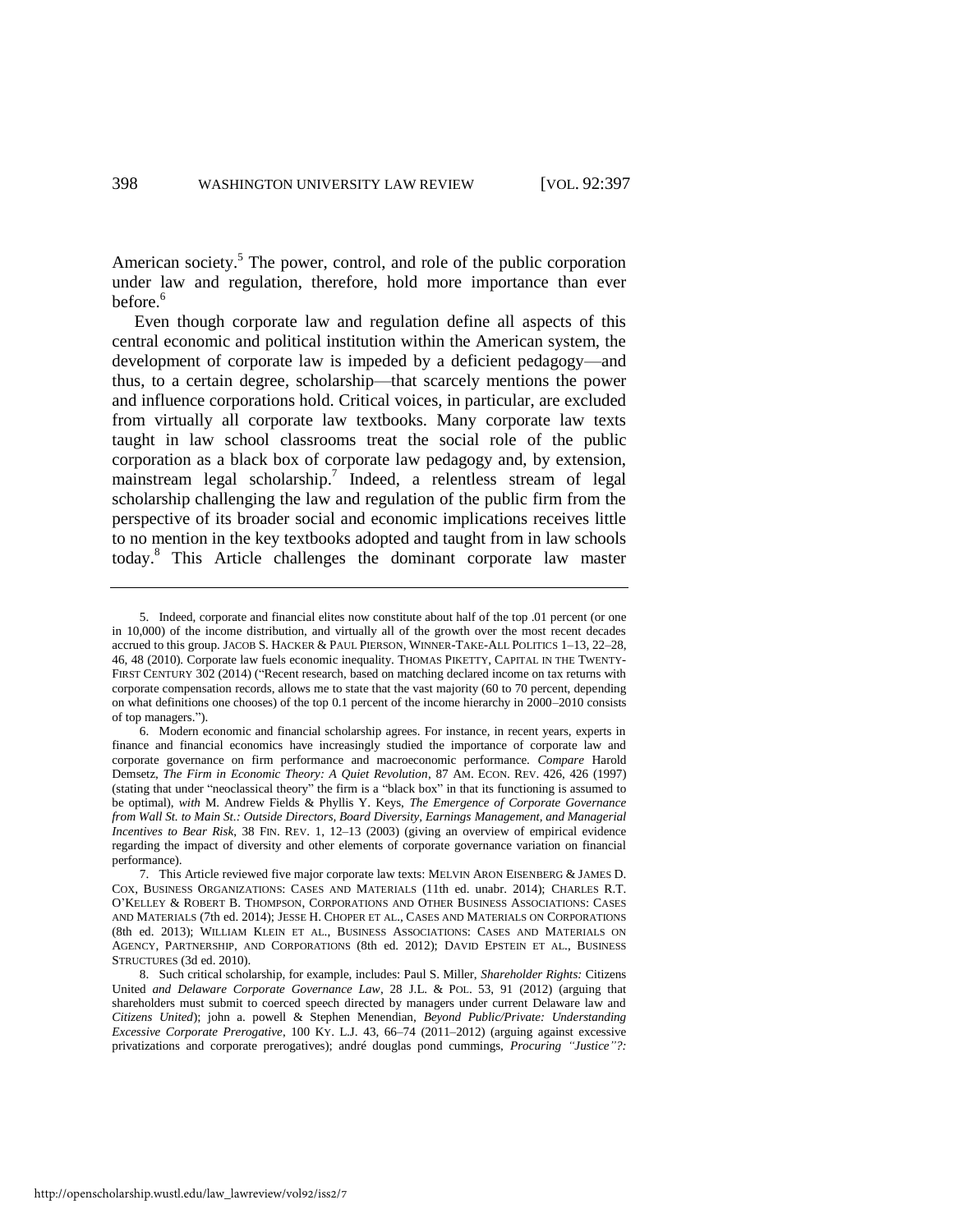American society.[5] The power, control, and role of the public corporation under law and regulation, therefore, hold more importance than ever before.[6]

Even though corporate law and regulation define all aspects of this central economic and political institution within the American system, the development of corporate law is impeded by a deficient pedagogy—and thus, to a certain degree, scholarship—that scarcely mentions the power and influence corporations hold. Critical voices, in particular, are excluded from virtually all corporate law textbooks. Many corporate law texts taught in law school classrooms treat the social role of the public corporation as a black box of corporate law pedagogy and, by extension, mainstream legal scholarship.[7] Indeed, a relentless stream of legal scholarship challenging the law and regulation of the public firm from the perspective of its broader social and economic implications receives little to no mention in the key textbooks adopted and taught from in law schools today.[8] This Article challenges the dominant corporate law master

---

5. Indeed, corporate and financial elites now constitute about half of the top .01 percent (or one in 10,000) of the income distribution, and virtually all of the growth over the most recent decades accrued to this group. JACOB S. HACKER & PAUL PIERSON, WINNER-TAKE-ALL POLITICS 1–13, 22–28, 46, 48 (2010). Corporate law fuels economic inequality. THOMAS PIKETTY, CAPITAL IN THE TWENTY-FIRST CENTURY 302 (2014) ("Recent research, based on matching declared income on tax returns with corporate compensation records, allows me to state that the vast majority (60 to 70 percent, depending on what definitions one chooses) of the top 0.1 percent of the income hierarchy in 2000–2010 consists of top managers.").

6. Modern economic and financial scholarship agrees. For instance, in recent years, experts in finance and financial economics have increasingly studied the importance of corporate law and corporate governance on firm performance and macroeconomic performance. *Compare* Harold Demsetz, *The Firm in Economic Theory: A Quiet Revolution*, 87 AM. ECON. REV. 426, 426 (1997) (stating that under "neoclassical theory" the firm is a "black box" in that its functioning is assumed to be optimal), *with* M. Andrew Fields & Phyllis Y. Keys, *The Emergence of Corporate Governance from Wall St. to Main St.: Outside Directors, Board Diversity, Earnings Management, and Managerial Incentives to Bear Risk*, 38 FIN. REV. 1, 12–13 (2003) (giving an overview of empirical evidence regarding the impact of diversity and other elements of corporate governance variation on financial performance).

7. This Article reviewed five major corporate law texts: MELVIN ARON EISENBERG & JAMES D. COX, BUSINESS ORGANIZATIONS: CASES AND MATERIALS (11th ed. unabr. 2014); CHARLES R.T. O'KELLEY & ROBERT B. THOMPSON, CORPORATIONS AND OTHER BUSINESS ASSOCIATIONS: CASES AND MATERIALS (7th ed. 2014); JESSE H. CHOPER ET AL., CASES AND MATERIALS ON CORPORATIONS (8th ed. 2013); WILLIAM KLEIN ET AL., BUSINESS ASSOCIATIONS: CASES AND MATERIALS ON AGENCY, PARTNERSHIP, AND CORPORATIONS (8th ed. 2012); DAVID EPSTEIN ET AL., BUSINESS STRUCTURES (3d ed. 2010).

8. Such critical scholarship, for example, includes: Paul S. Miller, *Shareholder Rights:* Citizens United *and Delaware Corporate Governance Law*, 28 J.L. & POL. 53, 91 (2012) (arguing that shareholders must submit to coerced speech directed by managers under current Delaware law and *Citizens United*); john a. powell & Stephen Menendian, *Beyond Public/Private: Understanding Excessive Corporate Prerogative*, 100 KY. L.J. 43, 66–74 (2011–2012) (arguing against excessive privatizations and corporate prerogatives); andré douglas pond cummings, *Procuring "Justice"?:*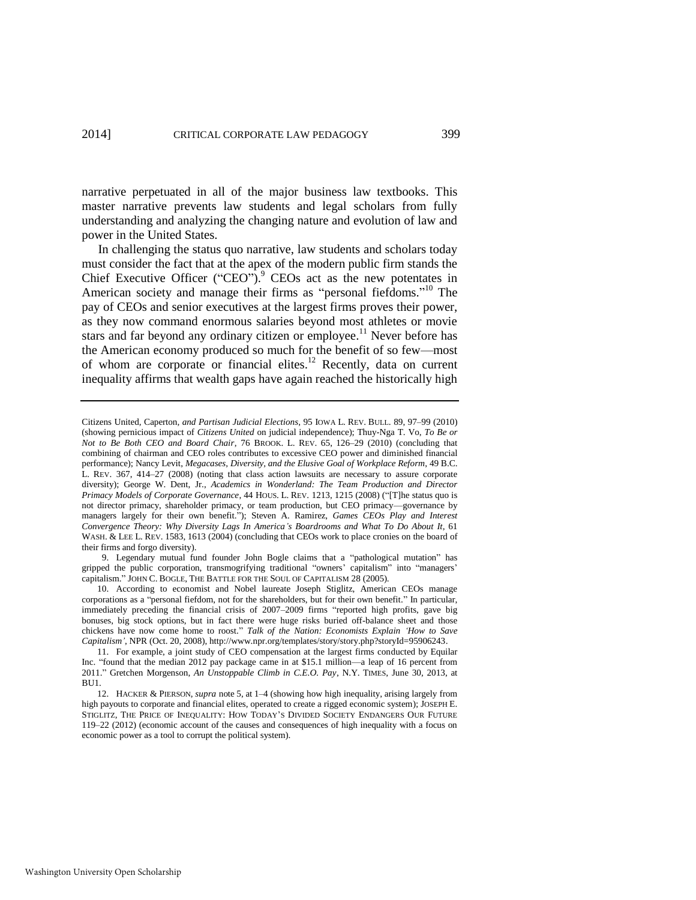narrative perpetuated in all of the major business law textbooks. This master narrative prevents law students and legal scholars from fully understanding and analyzing the changing nature and evolution of law and power in the United States.

In challenging the status quo narrative, law students and scholars today must consider the fact that at the apex of the modern public firm stands the Chief Executive Officer ("CEO").[9] CEOs act as the new potentates in American society and manage their firms as "personal fiefdoms."[10] The pay of CEOs and senior executives at the largest firms proves their power, as they now command enormous salaries beyond most athletes or movie stars and far beyond any ordinary citizen or employee.[11] Never before has the American economy produced so much for the benefit of so few—most of whom are corporate or financial elites.[12] Recently, data on current inequality affirms that wealth gaps have again reached the historically high

---

Citizens United, Caperton, *and Partisan Judicial Elections*, 95 IOWA L. REV. BULL. 89, 97–99 (2010) (showing pernicious impact of *Citizens United* on judicial independence); Thuy-Nga T. Vo, *To Be or Not to Be Both CEO and Board Chair*, 76 BROOK. L. REV. 65, 126–29 (2010) (concluding that combining of chairman and CEO roles contributes to excessive CEO power and diminished financial performance); Nancy Levit, *Megacases, Diversity, and the Elusive Goal of Workplace Reform*, 49 B.C. L. REV. 367, 414–27 (2008) (noting that class action lawsuits are necessary to assure corporate diversity); George W. Dent, Jr., *Academics in Wonderland: The Team Production and Director Primacy Models of Corporate Governance*, 44 HOUS. L. REV. 1213, 1215 (2008) ("[T]he status quo is not director primacy, shareholder primacy, or team production, but CEO primacy—governance by managers largely for their own benefit."); Steven A. Ramirez, *Games CEOs Play and Interest Convergence Theory: Why Diversity Lags In America's Boardrooms and What To Do About It*, 61 WASH. & LEE L. REV. 1583, 1613 (2004) (concluding that CEOs work to place cronies on the board of their firms and forgo diversity).

9. Legendary mutual fund founder John Bogle claims that a "pathological mutation" has gripped the public corporation, transmogrifying traditional "owners' capitalism" into "managers' capitalism." JOHN C. BOGLE, THE BATTLE FOR THE SOUL OF CAPITALISM 28 (2005).

10. According to economist and Nobel laureate Joseph Stiglitz, American CEOs manage corporations as a "personal fiefdom, not for the shareholders, but for their own benefit." In particular, immediately preceding the financial crisis of 2007–2009 firms "reported high profits, gave big bonuses, big stock options, but in fact there were huge risks buried off-balance sheet and those chickens have now come home to roost." *Talk of the Nation: Economists Explain 'How to Save Capitalism'*, NPR (Oct. 20, 2008), http://www.npr.org/templates/story/story.php?storyId=95906243.

11. For example, a joint study of CEO compensation at the largest firms conducted by Equilar Inc. "found that the median 2012 pay package came in at $15.1 million—a leap of 16 percent from 2011." Gretchen Morgenson, *An Unstoppable Climb in C.E.O. Pay*, N.Y. TIMES, June 30, 2013, at BU1.

12. HACKER & PIERSON, *supra* note 5, at 1–4 (showing how high inequality, arising largely from high payouts to corporate and financial elites, operated to create a rigged economic system); JOSEPH E. STIGLITZ, THE PRICE OF INEQUALITY: HOW TODAY'S DIVIDED SOCIETY ENDANGERS OUR FUTURE 119–22 (2012) (economic account of the causes and consequences of high inequality with a focus on economic power as a tool to corrupt the political system).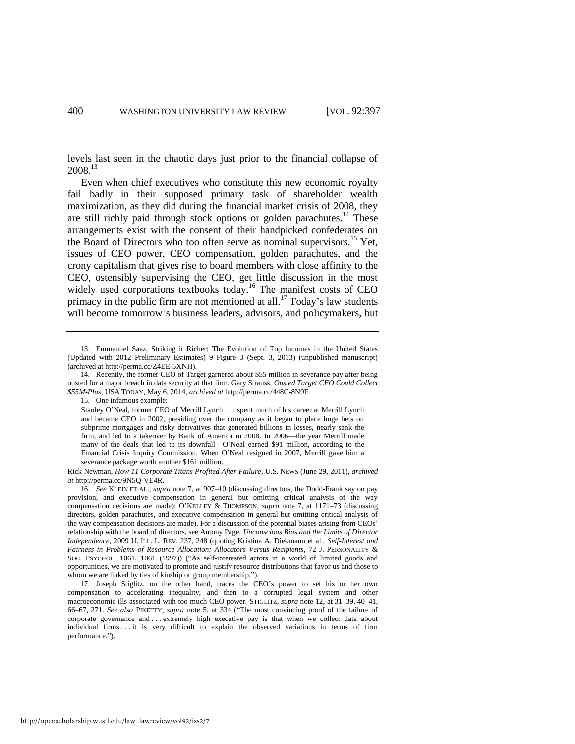levels last seen in the chaotic days just prior to the financial collapse of 2008.[13]

Even when chief executives who constitute this new economic royalty fail badly in their supposed primary task of shareholder wealth maximization, as they did during the financial market crisis of 2008, they are still richly paid through stock options or golden parachutes.[14] These arrangements exist with the consent of their handpicked confederates on the Board of Directors who too often serve as nominal supervisors.[15] Yet, issues of CEO power, CEO compensation, golden parachutes, and the crony capitalism that gives rise to board members with close affinity to the CEO, ostensibly supervising the CEO, get little discussion in the most widely used corporations textbooks today.[16] The manifest costs of CEO primacy in the public firm are not mentioned at all.[17] Today's law students will become tomorrow's business leaders, advisors, and policymakers, but

---

13. Emmanuel Saez, Striking it Richer: The Evolution of Top Incomes in the United States (Updated with 2012 Preliminary Estimates) 9 Figure 3 (Sept. 3, 2013) (unpublished manuscript) (archived at http://perma.cc/Z4EE-5XNH).

14. Recently, the former CEO of Target garnered about $55 million in severance pay after being ousted for a major breach in data security at that firm. Gary Strauss, *Ousted Target CEO Could Collect $55M-Plus*, USA TODAY, May 6, 2014, *archived at* http://perma.cc/448C-8N9F.

15. One infamous example:

> Stanley O'Neal, former CEO of Merrill Lynch . . . spent much of his career at Merrill Lynch and became CEO in 2002, presiding over the company as it began to place huge bets on subprime mortgages and risky derivatives that generated billions in losses, nearly sank the firm, and led to a takeover by Bank of America in 2008. In 2006—the year Merrill made many of the deals that led to its downfall—O'Neal earned $91 million, according to the Financial Crisis Inquiry Commission. When O'Neal resigned in 2007, Merrill gave him a severance package worth another $161 million.

Rick Newman, *How 11 Corporate Titans Profited After Failure*, U.S. NEWS (June 29, 2011), *archived at* http://perma.cc/9N5Q-VE4R.

16. *See* KLEIN ET AL., *supra* note 7, at 907–10 (discussing directors, the Dodd-Frank say on pay provision, and executive compensation in general but omitting critical analysis of the way compensation decisions are made); O'KELLEY & THOMPSON, *supra* note 7, at 1171–73 (discussing directors, golden parachutes, and executive compensation in general but omitting critical analysis of the way compensation decisions are made). For a discussion of the potential biases arising from CEOs' relationship with the board of directors, see Antony Page, *Unconscious Bias and the Limits of Director Independence*, 2009 U. ILL. L. REV. 237, 248 (quoting Kristina A. Diekmann et al., *Self-Interest and Fairness in Problems of Resource Allocation: Allocators Versus Recipients*, 72 J. PERSONALITY & SOC. PSYCHOL. 1061, 1061 (1997)) ("As self-interested actors in a world of limited goods and opportunities, we are motivated to promote and justify resource distributions that favor us and those to whom we are linked by ties of kinship or group membership.").

17. Joseph Stiglitz, on the other hand, traces the CEO's power to set his or her own compensation to accelerating inequality, and then to a corrupted legal system and other macroeconomic ills associated with too much CEO power. STIGLITZ, *supra* note 12, at 31–39, 40–41, 66–67, 271. *See also* PIKETTY, *supra* note 5, at 334 ("The most convincing proof of the failure of corporate governance and . . . extremely high executive pay is that when we collect data about individual firms . . . it is very difficult to explain the observed variations in terms of firm performance.").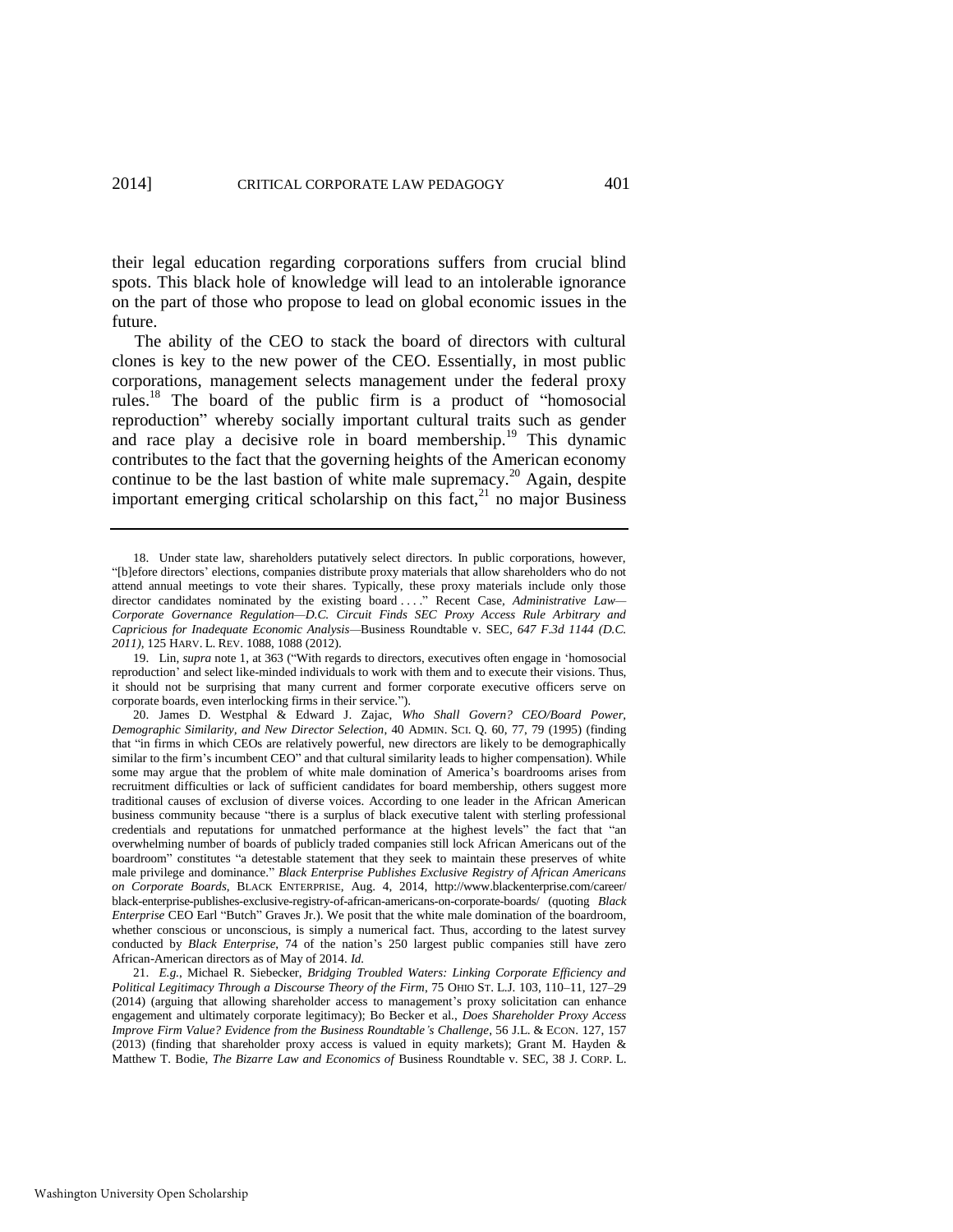their legal education regarding corporations suffers from crucial blind spots. This black hole of knowledge will lead to an intolerable ignorance on the part of those who propose to lead on global economic issues in the future.

The ability of the CEO to stack the board of directors with cultural clones is key to the new power of the CEO. Essentially, in most public corporations, management selects management under the federal proxy rules.[18] The board of the public firm is a product of "homosocial reproduction" whereby socially important cultural traits such as gender and race play a decisive role in board membership.[19] This dynamic contributes to the fact that the governing heights of the American economy continue to be the last bastion of white male supremacy.[20] Again, despite important emerging critical scholarship on this fact,[21] no major Business

---

18. Under state law, shareholders putatively select directors. In public corporations, however, "[b]efore directors' elections, companies distribute proxy materials that allow shareholders who do not attend annual meetings to vote their shares. Typically, these proxy materials include only those director candidates nominated by the existing board . . . ." Recent Case, *Administrative Law—Corporate Governance Regulation—D.C. Circuit Finds SEC Proxy Access Rule Arbitrary and Capricious for Inadequate Economic Analysis*—Business Roundtable v. SEC, *647 F.3d 1144 (D.C. 2011)*, 125 HARV. L. REV. 1088, 1088 (2012).

19. Lin, *supra* note 1, at 363 ("With regards to directors, executives often engage in 'homosocial reproduction' and select like-minded individuals to work with them and to execute their visions. Thus, it should not be surprising that many current and former corporate executive officers serve on corporate boards, even interlocking firms in their service.").

20. James D. Westphal & Edward J. Zajac, *Who Shall Govern? CEO/Board Power, Demographic Similarity, and New Director Selection*, 40 ADMIN. SCI. Q. 60, 77, 79 (1995) (finding that "in firms in which CEOs are relatively powerful, new directors are likely to be demographically similar to the firm's incumbent CEO" and that cultural similarity leads to higher compensation). While some may argue that the problem of white male domination of America's boardrooms arises from recruitment difficulties or lack of sufficient candidates for board membership, others suggest more traditional causes of exclusion of diverse voices. According to one leader in the African American business community because "there is a surplus of black executive talent with sterling professional credentials and reputations for unmatched performance at the highest levels" the fact that "an overwhelming number of boards of publicly traded companies still lock African Americans out of the boardroom" constitutes "a detestable statement that they seek to maintain these preserves of white male privilege and dominance." *Black Enterprise Publishes Exclusive Registry of African Americans on Corporate Boards*, BLACK ENTERPRISE, Aug. 4, 2014, http://www.blackenterprise.com/career/black-enterprise-publishes-exclusive-registry-of-african-americans-on-corporate-boards/ (quoting *Black Enterprise* CEO Earl "Butch" Graves Jr.). We posit that the white male domination of the boardroom, whether conscious or unconscious, is simply a numerical fact. Thus, according to the latest survey conducted by *Black Enterprise*, 74 of the nation's 250 largest public companies still have zero African-American directors as of May of 2014. *Id.*

21. *E.g.*, Michael R. Siebecker, *Bridging Troubled Waters: Linking Corporate Efficiency and Political Legitimacy Through a Discourse Theory of the Firm*, 75 OHIO ST. L.J. 103, 110–11, 127–29 (2014) (arguing that allowing shareholder access to management's proxy solicitation can enhance engagement and ultimately corporate legitimacy); Bo Becker et al., *Does Shareholder Proxy Access Improve Firm Value? Evidence from the Business Roundtable's Challenge*, 56 J.L. & ECON. 127, 157 (2013) (finding that shareholder proxy access is valued in equity markets); Grant M. Hayden & Matthew T. Bodie, *The Bizarre Law and Economics of* Business Roundtable v. SEC, 38 J. CORP. L.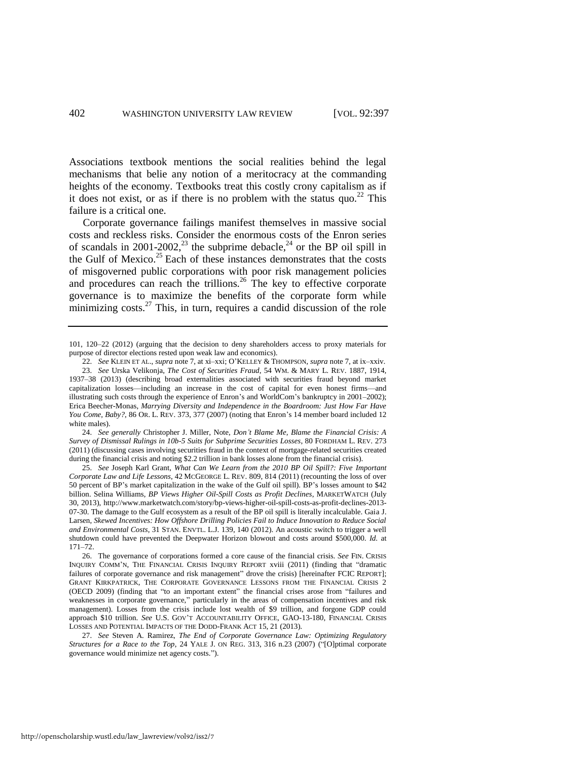Associations textbook mentions the social realities behind the legal mechanisms that belie any notion of a meritocracy at the commanding heights of the economy. Textbooks treat this costly crony capitalism as if it does not exist, or as if there is no problem with the status quo.[22] This failure is a critical one.

Corporate governance failings manifest themselves in massive social costs and reckless risks. Consider the enormous costs of the Enron series of scandals in 2001-2002,[23] the subprime debacle,[24] or the BP oil spill in the Gulf of Mexico.[25] Each of these instances demonstrates that the costs of misgoverned public corporations with poor risk management policies and procedures can reach the trillions.[26] The key to effective corporate governance is to maximize the benefits of the corporate form while minimizing costs.[27] This, in turn, requires a candid discussion of the role

---

101, 120–22 (2012) (arguing that the decision to deny shareholders access to proxy materials for purpose of director elections rested upon weak law and economics).

22. *See* KLEIN ET AL., *supra* note 7, at xi–xxi; O'KELLEY & THOMPSON, *supra* note 7, at ix–xxiv.

23. *See* Urska Velikonja, *The Cost of Securities Fraud*, 54 WM. & MARY L. REV. 1887, 1914, 1937–38 (2013) (describing broad externalities associated with securities fraud beyond market capitalization losses—including an increase in the cost of capital for even honest firms—and illustrating such costs through the experience of Enron's and WorldCom's bankruptcy in 2001–2002); Erica Beecher-Monas, *Marrying Diversity and Independence in the Boardroom: Just How Far Have You Come, Baby?*, 86 OR. L. REV. 373, 377 (2007) (noting that Enron's 14 member board included 12 white males).

24. *See generally* Christopher J. Miller, Note, *Don't Blame Me, Blame the Financial Crisis: A Survey of Dismissal Rulings in 10b-5 Suits for Subprime Securities Losses*, 80 FORDHAM L. REV. 273 (2011) (discussing cases involving securities fraud in the context of mortgage-related securities created during the financial crisis and noting $2.2 trillion in bank losses alone from the financial crisis).

25. *See* Joseph Karl Grant, *What Can We Learn from the 2010 BP Oil Spill?: Five Important Corporate Law and Life Lessons*, 42 MCGEORGE L. REV. 809, 814 (2011) (recounting the loss of over 50 percent of BP's market capitalization in the wake of the Gulf oil spill). BP's losses amount to $42 billion. Selina Williams, *BP Views Higher Oil-Spill Costs as Profit Declines*, MARKETWATCH (July 30, 2013), http://www.marketwatch.com/story/bp-views-higher-oil-spill-costs-as-profit-declines-2013-07-30. The damage to the Gulf ecosystem as a result of the BP oil spill is literally incalculable. Gaia J. Larsen, *Skewed Incentives: How Offshore Drilling Policies Fail to Induce Innovation to Reduce Social and Environmental Costs*, 31 STAN. ENVTL. L.J. 139, 140 (2012). An acoustic switch to trigger a well shutdown could have prevented the Deepwater Horizon blowout and costs around $500,000. *Id.* at 171–72.

26. The governance of corporations formed a core cause of the financial crisis. *See* FIN. CRISIS INQUIRY COMM'N, THE FINANCIAL CRISIS INQUIRY REPORT xviii (2011) (finding that "dramatic failures of corporate governance and risk management" drove the crisis) [hereinafter FCIC REPORT]; GRANT KIRKPATRICK, THE CORPORATE GOVERNANCE LESSONS FROM THE FINANCIAL CRISIS 2 (OECD 2009) (finding that "to an important extent" the financial crises arose from "failures and weaknesses in corporate governance," particularly in the areas of compensation incentives and risk management). Losses from the crisis include lost wealth of $9 trillion, and forgone GDP could approach $10 trillion. *See* U.S. GOV'T ACCOUNTABILITY OFFICE, GAO-13-180, FINANCIAL CRISIS LOSSES AND POTENTIAL IMPACTS OF THE DODD-FRANK ACT 15, 21 (2013).

27. *See* Steven A. Ramirez, *The End of Corporate Governance Law: Optimizing Regulatory Structures for a Race to the Top*, 24 YALE J. ON REG. 313, 316 n.23 (2007) ("[O]ptimal corporate governance would minimize net agency costs.").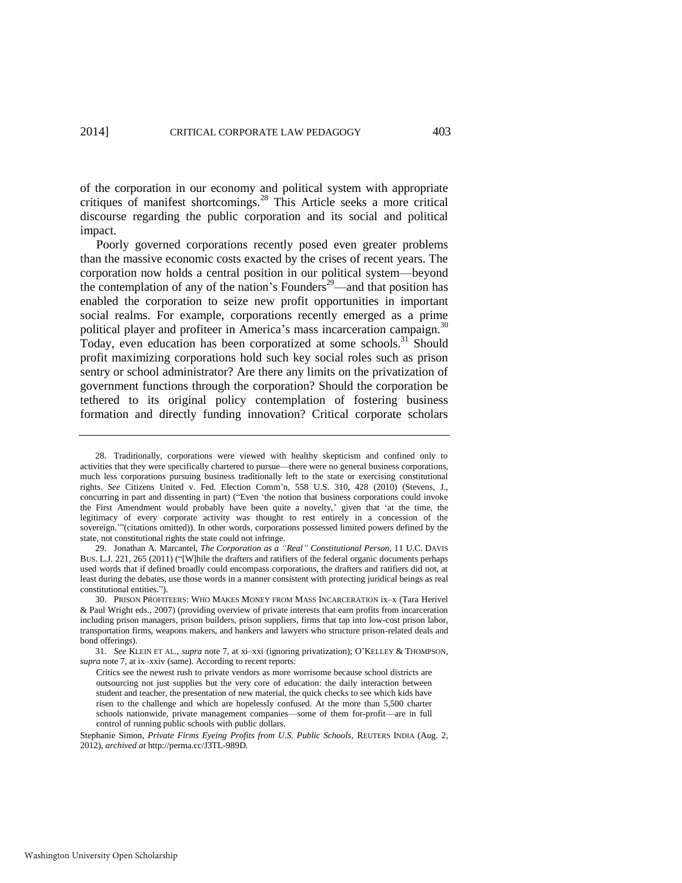of the corporation in our economy and political system with appropriate critiques of manifest shortcomings.[28] This Article seeks a more critical discourse regarding the public corporation and its social and political impact.

Poorly governed corporations recently posed even greater problems than the massive economic costs exacted by the crises of recent years. The corporation now holds a central position in our political system—beyond the contemplation of any of the nation's Founders[29]—and that position has enabled the corporation to seize new profit opportunities in important social realms. For example, corporations recently emerged as a prime political player and profiteer in America's mass incarceration campaign.[30] Today, even education has been corporatized at some schools.[31] Should profit maximizing corporations hold such key social roles such as prison sentry or school administrator? Are there any limits on the privatization of government functions through the corporation? Should the corporation be tethered to its original policy contemplation of fostering business formation and directly funding innovation? Critical corporate scholars

---

28. Traditionally, corporations were viewed with healthy skepticism and confined only to activities that they were specifically chartered to pursue—there were no general business corporations, much less corporations pursuing business traditionally left to the state or exercising constitutional rights. *See* Citizens United v. Fed. Election Comm'n, 558 U.S. 310, 428 (2010) (Stevens, J., concurring in part and dissenting in part) ("Even 'the notion that business corporations could invoke the First Amendment would probably have been quite a novelty,' given that 'at the time, the legitimacy of every corporate activity was thought to rest entirely in a concession of the sovereign.'"(citations omitted)). In other words, corporations possessed limited powers defined by the state, not constitutional rights the state could not infringe.

29. Jonathan A. Marcantel, *The Corporation as a "Real" Constitutional Person*, 11 U.C. DAVIS BUS. L.J. 221, 265 (2011) ("[W]hile the drafters and ratifiers of the federal organic documents perhaps used words that if defined broadly could encompass corporations, the drafters and ratifiers did not, at least during the debates, use those words in a manner consistent with protecting juridical beings as real constitutional entities.").

30. PRISON PROFITEERS: WHO MAKES MONEY FROM MASS INCARCERATION ix–x (Tara Herivel & Paul Wright eds., 2007) (providing overview of private interests that earn profits from incarceration including prison managers, prison builders, prison suppliers, firms that tap into low-cost prison labor, transportation firms, weapons makers, and bankers and lawyers who structure prison-related deals and bond offerings).

31. *See* KLEIN ET AL., *supra* note 7, at xi–xxi (ignoring privatization); O'KELLEY & THOMPSON, *supra* note 7, at ix–xxiv (same). According to recent reports:

> Critics see the newest rush to private vendors as more worrisome because school districts are outsourcing not just supplies but the very core of education: the daily interaction between student and teacher, the presentation of new material, the quick checks to see which kids have risen to the challenge and which are hopelessly confused. At the more than 5,500 charter schools nationwide, private management companies—some of them for-profit—are in full control of running public schools with public dollars.

Stephanie Simon, *Private Firms Eyeing Profits from U.S. Public Schools*, REUTERS INDIA (Aug. 2, 2012), *archived at* http://perma.cc/J3TL-989D.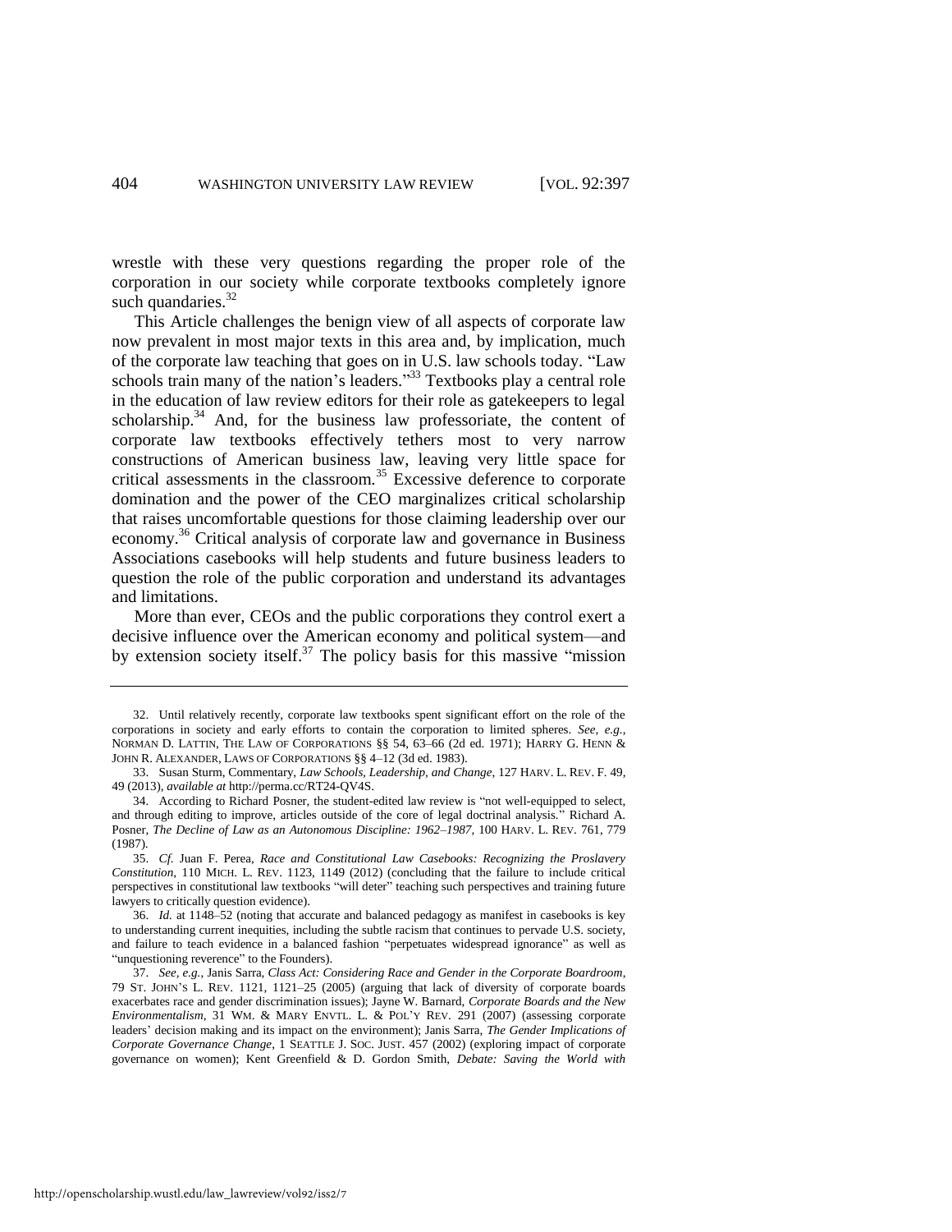wrestle with these very questions regarding the proper role of the corporation in our society while corporate textbooks completely ignore such quandaries.[32]

This Article challenges the benign view of all aspects of corporate law now prevalent in most major texts in this area and, by implication, much of the corporate law teaching that goes on in U.S. law schools today. "Law schools train many of the nation's leaders."[33] Textbooks play a central role in the education of law review editors for their role as gatekeepers to legal scholarship.[34] And, for the business law professoriate, the content of corporate law textbooks effectively tethers most to very narrow constructions of American business law, leaving very little space for critical assessments in the classroom.[35] Excessive deference to corporate domination and the power of the CEO marginalizes critical scholarship that raises uncomfortable questions for those claiming leadership over our economy.[36] Critical analysis of corporate law and governance in Business Associations casebooks will help students and future business leaders to question the role of the public corporation and understand its advantages and limitations.

More than ever, CEOs and the public corporations they control exert a decisive influence over the American economy and political system—and by extension society itself.[37] The policy basis for this massive "mission

---

32. Until relatively recently, corporate law textbooks spent significant effort on the role of the corporations in society and early efforts to contain the corporation to limited spheres. *See, e.g.*, NORMAN D. LATTIN, THE LAW OF CORPORATIONS §§ 54, 63–66 (2d ed. 1971); HARRY G. HENN & JOHN R. ALEXANDER, LAWS OF CORPORATIONS §§ 4–12 (3d ed. 1983).

33. Susan Sturm, Commentary, *Law Schools, Leadership, and Change*, 127 HARV. L. REV. F. 49, 49 (2013), *available at* http://perma.cc/RT24-QV4S.

34. According to Richard Posner, the student-edited law review is "not well-equipped to select, and through editing to improve, articles outside of the core of legal doctrinal analysis." Richard A. Posner, *The Decline of Law as an Autonomous Discipline: 1962–1987*, 100 HARV. L. REV. 761, 779 (1987).

35. *Cf.* Juan F. Perea, *Race and Constitutional Law Casebooks: Recognizing the Proslavery Constitution*, 110 MICH. L. REV. 1123, 1149 (2012) (concluding that the failure to include critical perspectives in constitutional law textbooks "will deter" teaching such perspectives and training future lawyers to critically question evidence).

36. *Id.* at 1148–52 (noting that accurate and balanced pedagogy as manifest in casebooks is key to understanding current inequities, including the subtle racism that continues to pervade U.S. society, and failure to teach evidence in a balanced fashion "perpetuates widespread ignorance" as well as "unquestioning reverence" to the Founders).

37. *See, e.g.*, Janis Sarra, *Class Act: Considering Race and Gender in the Corporate Boardroom*, 79 ST. JOHN'S L. REV. 1121, 1121–25 (2005) (arguing that lack of diversity of corporate boards exacerbates race and gender discrimination issues); Jayne W. Barnard, *Corporate Boards and the New Environmentalism*, 31 WM. & MARY ENVTL. L. & POL'Y REV. 291 (2007) (assessing corporate leaders' decision making and its impact on the environment); Janis Sarra, *The Gender Implications of Corporate Governance Change*, 1 SEATTLE J. SOC. JUST. 457 (2002) (exploring impact of corporate governance on women); Kent Greenfield & D. Gordon Smith, *Debate: Saving the World with*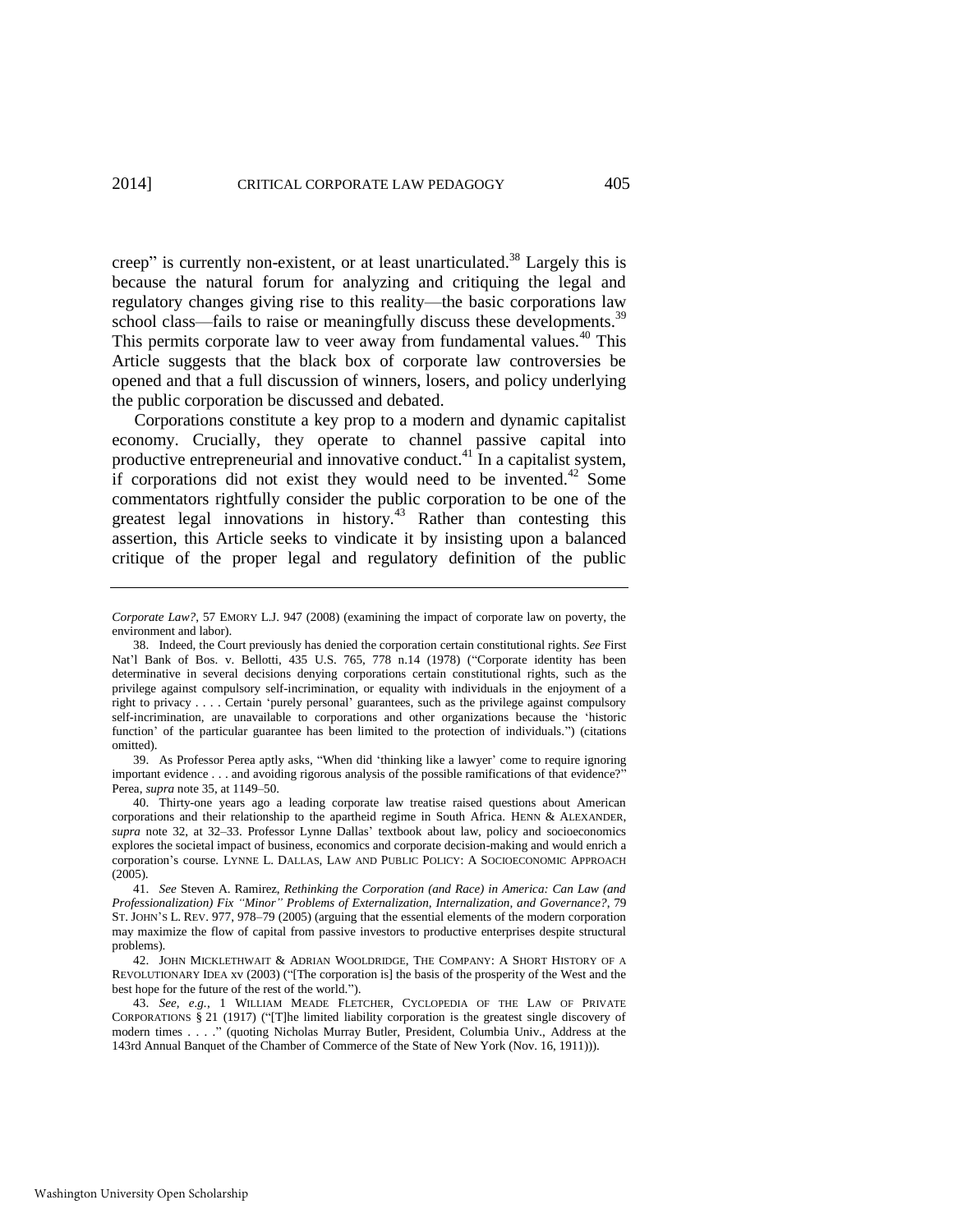creep" is currently non-existent, or at least unarticulated.[38] Largely this is because the natural forum for analyzing and critiquing the legal and regulatory changes giving rise to this reality—the basic corporations law school class—fails to raise or meaningfully discuss these developments.[39] This permits corporate law to veer away from fundamental values.[40] This Article suggests that the black box of corporate law controversies be opened and that a full discussion of winners, losers, and policy underlying the public corporation be discussed and debated.

Corporations constitute a key prop to a modern and dynamic capitalist economy. Crucially, they operate to channel passive capital into productive entrepreneurial and innovative conduct.[41] In a capitalist system, if corporations did not exist they would need to be invented.[42] Some commentators rightfully consider the public corporation to be one of the greatest legal innovations in history.[43] Rather than contesting this assertion, this Article seeks to vindicate it by insisting upon a balanced critique of the proper legal and regulatory definition of the public

---

*Corporate Law?*, 57 EMORY L.J. 947 (2008) (examining the impact of corporate law on poverty, the environment and labor).

38. Indeed, the Court previously has denied the corporation certain constitutional rights. *See* First Nat'l Bank of Bos. v. Bellotti, 435 U.S. 765, 778 n.14 (1978) ("Corporate identity has been determinative in several decisions denying corporations certain constitutional rights, such as the privilege against compulsory self-incrimination, or equality with individuals in the enjoyment of a right to privacy . . . . Certain 'purely personal' guarantees, such as the privilege against compulsory self-incrimination, are unavailable to corporations and other organizations because the 'historic function' of the particular guarantee has been limited to the protection of individuals.") (citations omitted).

39. As Professor Perea aptly asks, "When did 'thinking like a lawyer' come to require ignoring important evidence . . . and avoiding rigorous analysis of the possible ramifications of that evidence?" Perea, *supra* note 35, at 1149–50.

40. Thirty-one years ago a leading corporate law treatise raised questions about American corporations and their relationship to the apartheid regime in South Africa. HENN & ALEXANDER, *supra* note 32, at 32–33. Professor Lynne Dallas' textbook about law, policy and socioeconomics explores the societal impact of business, economics and corporate decision-making and would enrich a corporation's course. LYNNE L. DALLAS, LAW AND PUBLIC POLICY: A SOCIOECONOMIC APPROACH (2005).

41. *See* Steven A. Ramirez, *Rethinking the Corporation (and Race) in America: Can Law (and Professionalization) Fix "Minor" Problems of Externalization, Internalization, and Governance?*, 79 ST. JOHN'S L. REV. 977, 978–79 (2005) (arguing that the essential elements of the modern corporation may maximize the flow of capital from passive investors to productive enterprises despite structural problems).

42. JOHN MICKLETHWAIT & ADRIAN WOOLDRIDGE, THE COMPANY: A SHORT HISTORY OF A REVOLUTIONARY IDEA xv (2003) ("[The corporation is] the basis of the prosperity of the West and the best hope for the future of the rest of the world.").

43. *See, e.g.*, 1 WILLIAM MEADE FLETCHER, CYCLOPEDIA OF THE LAW OF PRIVATE CORPORATIONS § 21 (1917) ("[T]he limited liability corporation is the greatest single discovery of modern times . . . ." (quoting Nicholas Murray Butler, President, Columbia Univ., Address at the 143rd Annual Banquet of the Chamber of Commerce of the State of New York (Nov. 16, 1911))).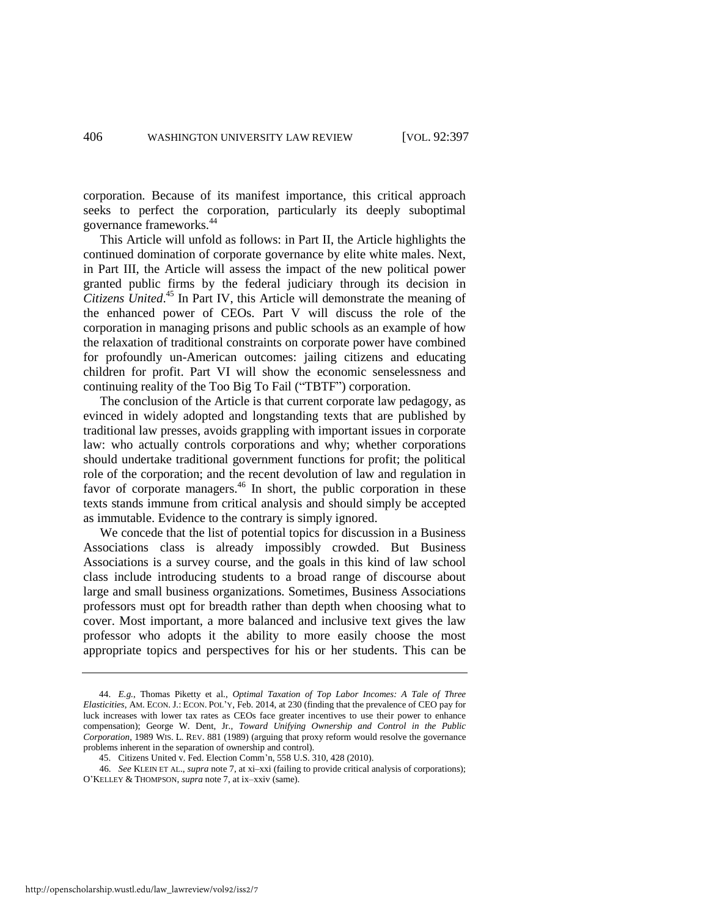corporation. Because of its manifest importance, this critical approach seeks to perfect the corporation, particularly its deeply suboptimal governance frameworks.[44]

This Article will unfold as follows: in Part II, the Article highlights the continued domination of corporate governance by elite white males. Next, in Part III, the Article will assess the impact of the new political power granted public firms by the federal judiciary through its decision in *Citizens United*.[45] In Part IV, this Article will demonstrate the meaning of the enhanced power of CEOs. Part V will discuss the role of the corporation in managing prisons and public schools as an example of how the relaxation of traditional constraints on corporate power have combined for profoundly un-American outcomes: jailing citizens and educating children for profit. Part VI will show the economic senselessness and continuing reality of the Too Big To Fail ("TBTF") corporation.

The conclusion of the Article is that current corporate law pedagogy, as evinced in widely adopted and longstanding texts that are published by traditional law presses, avoids grappling with important issues in corporate law: who actually controls corporations and why; whether corporations should undertake traditional government functions for profit; the political role of the corporation; and the recent devolution of law and regulation in favor of corporate managers.[46] In short, the public corporation in these texts stands immune from critical analysis and should simply be accepted as immutable. Evidence to the contrary is simply ignored.

We concede that the list of potential topics for discussion in a Business Associations class is already impossibly crowded. But Business Associations is a survey course, and the goals in this kind of law school class include introducing students to a broad range of discourse about large and small business organizations. Sometimes, Business Associations professors must opt for breadth rather than depth when choosing what to cover. Most important, a more balanced and inclusive text gives the law professor who adopts it the ability to more easily choose the most appropriate topics and perspectives for his or her students. This can be

---

44. *E.g.*, Thomas Piketty et al., *Optimal Taxation of Top Labor Incomes: A Tale of Three Elasticities*, AM. ECON. J.: ECON. POL'Y, Feb. 2014, at 230 (finding that the prevalence of CEO pay for luck increases with lower tax rates as CEOs face greater incentives to use their power to enhance compensation); George W. Dent, Jr., *Toward Unifying Ownership and Control in the Public Corporation*, 1989 WIS. L. REV. 881 (1989) (arguing that proxy reform would resolve the governance problems inherent in the separation of ownership and control).

45. Citizens United v. Fed. Election Comm'n, 558 U.S. 310, 428 (2010).

46. *See* KLEIN ET AL., *supra* note 7, at xi–xxi (failing to provide critical analysis of corporations); O'KELLEY & THOMPSON, *supra* note 7, at ix–xxiv (same).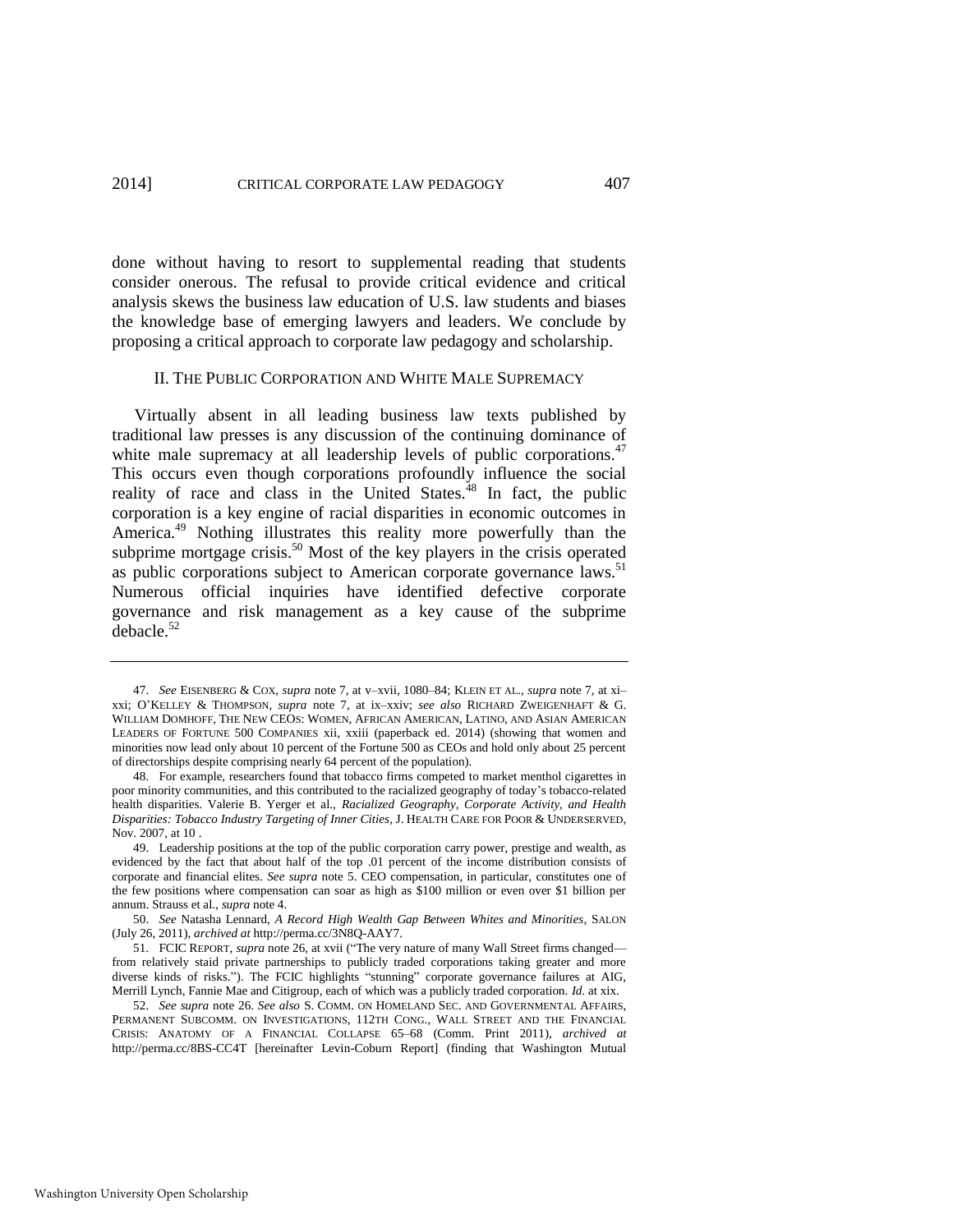done without having to resort to supplemental reading that students consider onerous. The refusal to provide critical evidence and critical analysis skews the business law education of U.S. law students and biases the knowledge base of emerging lawyers and leaders. We conclude by proposing a critical approach to corporate law pedagogy and scholarship.

## II. The Public Corporation and White Male Supremacy

Virtually absent in all leading business law texts published by traditional law presses is any discussion of the continuing dominance of white male supremacy at all leadership levels of public corporations.[47] This occurs even though corporations profoundly influence the social reality of race and class in the United States.[48] In fact, the public corporation is a key engine of racial disparities in economic outcomes in America.[49] Nothing illustrates this reality more powerfully than the subprime mortgage crisis.[50] Most of the key players in the crisis operated as public corporations subject to American corporate governance laws.[51] Numerous official inquiries have identified defective corporate governance and risk management as a key cause of the subprime debacle.[52]

---

47. *See* EISENBERG & COX, *supra* note 7, at v–xvii, 1080–84; KLEIN ET AL., *supra* note 7, at xi–xxi; O'KELLEY & THOMPSON, *supra* note 7, at ix–xxiv; *see also* RICHARD ZWEIGENHAFT & G. WILLIAM DOMHOFF, THE NEW CEOS: WOMEN, AFRICAN AMERICAN, LATINO, AND ASIAN AMERICAN LEADERS OF FORTUNE 500 COMPANIES xii, xxiii (paperback ed. 2014) (showing that women and minorities now lead only about 10 percent of the Fortune 500 as CEOs and hold only about 25 percent of directorships despite comprising nearly 64 percent of the population).

48. For example, researchers found that tobacco firms competed to market menthol cigarettes in poor minority communities, and this contributed to the racialized geography of today's tobacco-related health disparities. Valerie B. Yerger et al., *Racialized Geography, Corporate Activity, and Health Disparities: Tobacco Industry Targeting of Inner Cities*, J. HEALTH CARE FOR POOR & UNDERSERVED, Nov. 2007, at 10 .

49. Leadership positions at the top of the public corporation carry power, prestige and wealth, as evidenced by the fact that about half of the top .01 percent of the income distribution consists of corporate and financial elites. *See supra* note 5. CEO compensation, in particular, constitutes one of the few positions where compensation can soar as high as $100 million or even over $1 billion per annum. Strauss et al., *supra* note 4.

50. *See* Natasha Lennard, *A Record High Wealth Gap Between Whites and Minorities*, SALON (July 26, 2011), *archived at* http://perma.cc/3N8Q-AAY7.

51. FCIC REPORT, *supra* note 26, at xvii ("The very nature of many Wall Street firms changed—from relatively staid private partnerships to publicly traded corporations taking greater and more diverse kinds of risks."). The FCIC highlights "stunning" corporate governance failures at AIG, Merrill Lynch, Fannie Mae and Citigroup, each of which was a publicly traded corporation. *Id.* at xix.

52. *See supra* note 26. *See also* S. COMM. ON HOMELAND SEC. AND GOVERNMENTAL AFFAIRS, PERMANENT SUBCOMM. ON INVESTIGATIONS, 112TH CONG., WALL STREET AND THE FINANCIAL CRISIS: ANATOMY OF A FINANCIAL COLLAPSE 65–68 (Comm. Print 2011), *archived at* http://perma.cc/8BS-CC4T [hereinafter Levin-Coburn Report] (finding that Washington Mutual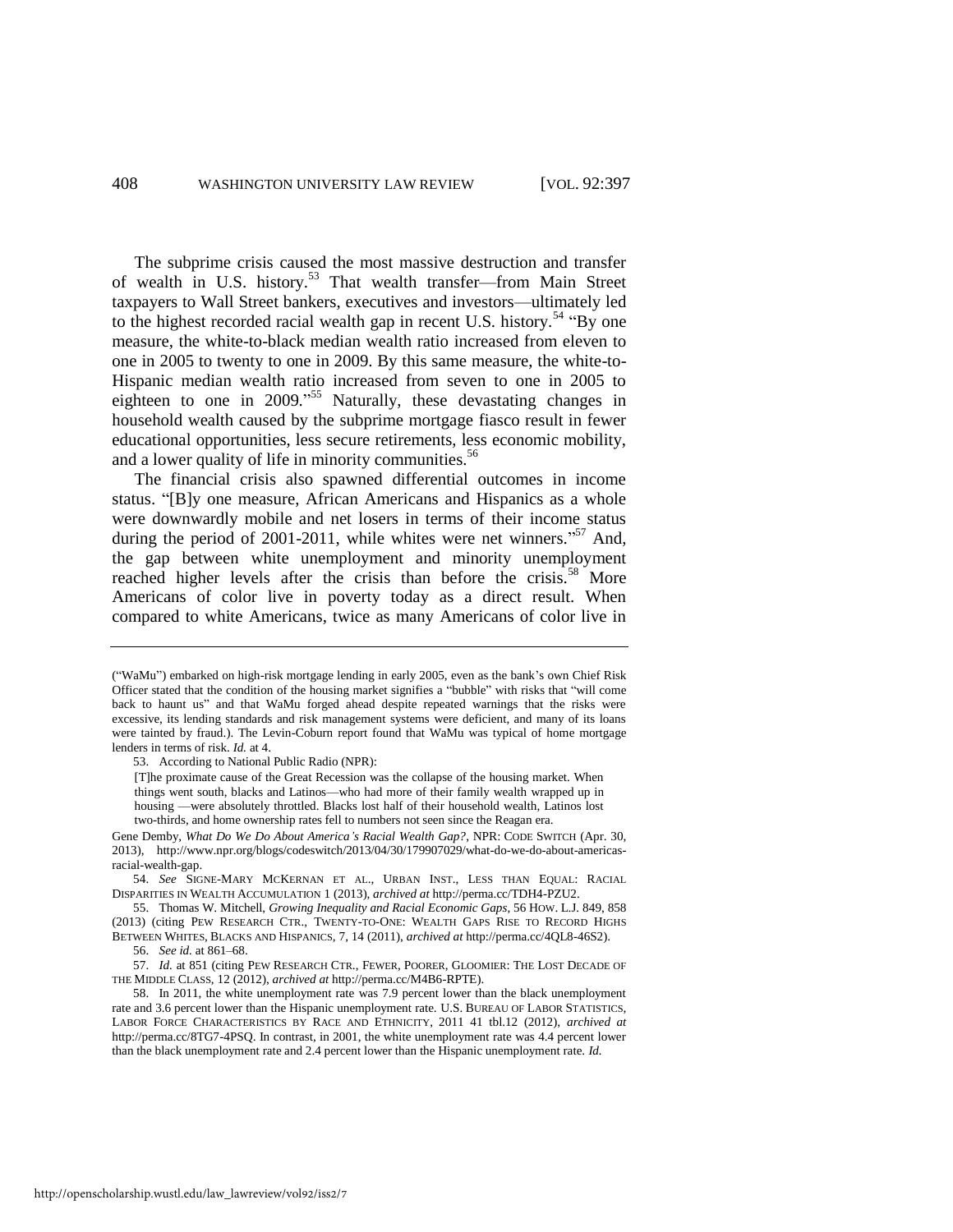The subprime crisis caused the most massive destruction and transfer of wealth in U.S. history.[53] That wealth transfer—from Main Street taxpayers to Wall Street bankers, executives and investors—ultimately led to the highest recorded racial wealth gap in recent U.S. history.[54] "By one measure, the white-to-black median wealth ratio increased from eleven to one in 2005 to twenty to one in 2009. By this same measure, the white-to-Hispanic median wealth ratio increased from seven to one in 2005 to eighteen to one in 2009."[55] Naturally, these devastating changes in household wealth caused by the subprime mortgage fiasco result in fewer educational opportunities, less secure retirements, less economic mobility, and a lower quality of life in minority communities.[56]

The financial crisis also spawned differential outcomes in income status. "[B]y one measure, African Americans and Hispanics as a whole were downwardly mobile and net losers in terms of their income status during the period of 2001-2011, while whites were net winners."[57] And, the gap between white unemployment and minority unemployment reached higher levels after the crisis than before the crisis.[58] More Americans of color live in poverty today as a direct result. When compared to white Americans, twice as many Americans of color live in

---

("WaMu") embarked on high-risk mortgage lending in early 2005, even as the bank's own Chief Risk Officer stated that the condition of the housing market signifies a "bubble" with risks that "will come back to haunt us" and that WaMu forged ahead despite repeated warnings that the risks were excessive, its lending standards and risk management systems were deficient, and many of its loans were tainted by fraud.). The Levin-Coburn report found that WaMu was typical of home mortgage lenders in terms of risk. *Id.* at 4.

53. According to National Public Radio (NPR):

> [T]he proximate cause of the Great Recession was the collapse of the housing market. When things went south, blacks and Latinos—who had more of their family wealth wrapped up in housing —were absolutely throttled. Blacks lost half of their household wealth, Latinos lost two-thirds, and home ownership rates fell to numbers not seen since the Reagan era.

Gene Demby, *What Do We Do About America's Racial Wealth Gap?*, NPR: CODE SWITCH (Apr. 30, 2013), http://www.npr.org/blogs/codeswitch/2013/04/30/179907029/what-do-we-do-about-americas-racial-wealth-gap.

54. *See* SIGNE-MARY MCKERNAN ET AL., URBAN INST., LESS THAN EQUAL: RACIAL DISPARITIES IN WEALTH ACCUMULATION 1 (2013), *archived at* http://perma.cc/TDH4-PZU2.

55. Thomas W. Mitchell, *Growing Inequality and Racial Economic Gaps*, 56 HOW. L.J. 849, 858 (2013) (citing PEW RESEARCH CTR., TWENTY-TO-ONE: WEALTH GAPS RISE TO RECORD HIGHS BETWEEN WHITES, BLACKS AND HISPANICS, 7, 14 (2011), *archived at* http://perma.cc/4QL8-46S2).

56. *See id.* at 861–68.

57. *Id.* at 851 (citing PEW RESEARCH CTR., FEWER, POORER, GLOOMIER: THE LOST DECADE OF THE MIDDLE CLASS, 12 (2012), *archived at* http://perma.cc/M4B6-RPTE).

58. In 2011, the white unemployment rate was 7.9 percent lower than the black unemployment rate and 3.6 percent lower than the Hispanic unemployment rate. U.S. BUREAU OF LABOR STATISTICS, LABOR FORCE CHARACTERISTICS BY RACE AND ETHNICITY, 2011 41 tbl.12 (2012), *archived at* http://perma.cc/8TG7-4PSQ. In contrast, in 2001, the white unemployment rate was 4.4 percent lower than the black unemployment rate and 2.4 percent lower than the Hispanic unemployment rate. *Id.*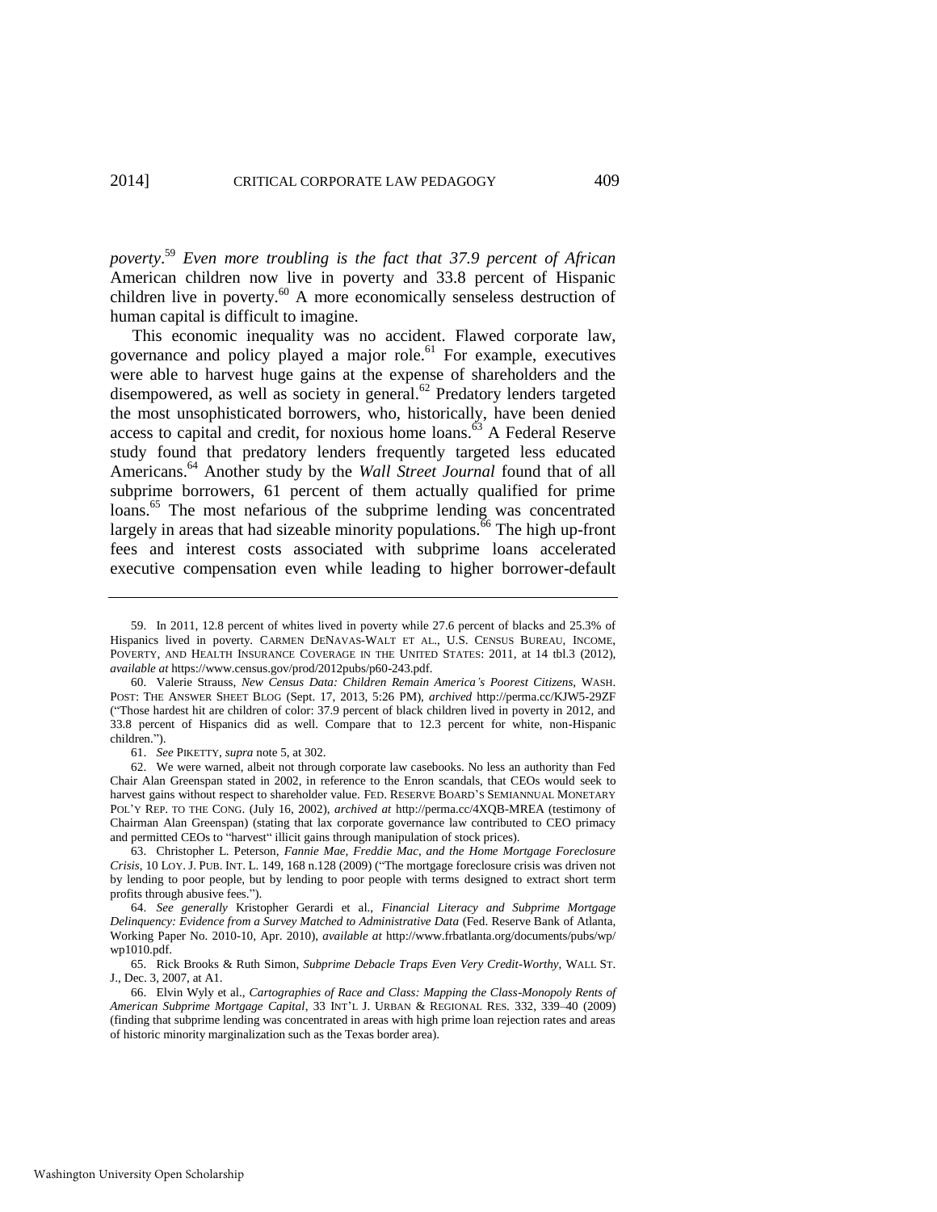*poverty*.[59] *Even more troubling is the fact that 37.9 percent of African* American children now live in poverty and 33.8 percent of Hispanic children live in poverty.[60] A more economically senseless destruction of human capital is difficult to imagine.

This economic inequality was no accident. Flawed corporate law, governance and policy played a major role.[61] For example, executives were able to harvest huge gains at the expense of shareholders and the disempowered, as well as society in general.[62] Predatory lenders targeted the most unsophisticated borrowers, who, historically, have been denied access to capital and credit, for noxious home loans.[63] A Federal Reserve study found that predatory lenders frequently targeted less educated Americans.[64] Another study by the *Wall Street Journal* found that of all subprime borrowers, 61 percent of them actually qualified for prime loans.[65] The most nefarious of the subprime lending was concentrated largely in areas that had sizeable minority populations.[66] The high up-front fees and interest costs associated with subprime loans accelerated executive compensation even while leading to higher borrower-default

---

59. In 2011, 12.8 percent of whites lived in poverty while 27.6 percent of blacks and 25.3% of Hispanics lived in poverty. CARMEN DENAVAS-WALT ET AL., U.S. CENSUS BUREAU, INCOME, POVERTY, AND HEALTH INSURANCE COVERAGE IN THE UNITED STATES: 2011, at 14 tbl.3 (2012), *available at* https://www.census.gov/prod/2012pubs/p60-243.pdf.

60. Valerie Strauss, *New Census Data: Children Remain America's Poorest Citizens*, WASH. POST: THE ANSWER SHEET BLOG (Sept. 17, 2013, 5:26 PM), *archived* http://perma.cc/KJW5-29ZF ("Those hardest hit are children of color: 37.9 percent of black children lived in poverty in 2012, and 33.8 percent of Hispanics did as well. Compare that to 12.3 percent for white, non-Hispanic children.").

61. *See* PIKETTY, *supra* note 5, at 302.

62. We were warned, albeit not through corporate law casebooks. No less an authority than Fed Chair Alan Greenspan stated in 2002, in reference to the Enron scandals, that CEOs would seek to harvest gains without respect to shareholder value. FED. RESERVE BOARD'S SEMIANNUAL MONETARY POL'Y REP. TO THE CONG. (July 16, 2002), *archived at* http://perma.cc/4XQB-MREA (testimony of Chairman Alan Greenspan) (stating that lax corporate governance law contributed to CEO primacy and permitted CEOs to "harvest" illicit gains through manipulation of stock prices).

63. Christopher L. Peterson, *Fannie Mae, Freddie Mac, and the Home Mortgage Foreclosure Crisis*, 10 LOY. J. PUB. INT. L. 149, 168 n.128 (2009) ("The mortgage foreclosure crisis was driven not by lending to poor people, but by lending to poor people with terms designed to extract short term profits through abusive fees.").

64. *See generally* Kristopher Gerardi et al., *Financial Literacy and Subprime Mortgage Delinquency: Evidence from a Survey Matched to Administrative Data* (Fed. Reserve Bank of Atlanta, Working Paper No. 2010-10, Apr. 2010), *available at* http://www.frbatlanta.org/documents/pubs/wp/wp1010.pdf.

65. Rick Brooks & Ruth Simon, *Subprime Debacle Traps Even Very Credit-Worthy*, WALL ST. J., Dec. 3, 2007, at A1.

66. Elvin Wyly et al., *Cartographies of Race and Class: Mapping the Class-Monopoly Rents of American Subprime Mortgage Capital*, 33 INT'L J. URBAN & REGIONAL RES. 332, 339–40 (2009) (finding that subprime lending was concentrated in areas with high prime loan rejection rates and areas of historic minority marginalization such as the Texas border area).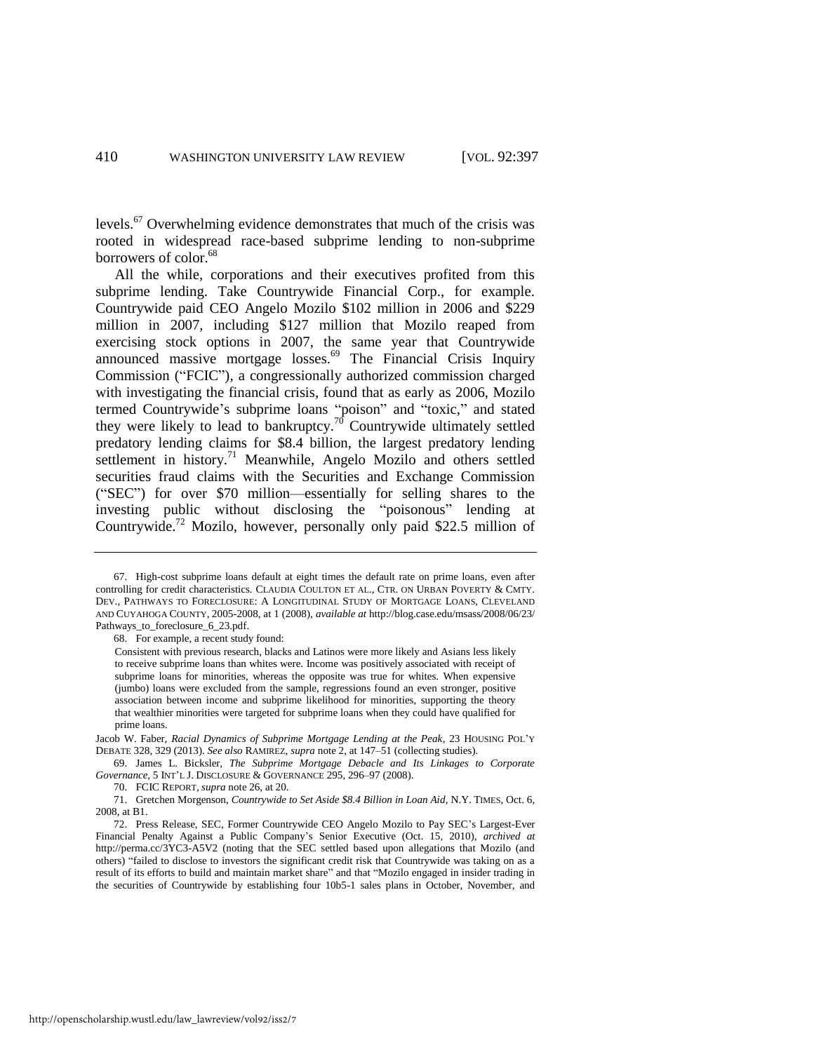levels.[67] Overwhelming evidence demonstrates that much of the crisis was rooted in widespread race-based subprime lending to non-subprime borrowers of color.[68]

All the while, corporations and their executives profited from this subprime lending. Take Countrywide Financial Corp., for example. Countrywide paid CEO Angelo Mozilo $102 million in 2006 and $229 million in 2007, including $127 million that Mozilo reaped from exercising stock options in 2007, the same year that Countrywide announced massive mortgage losses.[69] The Financial Crisis Inquiry Commission ("FCIC"), a congressionally authorized commission charged with investigating the financial crisis, found that as early as 2006, Mozilo termed Countrywide's subprime loans "poison" and "toxic," and stated they were likely to lead to bankruptcy.[70] Countrywide ultimately settled predatory lending claims for $8.4 billion, the largest predatory lending settlement in history.[71] Meanwhile, Angelo Mozilo and others settled securities fraud claims with the Securities and Exchange Commission ("SEC") for over $70 million—essentially for selling shares to the investing public without disclosing the "poisonous" lending at Countrywide.[72] Mozilo, however, personally only paid $22.5 million of

---

67. High-cost subprime loans default at eight times the default rate on prime loans, even after controlling for credit characteristics. CLAUDIA COULTON ET AL., CTR. ON URBAN POVERTY & CMTY. DEV., PATHWAYS TO FORECLOSURE: A LONGITUDINAL STUDY OF MORTGAGE LOANS, CLEVELAND AND CUYAHOGA COUNTY, 2005-2008, at 1 (2008), *available at* http://blog.case.edu/msass/2008/06/23/Pathways_to_foreclosure_6_23.pdf.

68. For example, a recent study found:

> Consistent with previous research, blacks and Latinos were more likely and Asians less likely to receive subprime loans than whites were. Income was positively associated with receipt of subprime loans for minorities, whereas the opposite was true for whites. When expensive (jumbo) loans were excluded from the sample, regressions found an even stronger, positive association between income and subprime likelihood for minorities, supporting the theory that wealthier minorities were targeted for subprime loans when they could have qualified for prime loans.

Jacob W. Faber, *Racial Dynamics of Subprime Mortgage Lending at the Peak*, 23 HOUSING POL'Y DEBATE 328, 329 (2013). *See also* RAMIREZ, *supra* note 2, at 147–51 (collecting studies).

69. James L. Bicksler, *The Subprime Mortgage Debacle and Its Linkages to Corporate Governance*, 5 INT'L J. DISCLOSURE & GOVERNANCE 295, 296–97 (2008).

70. FCIC REPORT, *supra* note 26, at 20.

71. Gretchen Morgenson, *Countrywide to Set Aside $8.4 Billion in Loan Aid*, N.Y. TIMES, Oct. 6, 2008, at B1.

72. Press Release, SEC, Former Countrywide CEO Angelo Mozilo to Pay SEC's Largest-Ever Financial Penalty Against a Public Company's Senior Executive (Oct. 15, 2010), *archived at* http://perma.cc/3YC3-A5V2 (noting that the SEC settled based upon allegations that Mozilo (and others) "failed to disclose to investors the significant credit risk that Countrywide was taking on as a result of its efforts to build and maintain market share" and that "Mozilo engaged in insider trading in the securities of Countrywide by establishing four 10b5-1 sales plans in October, November, and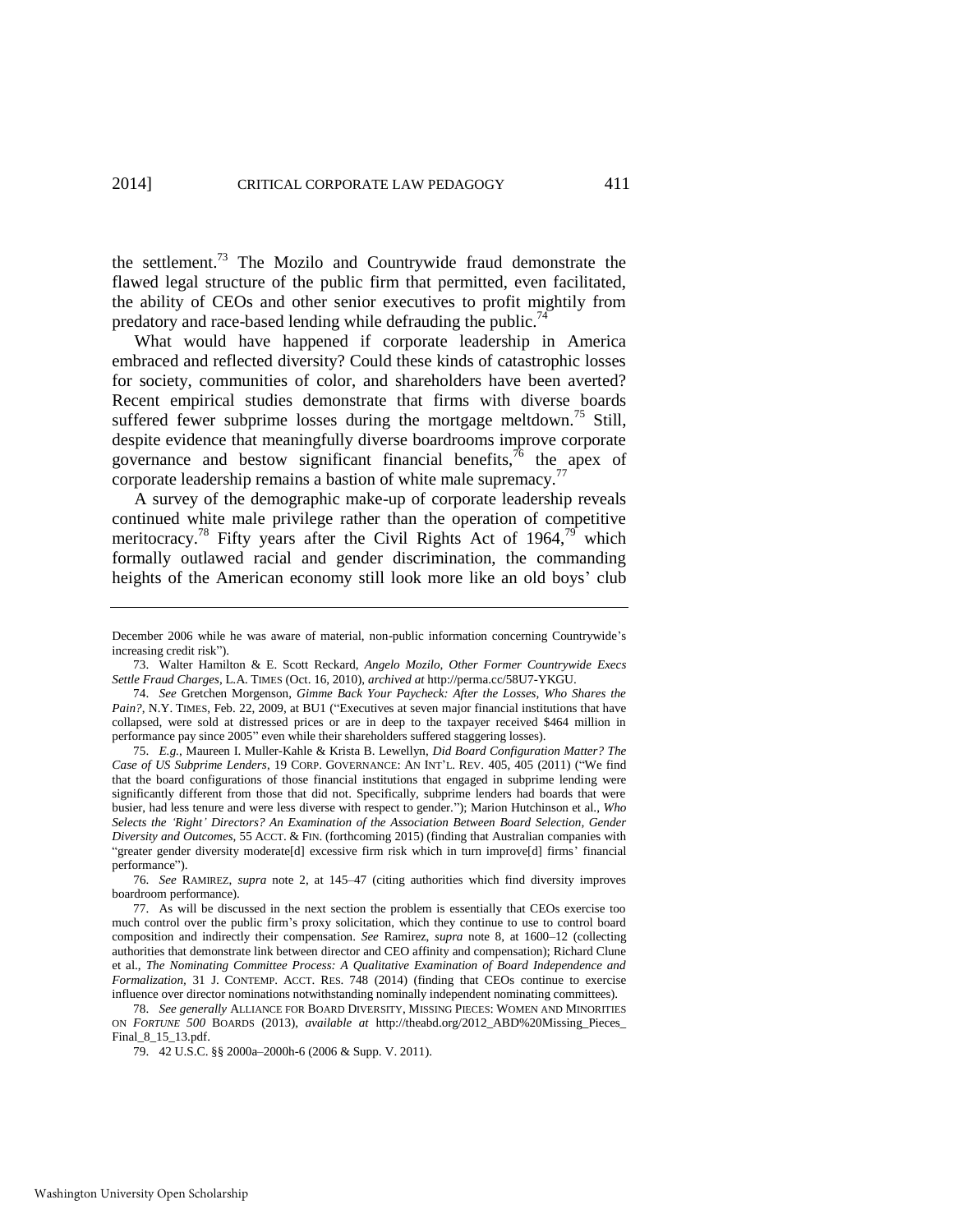the settlement.[73] The Mozilo and Countrywide fraud demonstrate the flawed legal structure of the public firm that permitted, even facilitated, the ability of CEOs and other senior executives to profit mightily from predatory and race-based lending while defrauding the public.[74]

What would have happened if corporate leadership in America embraced and reflected diversity? Could these kinds of catastrophic losses for society, communities of color, and shareholders have been averted? Recent empirical studies demonstrate that firms with diverse boards suffered fewer subprime losses during the mortgage meltdown.[75] Still, despite evidence that meaningfully diverse boardrooms improve corporate governance and bestow significant financial benefits,[76] the apex of corporate leadership remains a bastion of white male supremacy.[77]

A survey of the demographic make-up of corporate leadership reveals continued white male privilege rather than the operation of competitive meritocracy.[78] Fifty years after the Civil Rights Act of 1964,[79] which formally outlawed racial and gender discrimination, the commanding heights of the American economy still look more like an old boys' club

---

December 2006 while he was aware of material, non-public information concerning Countrywide's increasing credit risk").

73. Walter Hamilton & E. Scott Reckard, *Angelo Mozilo, Other Former Countrywide Execs Settle Fraud Charges*, L.A. TIMES (Oct. 16, 2010), *archived at* http://perma.cc/58U7-YKGU.

74. *See* Gretchen Morgenson, *Gimme Back Your Paycheck: After the Losses, Who Shares the Pain?*, N.Y. TIMES, Feb. 22, 2009, at BU1 ("Executives at seven major financial institutions that have collapsed, were sold at distressed prices or are in deep to the taxpayer received $464 million in performance pay since 2005" even while their shareholders suffered staggering losses).

75. *E.g.*, Maureen I. Muller-Kahle & Krista B. Lewellyn, *Did Board Configuration Matter? The Case of US Subprime Lenders*, 19 CORP. GOVERNANCE: AN INT'L. REV. 405, 405 (2011) ("We find that the board configurations of those financial institutions that engaged in subprime lending were significantly different from those that did not. Specifically, subprime lenders had boards that were busier, had less tenure and were less diverse with respect to gender."); Marion Hutchinson et al., *Who Selects the 'Right' Directors? An Examination of the Association Between Board Selection, Gender Diversity and Outcomes*, 55 ACCT. & FIN. (forthcoming 2015) (finding that Australian companies with "greater gender diversity moderate[d] excessive firm risk which in turn improve[d] firms' financial performance").

76. *See* RAMIREZ, *supra* note 2, at 145–47 (citing authorities which find diversity improves boardroom performance).

77. As will be discussed in the next section the problem is essentially that CEOs exercise too much control over the public firm's proxy solicitation, which they continue to use to control board composition and indirectly their compensation. *See* Ramirez, *supra* note 8, at 1600–12 (collecting authorities that demonstrate link between director and CEO affinity and compensation); Richard Clune et al., *The Nominating Committee Process: A Qualitative Examination of Board Independence and Formalization*, 31 J. CONTEMP. ACCT. RES. 748 (2014) (finding that CEOs continue to exercise influence over director nominations notwithstanding nominally independent nominating committees).

78. *See generally* ALLIANCE FOR BOARD DIVERSITY, MISSING PIECES: WOMEN AND MINORITIES ON *FORTUNE 500* BOARDS (2013), *available at* http://theabd.org/2012_ABD%20Missing_Pieces_Final_8_15_13.pdf.

79. 42 U.S.C. §§ 2000a–2000h-6 (2006 & Supp. V. 2011).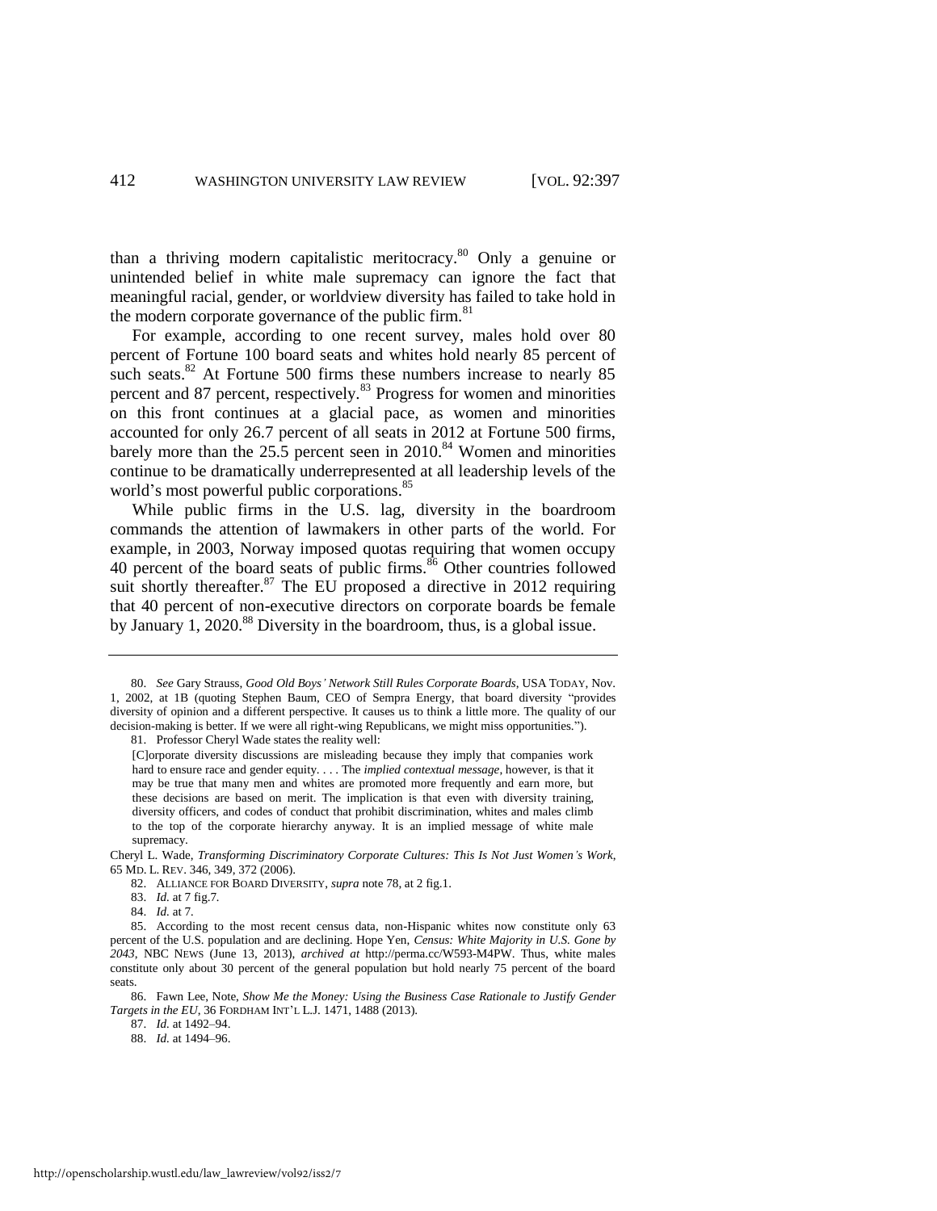than a thriving modern capitalistic meritocracy.[80] Only a genuine or unintended belief in white male supremacy can ignore the fact that meaningful racial, gender, or worldview diversity has failed to take hold in the modern corporate governance of the public firm.[81]

For example, according to one recent survey, males hold over 80 percent of Fortune 100 board seats and whites hold nearly 85 percent of such seats.[82] At Fortune 500 firms these numbers increase to nearly 85 percent and 87 percent, respectively.[83] Progress for women and minorities on this front continues at a glacial pace, as women and minorities accounted for only 26.7 percent of all seats in 2012 at Fortune 500 firms, barely more than the 25.5 percent seen in 2010.[84] Women and minorities continue to be dramatically underrepresented at all leadership levels of the world's most powerful public corporations.[85]

While public firms in the U.S. lag, diversity in the boardroom commands the attention of lawmakers in other parts of the world. For example, in 2003, Norway imposed quotas requiring that women occupy 40 percent of the board seats of public firms.[86] Other countries followed suit shortly thereafter.[87] The EU proposed a directive in 2012 requiring that 40 percent of non-executive directors on corporate boards be female by January 1, 2020.[88] Diversity in the boardroom, thus, is a global issue.

---

80. *See* Gary Strauss, *Good Old Boys' Network Still Rules Corporate Boards*, USA TODAY, Nov. 1, 2002, at 1B (quoting Stephen Baum, CEO of Sempra Energy, that board diversity "provides diversity of opinion and a different perspective. It causes us to think a little more. The quality of our decision-making is better. If we were all right-wing Republicans, we might miss opportunities.").

81. Professor Cheryl Wade states the reality well:

> [C]orporate diversity discussions are misleading because they imply that companies work hard to ensure race and gender equity. . . . The *implied contextual message*, however, is that it may be true that many men and whites are promoted more frequently and earn more, but these decisions are based on merit. The implication is that even with diversity training, diversity officers, and codes of conduct that prohibit discrimination, whites and males climb to the top of the corporate hierarchy anyway. It is an implied message of white male supremacy.

Cheryl L. Wade, *Transforming Discriminatory Corporate Cultures: This Is Not Just Women's Work*, 65 MD. L. REV. 346, 349, 372 (2006).

82. ALLIANCE FOR BOARD DIVERSITY, *supra* note 78, at 2 fig.1.

83. *Id.* at 7 fig.7.

84. *Id.* at 7.

85. According to the most recent census data, non-Hispanic whites now constitute only 63 percent of the U.S. population and are declining. Hope Yen, *Census: White Majority in U.S. Gone by 2043*, NBC NEWS (June 13, 2013), *archived at* http://perma.cc/W593-M4PW. Thus, white males constitute only about 30 percent of the general population but hold nearly 75 percent of the board seats.

86. Fawn Lee, Note, *Show Me the Money: Using the Business Case Rationale to Justify Gender Targets in the EU*, 36 FORDHAM INT'L L.J. 1471, 1488 (2013).

87. *Id.* at 1492–94.

88. *Id.* at 1494–96.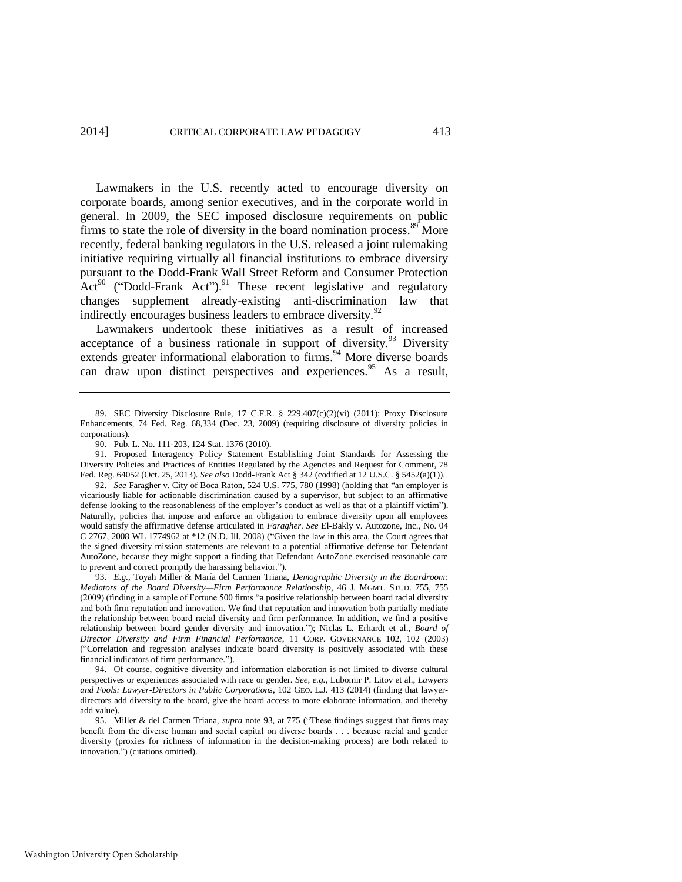Lawmakers in the U.S. recently acted to encourage diversity on corporate boards, among senior executives, and in the corporate world in general. In 2009, the SEC imposed disclosure requirements on public firms to state the role of diversity in the board nomination process.[89] More recently, federal banking regulators in the U.S. released a joint rulemaking initiative requiring virtually all financial institutions to embrace diversity pursuant to the Dodd-Frank Wall Street Reform and Consumer Protection Act[90] ("Dodd-Frank Act").[91] These recent legislative and regulatory changes supplement already-existing anti-discrimination law that indirectly encourages business leaders to embrace diversity.[92]

Lawmakers undertook these initiatives as a result of increased acceptance of a business rationale in support of diversity.[93] Diversity extends greater informational elaboration to firms.[94] More diverse boards can draw upon distinct perspectives and experiences.[95] As a result,

---

89. SEC Diversity Disclosure Rule, 17 C.F.R. § 229.407(c)(2)(vi) (2011); Proxy Disclosure Enhancements, 74 Fed. Reg. 68,334 (Dec. 23, 2009) (requiring disclosure of diversity policies in corporations).

90. Pub. L. No. 111-203, 124 Stat. 1376 (2010).

91. Proposed Interagency Policy Statement Establishing Joint Standards for Assessing the Diversity Policies and Practices of Entities Regulated by the Agencies and Request for Comment, 78 Fed. Reg. 64052 (Oct. 25, 2013). *See also* Dodd-Frank Act § 342 (codified at 12 U.S.C. § 5452(a)(1)).

92. *See* Faragher v. City of Boca Raton, 524 U.S. 775, 780 (1998) (holding that "an employer is vicariously liable for actionable discrimination caused by a supervisor, but subject to an affirmative defense looking to the reasonableness of the employer's conduct as well as that of a plaintiff victim"). Naturally, policies that impose and enforce an obligation to embrace diversity upon all employees would satisfy the affirmative defense articulated in *Faragher*. *See* El-Bakly v. Autozone, Inc., No. 04 C 2767, 2008 WL 1774962 at *12 (N.D. Ill. 2008) ("Given the law in this area, the Court agrees that the signed diversity mission statements are relevant to a potential affirmative defense for Defendant AutoZone, because they might support a finding that Defendant AutoZone exercised reasonable care to prevent and correct promptly the harassing behavior.").

93. *E.g.*, Toyah Miller & María del Carmen Triana, *Demographic Diversity in the Boardroom: Mediators of the Board Diversity—Firm Performance Relationship*, 46 J. MGMT. STUD. 755, 755 (2009) (finding in a sample of Fortune 500 firms "a positive relationship between board racial diversity and both firm reputation and innovation. We find that reputation and innovation both partially mediate the relationship between board racial diversity and firm performance. In addition, we find a positive relationship between board gender diversity and innovation."); Niclas L. Erhardt et al., *Board of Director Diversity and Firm Financial Performance*, 11 CORP. GOVERNANCE 102, 102 (2003) ("Correlation and regression analyses indicate board diversity is positively associated with these financial indicators of firm performance.").

94. Of course, cognitive diversity and information elaboration is not limited to diverse cultural perspectives or experiences associated with race or gender. *See, e.g.*, Lubomir P. Litov et al., *Lawyers and Fools: Lawyer-Directors in Public Corporations*, 102 GEO. L.J. 413 (2014) (finding that lawyer-directors add diversity to the board, give the board access to more elaborate information, and thereby add value).

95. Miller & del Carmen Triana, *supra* note 93, at 775 ("These findings suggest that firms may benefit from the diverse human and social capital on diverse boards . . . because racial and gender diversity (proxies for richness of information in the decision-making process) are both related to innovation.") (citations omitted).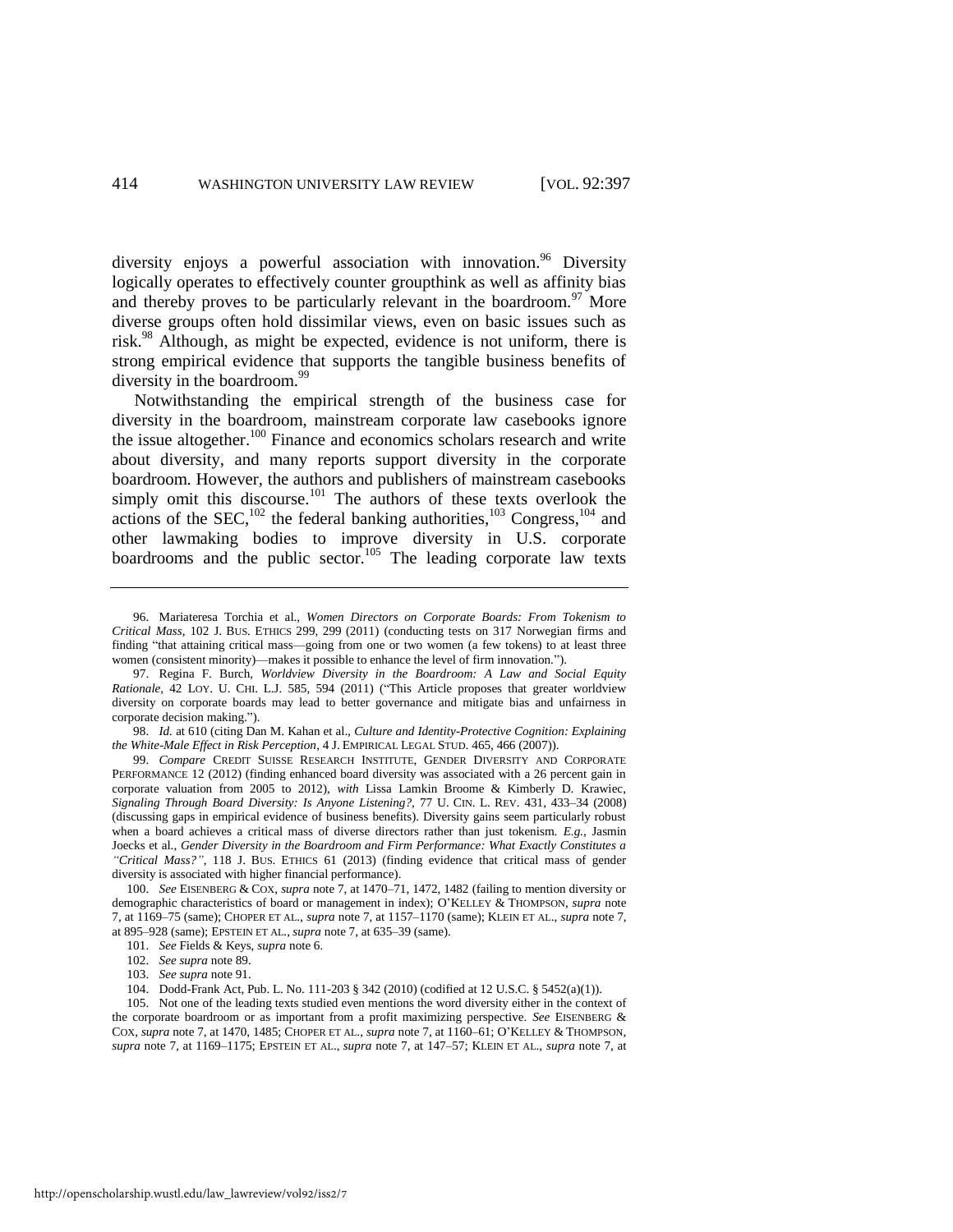diversity enjoys a powerful association with innovation.[96] Diversity logically operates to effectively counter groupthink as well as affinity bias and thereby proves to be particularly relevant in the boardroom.[97] More diverse groups often hold dissimilar views, even on basic issues such as risk.[98] Although, as might be expected, evidence is not uniform, there is strong empirical evidence that supports the tangible business benefits of diversity in the boardroom.[99]

Notwithstanding the empirical strength of the business case for diversity in the boardroom, mainstream corporate law casebooks ignore the issue altogether.[100] Finance and economics scholars research and write about diversity, and many reports support diversity in the corporate boardroom. However, the authors and publishers of mainstream casebooks simply omit this discourse.[101] The authors of these texts overlook the actions of the SEC,[102] the federal banking authorities,[103] Congress,[104] and other lawmaking bodies to improve diversity in U.S. corporate boardrooms and the public sector.[105] The leading corporate law texts

---

96. Mariateresa Torchia et al., *Women Directors on Corporate Boards: From Tokenism to Critical Mass*, 102 J. BUS. ETHICS 299, 299 (2011) (conducting tests on 317 Norwegian firms and finding "that attaining critical mass—going from one or two women (a few tokens) to at least three women (consistent minority)—makes it possible to enhance the level of firm innovation.").

97. Regina F. Burch, *Worldview Diversity in the Boardroom: A Law and Social Equity Rationale*, 42 LOY. U. CHI. L.J. 585, 594 (2011) ("This Article proposes that greater worldview diversity on corporate boards may lead to better governance and mitigate bias and unfairness in corporate decision making.").

98. *Id.* at 610 (citing Dan M. Kahan et al., *Culture and Identity-Protective Cognition: Explaining the White-Male Effect in Risk Perception*, 4 J. EMPIRICAL LEGAL STUD. 465, 466 (2007)).

99. *Compare* CREDIT SUISSE RESEARCH INSTITUTE, GENDER DIVERSITY AND CORPORATE PERFORMANCE 12 (2012) (finding enhanced board diversity was associated with a 26 percent gain in corporate valuation from 2005 to 2012), *with* Lissa Lamkin Broome & Kimberly D. Krawiec, *Signaling Through Board Diversity: Is Anyone Listening?*, 77 U. CIN. L. REV. 431, 433–34 (2008) (discussing gaps in empirical evidence of business benefits). Diversity gains seem particularly robust when a board achieves a critical mass of diverse directors rather than just tokenism. *E.g.*, Jasmin Joecks et al., *Gender Diversity in the Boardroom and Firm Performance: What Exactly Constitutes a "Critical Mass?"*, 118 J. BUS. ETHICS 61 (2013) (finding evidence that critical mass of gender diversity is associated with higher financial performance).

100. *See* EISENBERG & COX, *supra* note 7, at 1470–71, 1472, 1482 (failing to mention diversity or demographic characteristics of board or management in index); O'KELLEY & THOMPSON, *supra* note 7, at 1169–75 (same); CHOPER ET AL., *supra* note 7, at 1157–1170 (same); KLEIN ET AL., *supra* note 7, at 895–928 (same); EPSTEIN ET AL., *supra* note 7, at 635–39 (same).

101. *See* Fields & Keys, *supra* note 6.

102. *See supra* note 89.

103. *See supra* note 91.

104. Dodd-Frank Act, Pub. L. No. 111-203 § 342 (2010) (codified at 12 U.S.C. § 5452(a)(1)).

105. Not one of the leading texts studied even mentions the word diversity either in the context of the corporate boardroom or as important from a profit maximizing perspective. *See* EISENBERG & COX, *supra* note 7, at 1470, 1485; CHOPER ET AL., *supra* note 7, at 1160–61; O'KELLEY & THOMPSON, *supra* note 7, at 1169–1175; EPSTEIN ET AL., *supra* note 7, at 147–57; KLEIN ET AL., *supra* note 7, at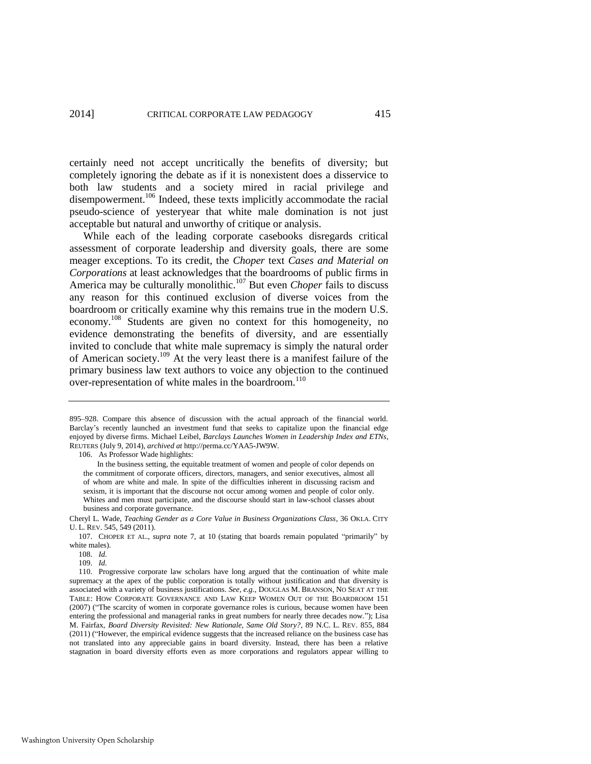certainly need not accept uncritically the benefits of diversity; but completely ignoring the debate as if it is nonexistent does a disservice to both law students and a society mired in racial privilege and disempowerment.[106] Indeed, these texts implicitly accommodate the racial pseudo-science of yesteryear that white male domination is not just acceptable but natural and unworthy of critique or analysis.

While each of the leading corporate casebooks disregards critical assessment of corporate leadership and diversity goals, there are some meager exceptions. To its credit, the *Choper* text *Cases and Material on Corporations* at least acknowledges that the boardrooms of public firms in America may be culturally monolithic.[107] But even *Choper* fails to discuss any reason for this continued exclusion of diverse voices from the boardroom or critically examine why this remains true in the modern U.S. economy.[108] Students are given no context for this homogeneity, no evidence demonstrating the benefits of diversity, and are essentially invited to conclude that white male supremacy is simply the natural order of American society.[109] At the very least there is a manifest failure of the primary business law text authors to voice any objection to the continued over-representation of white males in the boardroom.[110]

---

895–928. Compare this absence of discussion with the actual approach of the financial world. Barclay's recently launched an investment fund that seeks to capitalize upon the financial edge enjoyed by diverse firms. Michael Leibel, *Barclays Launches Women in Leadership Index and ETNs*, REUTERS (July 9, 2014), *archived at* http://perma.cc/YAA5-JW9W.

106. As Professor Wade highlights:

> In the business setting, the equitable treatment of women and people of color depends on the commitment of corporate officers, directors, managers, and senior executives, almost all of whom are white and male. In spite of the difficulties inherent in discussing racism and sexism, it is important that the discourse not occur among women and people of color only. Whites and men must participate, and the discourse should start in law-school classes about business and corporate governance.

Cheryl L. Wade, *Teaching Gender as a Core Value in Business Organizations Class*, 36 OKLA. CITY U. L. REV. 545, 549 (2011).

107. CHOPER ET AL., *supra* note 7, at 10 (stating that boards remain populated "primarily" by white males).

108. *Id.*

109. *Id.*

110. Progressive corporate law scholars have long argued that the continuation of white male supremacy at the apex of the public corporation is totally without justification and that diversity is associated with a variety of business justifications. *See, e.g.*, DOUGLAS M. BRANSON, NO SEAT AT THE TABLE: HOW CORPORATE GOVERNANCE AND LAW KEEP WOMEN OUT OF THE BOARDROOM 151 (2007) ("The scarcity of women in corporate governance roles is curious, because women have been entering the professional and managerial ranks in great numbers for nearly three decades now."); Lisa M. Fairfax, *Board Diversity Revisited: New Rationale, Same Old Story?*, 89 N.C. L. REV. 855, 884 (2011) ("However, the empirical evidence suggests that the increased reliance on the business case has not translated into any appreciable gains in board diversity. Instead, there has been a relative stagnation in board diversity efforts even as more corporations and regulators appear willing to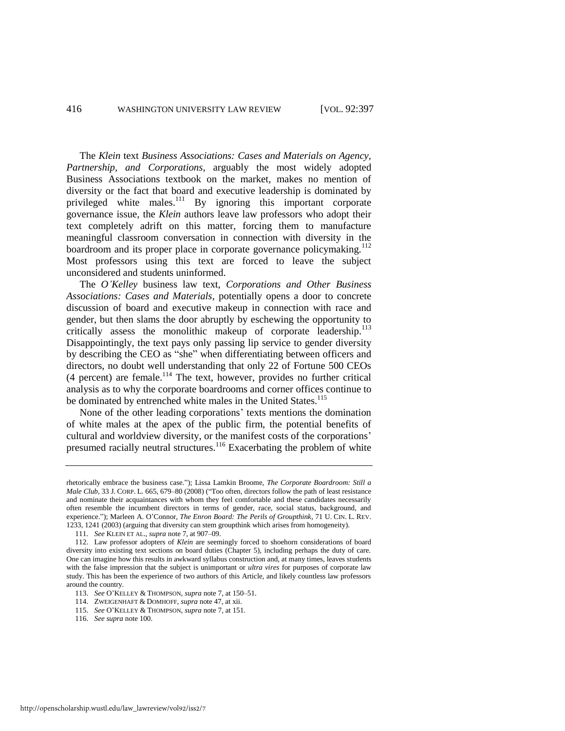The *Klein* text *Business Associations: Cases and Materials on Agency, Partnership, and Corporations*, arguably the most widely adopted Business Associations textbook on the market, makes no mention of diversity or the fact that board and executive leadership is dominated by privileged white males.[111] By ignoring this important corporate governance issue, the *Klein* authors leave law professors who adopt their text completely adrift on this matter, forcing them to manufacture meaningful classroom conversation in connection with diversity in the boardroom and its proper place in corporate governance policymaking.[112] Most professors using this text are forced to leave the subject unconsidered and students uninformed.

The *O'Kelley* business law text, *Corporations and Other Business Associations: Cases and Materials*, potentially opens a door to concrete discussion of board and executive makeup in connection with race and gender, but then slams the door abruptly by eschewing the opportunity to critically assess the monolithic makeup of corporate leadership.[113] Disappointingly, the text pays only passing lip service to gender diversity by describing the CEO as "she" when differentiating between officers and directors, no doubt well understanding that only 22 of Fortune 500 CEOs (4 percent) are female.[114] The text, however, provides no further critical analysis as to why the corporate boardrooms and corner offices continue to be dominated by entrenched white males in the United States.[115]

None of the other leading corporations' texts mentions the domination of white males at the apex of the public firm, the potential benefits of cultural and worldview diversity, or the manifest costs of the corporations' presumed racially neutral structures.[116] Exacerbating the problem of white

---

rhetorically embrace the business case."); Lissa Lamkin Broome, *The Corporate Boardroom: Still a Male Club*, 33 J. CORP. L. 665, 679–80 (2008) ("Too often, directors follow the path of least resistance and nominate their acquaintances with whom they feel comfortable and these candidates necessarily often resemble the incumbent directors in terms of gender, race, social status, background, and experience."); Marleen A. O'Connor, *The Enron Board: The Perils of Groupthink*, 71 U. CIN. L. REV. 1233, 1241 (2003) (arguing that diversity can stem groupthink which arises from homogeneity).

111. *See* KLEIN ET AL., *supra* note 7, at 907–09.

112. Law professor adopters of *Klein* are seemingly forced to shoehorn considerations of board diversity into existing text sections on board duties (Chapter 5), including perhaps the duty of care. One can imagine how this results in awkward syllabus construction and, at many times, leaves students with the false impression that the subject is unimportant or *ultra vires* for purposes of corporate law study. This has been the experience of two authors of this Article, and likely countless law professors around the country.

113. *See* O'KELLEY & THOMPSON, *supra* note 7, at 150–51.

114. ZWEIGENHAFT & DOMHOFF, *supra* note 47, at xii.

115. *See* O'KELLEY & THOMPSON, *supra* note 7, at 151.

116. *See supra* note 100.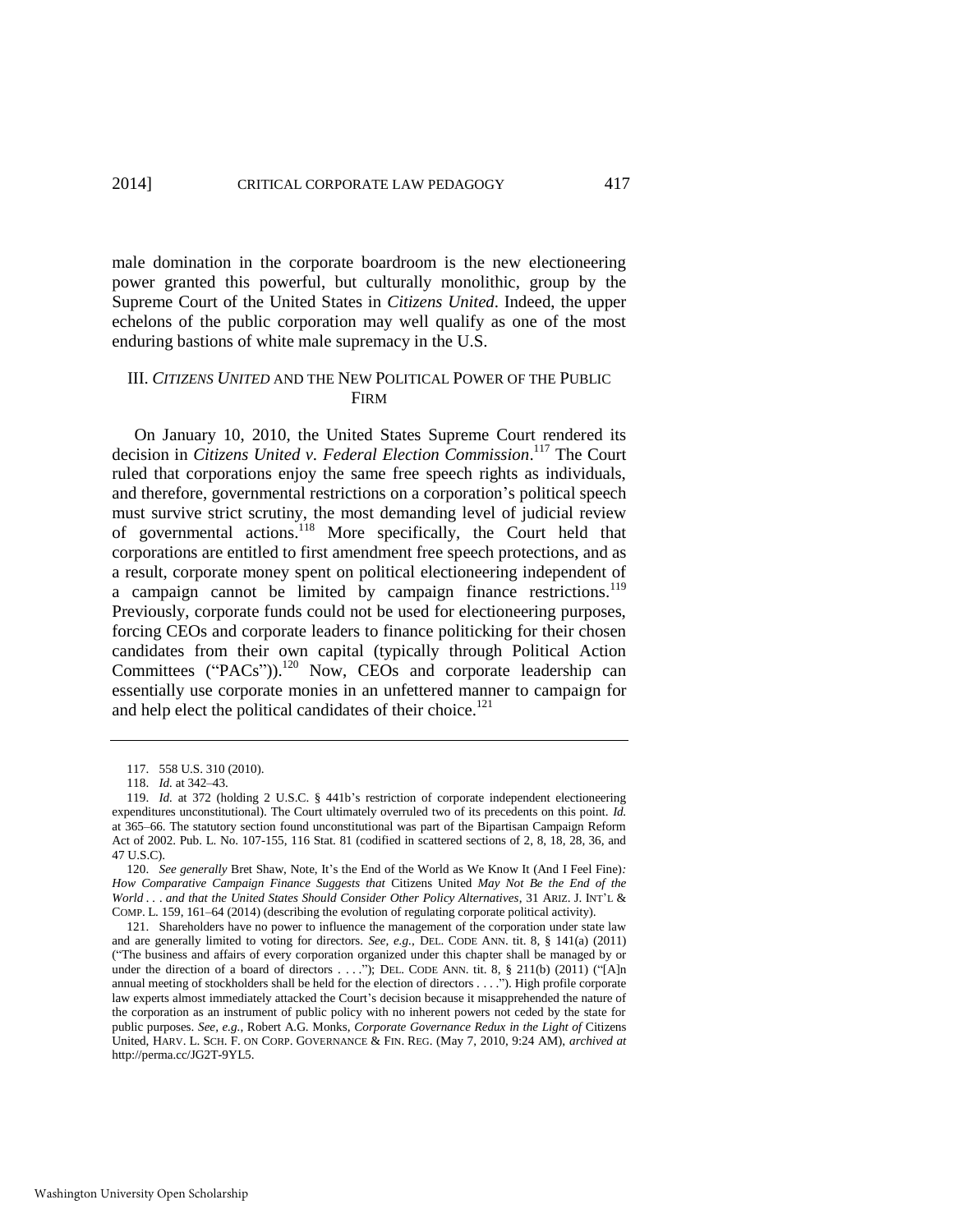male domination in the corporate boardroom is the new electioneering power granted this powerful, but culturally monolithic, group by the Supreme Court of the United States in *Citizens United*. Indeed, the upper echelons of the public corporation may well qualify as one of the most enduring bastions of white male supremacy in the U.S.

## III. *CITIZENS UNITED* AND THE NEW POLITICAL POWER OF THE PUBLIC FIRM

On January 10, 2010, the United States Supreme Court rendered its decision in *Citizens United v. Federal Election Commission*.[117] The Court ruled that corporations enjoy the same free speech rights as individuals, and therefore, governmental restrictions on a corporation's political speech must survive strict scrutiny, the most demanding level of judicial review of governmental actions.[118] More specifically, the Court held that corporations are entitled to first amendment free speech protections, and as a result, corporate money spent on political electioneering independent of a campaign cannot be limited by campaign finance restrictions.[119] Previously, corporate funds could not be used for electioneering purposes, forcing CEOs and corporate leaders to finance politicking for their chosen candidates from their own capital (typically through Political Action Committees ("PACs")).[120] Now, CEOs and corporate leadership can essentially use corporate monies in an unfettered manner to campaign for and help elect the political candidates of their choice.[121]

---

117. 558 U.S. 310 (2010).

118. *Id.* at 342–43.

119. *Id.* at 372 (holding 2 U.S.C. § 441b's restriction of corporate independent electioneering expenditures unconstitutional). The Court ultimately overruled two of its precedents on this point. *Id.* at 365–66. The statutory section found unconstitutional was part of the Bipartisan Campaign Reform Act of 2002. Pub. L. No. 107-155, 116 Stat. 81 (codified in scattered sections of 2, 8, 18, 28, 36, and 47 U.S.C).

120. *See generally* Bret Shaw, Note, It's the End of the World as We Know It (And I Feel Fine)*: How Comparative Campaign Finance Suggests that* Citizens United *May Not Be the End of the World . . . and that the United States Should Consider Other Policy Alternatives*, 31 ARIZ. J. INT'L & COMP. L. 159, 161–64 (2014) (describing the evolution of regulating corporate political activity).

121. Shareholders have no power to influence the management of the corporation under state law and are generally limited to voting for directors. *See, e.g.*, DEL. CODE ANN. tit. 8, § 141(a) (2011) ("The business and affairs of every corporation organized under this chapter shall be managed by or under the direction of a board of directors . . . ."); DEL. CODE ANN. tit. 8, § 211(b) (2011) ("[A]n annual meeting of stockholders shall be held for the election of directors . . . ."). High profile corporate law experts almost immediately attacked the Court's decision because it misapprehended the nature of the corporation as an instrument of public policy with no inherent powers not ceded by the state for public purposes. *See, e.g.*, Robert A.G. Monks, *Corporate Governance Redux in the Light of* Citizens United, HARV. L. SCH. F. ON CORP. GOVERNANCE & FIN. REG. (May 7, 2010, 9:24 AM), *archived at* http://perma.cc/JG2T-9YL5.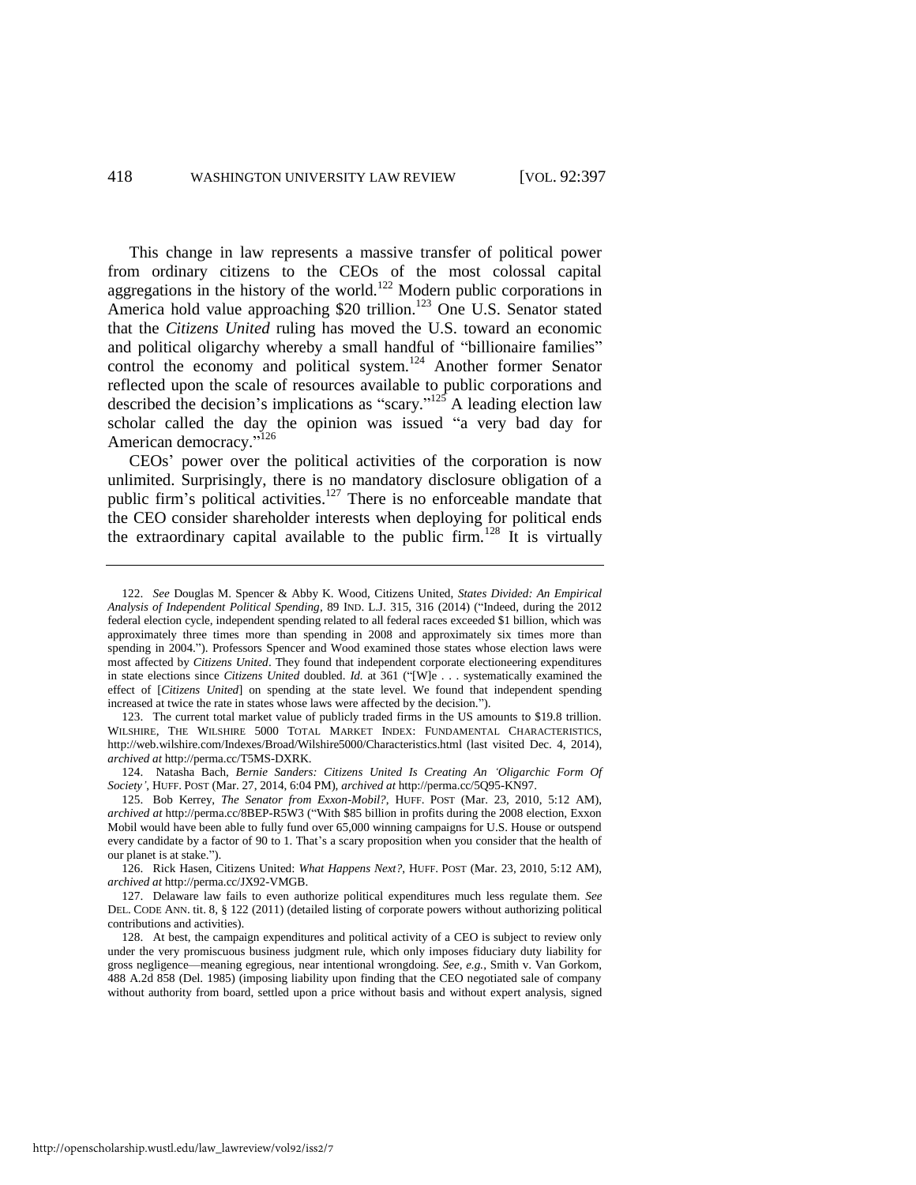This change in law represents a massive transfer of political power from ordinary citizens to the CEOs of the most colossal capital aggregations in the history of the world.[122] Modern public corporations in America hold value approaching $20 trillion.[123] One U.S. Senator stated that the *Citizens United* ruling has moved the U.S. toward an economic and political oligarchy whereby a small handful of "billionaire families" control the economy and political system.[124] Another former Senator reflected upon the scale of resources available to public corporations and described the decision's implications as "scary."[125] A leading election law scholar called the day the opinion was issued "a very bad day for American democracy."[126]

CEOs' power over the political activities of the corporation is now unlimited. Surprisingly, there is no mandatory disclosure obligation of a public firm's political activities.[127] There is no enforceable mandate that the CEO consider shareholder interests when deploying for political ends the extraordinary capital available to the public firm.[128] It is virtually

---

122. *See* Douglas M. Spencer & Abby K. Wood, Citizens United, *States Divided: An Empirical Analysis of Independent Political Spending*, 89 IND. L.J. 315, 316 (2014) ("Indeed, during the 2012 federal election cycle, independent spending related to all federal races exceeded $1 billion, which was approximately three times more than spending in 2008 and approximately six times more than spending in 2004."). Professors Spencer and Wood examined those states whose election laws were most affected by *Citizens United*. They found that independent corporate electioneering expenditures in state elections since *Citizens United* doubled. *Id.* at 361 ("[W]e . . . systematically examined the effect of [*Citizens United*] on spending at the state level. We found that independent spending increased at twice the rate in states whose laws were affected by the decision.").

123. The current total market value of publicly traded firms in the US amounts to $19.8 trillion. WILSHIRE, THE WILSHIRE 5000 TOTAL MARKET INDEX: FUNDAMENTAL CHARACTERISTICS, http://web.wilshire.com/Indexes/Broad/Wilshire5000/Characteristics.html (last visited Dec. 4, 2014), *archived at* http://perma.cc/T5MS-DXRK.

124. Natasha Bach, *Bernie Sanders: Citizens United Is Creating An 'Oligarchic Form Of Society'*, HUFF. POST (Mar. 27, 2014, 6:04 PM), *archived at* http://perma.cc/5Q95-KN97.

125. Bob Kerrey, *The Senator from Exxon-Mobil?*, HUFF. POST (Mar. 23, 2010, 5:12 AM), *archived at* http://perma.cc/8BEP-R5W3 ("With $85 billion in profits during the 2008 election, Exxon Mobil would have been able to fully fund over 65,000 winning campaigns for U.S. House or outspend every candidate by a factor of 90 to 1. That's a scary proposition when you consider that the health of our planet is at stake.").

126. Rick Hasen, Citizens United: *What Happens Next?*, HUFF. POST (Mar. 23, 2010, 5:12 AM), *archived at* http://perma.cc/JX92-VMGB.

127. Delaware law fails to even authorize political expenditures much less regulate them. *See* DEL. CODE ANN. tit. 8, § 122 (2011) (detailed listing of corporate powers without authorizing political contributions and activities).

128. At best, the campaign expenditures and political activity of a CEO is subject to review only under the very promiscuous business judgment rule, which only imposes fiduciary duty liability for gross negligence—meaning egregious, near intentional wrongdoing. *See, e.g.*, Smith v. Van Gorkom, 488 A.2d 858 (Del. 1985) (imposing liability upon finding that the CEO negotiated sale of company without authority from board, settled upon a price without basis and without expert analysis, signed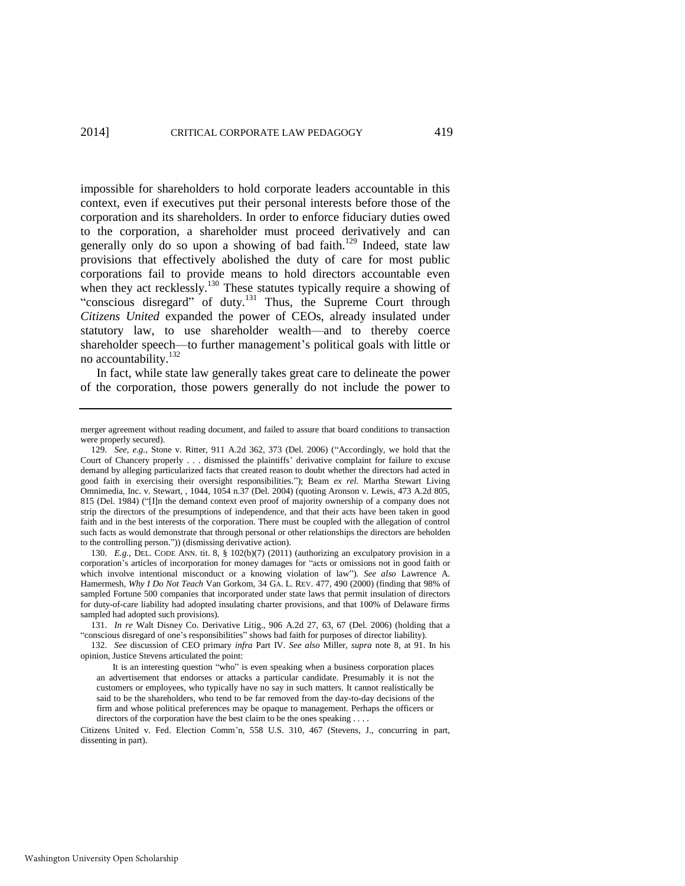impossible for shareholders to hold corporate leaders accountable in this context, even if executives put their personal interests before those of the corporation and its shareholders. In order to enforce fiduciary duties owed to the corporation, a shareholder must proceed derivatively and can generally only do so upon a showing of bad faith.[129] Indeed, state law provisions that effectively abolished the duty of care for most public corporations fail to provide means to hold directors accountable even when they act recklessly.[130] These statutes typically require a showing of "conscious disregard" of duty.[131] Thus, the Supreme Court through *Citizens United* expanded the power of CEOs, already insulated under statutory law, to use shareholder wealth—and to thereby coerce shareholder speech—to further management's political goals with little or no accountability.[132]

In fact, while state law generally takes great care to delineate the power of the corporation, those powers generally do not include the power to

---

merger agreement without reading document, and failed to assure that board conditions to transaction were properly secured).

129. *See, e.g.*, Stone v. Ritter, 911 A.2d 362, 373 (Del. 2006) ("Accordingly, we hold that the Court of Chancery properly . . . dismissed the plaintiffs' derivative complaint for failure to excuse demand by alleging particularized facts that created reason to doubt whether the directors had acted in good faith in exercising their oversight responsibilities."); Beam *ex rel.* Martha Stewart Living Omnimedia, Inc. v. Stewart, , 1044, 1054 n.37 (Del. 2004) (quoting Aronson v. Lewis, 473 A.2d 805, 815 (Del. 1984) ("[I]n the demand context even proof of majority ownership of a company does not strip the directors of the presumptions of independence, and that their acts have been taken in good faith and in the best interests of the corporation. There must be coupled with the allegation of control such facts as would demonstrate that through personal or other relationships the directors are beholden to the controlling person.")) (dismissing derivative action).

130. *E.g.*, DEL. CODE ANN. tit. 8, § 102(b)(7) (2011) (authorizing an exculpatory provision in a corporation's articles of incorporation for money damages for "acts or omissions not in good faith or which involve intentional misconduct or a knowing violation of law"). *See also* Lawrence A. Hamermesh, *Why I Do Not Teach* Van Gorkom, 34 GA. L. REV. 477, 490 (2000) (finding that 98% of sampled Fortune 500 companies that incorporated under state laws that permit insulation of directors for duty-of-care liability had adopted insulating charter provisions, and that 100% of Delaware firms sampled had adopted such provisions).

131. *In re* Walt Disney Co. Derivative Litig., 906 A.2d 27, 63, 67 (Del. 2006) (holding that a "conscious disregard of one's responsibilities" shows bad faith for purposes of director liability).

132. *See* discussion of CEO primary *infra* Part IV. *See also* Miller, *supra* note 8, at 91. In his opinion, Justice Stevens articulated the point:

> It is an interesting question "who" is even speaking when a business corporation places an advertisement that endorses or attacks a particular candidate. Presumably it is not the customers or employees, who typically have no say in such matters. It cannot realistically be said to be the shareholders, who tend to be far removed from the day-to-day decisions of the firm and whose political preferences may be opaque to management. Perhaps the officers or directors of the corporation have the best claim to be the ones speaking . . . .

Citizens United v. Fed. Election Comm'n, 558 U.S. 310, 467 (Stevens, J., concurring in part, dissenting in part).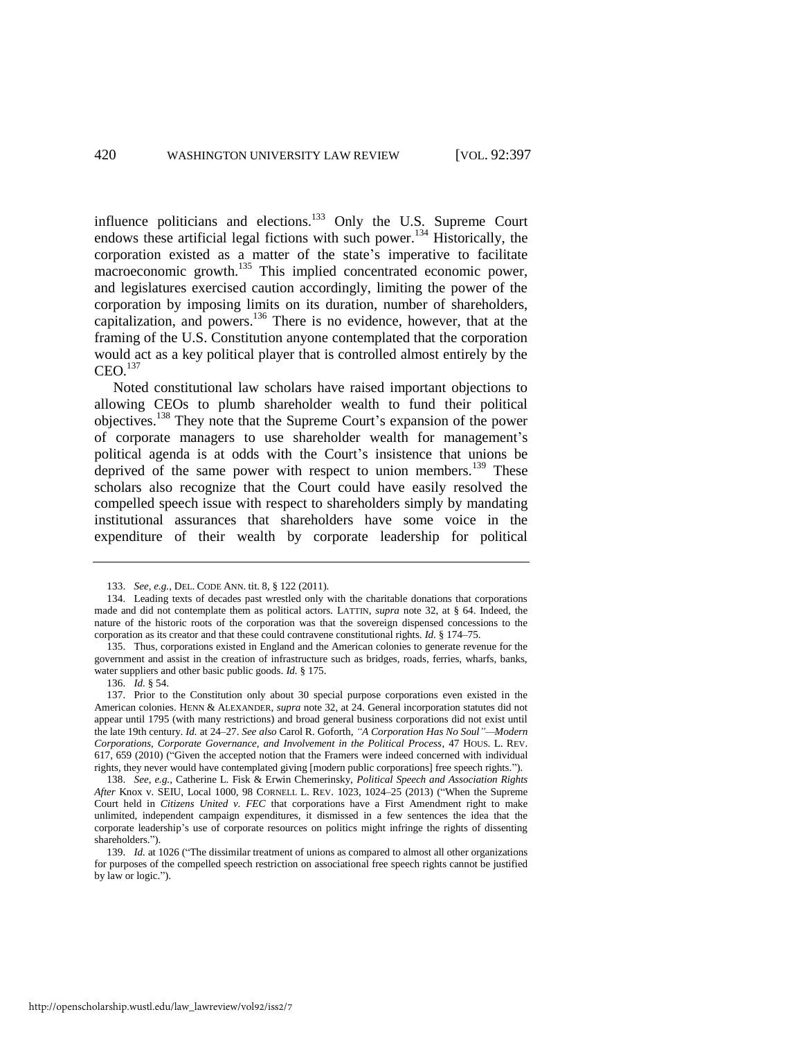influence politicians and elections.[133] Only the U.S. Supreme Court endows these artificial legal fictions with such power.[134] Historically, the corporation existed as a matter of the state's imperative to facilitate macroeconomic growth.[135] This implied concentrated economic power, and legislatures exercised caution accordingly, limiting the power of the corporation by imposing limits on its duration, number of shareholders, capitalization, and powers.[136] There is no evidence, however, that at the framing of the U.S. Constitution anyone contemplated that the corporation would act as a key political player that is controlled almost entirely by the CEO.[137]

Noted constitutional law scholars have raised important objections to allowing CEOs to plumb shareholder wealth to fund their political objectives.[138] They note that the Supreme Court's expansion of the power of corporate managers to use shareholder wealth for management's political agenda is at odds with the Court's insistence that unions be deprived of the same power with respect to union members.[139] These scholars also recognize that the Court could have easily resolved the compelled speech issue with respect to shareholders simply by mandating institutional assurances that shareholders have some voice in the expenditure of their wealth by corporate leadership for political

---

133. *See, e.g.*, DEL. CODE ANN. tit. 8, § 122 (2011).

134. Leading texts of decades past wrestled only with the charitable donations that corporations made and did not contemplate them as political actors. LATTIN, *supra* note 32, at § 64. Indeed, the nature of the historic roots of the corporation was that the sovereign dispensed concessions to the corporation as its creator and that these could contravene constitutional rights. *Id.* § 174–75.

135. Thus, corporations existed in England and the American colonies to generate revenue for the government and assist in the creation of infrastructure such as bridges, roads, ferries, wharfs, banks, water suppliers and other basic public goods. *Id.* § 175.

136. *Id.* § 54.

137. Prior to the Constitution only about 30 special purpose corporations even existed in the American colonies. HENN & ALEXANDER, *supra* note 32, at 24. General incorporation statutes did not appear until 1795 (with many restrictions) and broad general business corporations did not exist until the late 19th century. *Id.* at 24–27. *See also* Carol R. Goforth, *"A Corporation Has No Soul"—Modern Corporations, Corporate Governance, and Involvement in the Political Process*, 47 HOUS. L. REV. 617, 659 (2010) ("Given the accepted notion that the Framers were indeed concerned with individual rights, they never would have contemplated giving [modern public corporations] free speech rights.").

138. *See, e.g.*, Catherine L. Fisk & Erwin Chemerinsky, *Political Speech and Association Rights After* Knox v. SEIU, Local 1000, 98 CORNELL L. REV. 1023, 1024–25 (2013) ("When the Supreme Court held in *Citizens United v. FEC* that corporations have a First Amendment right to make unlimited, independent campaign expenditures, it dismissed in a few sentences the idea that the corporate leadership's use of corporate resources on politics might infringe the rights of dissenting shareholders.").

139. *Id.* at 1026 ("The dissimilar treatment of unions as compared to almost all other organizations for purposes of the compelled speech restriction on associational free speech rights cannot be justified by law or logic.").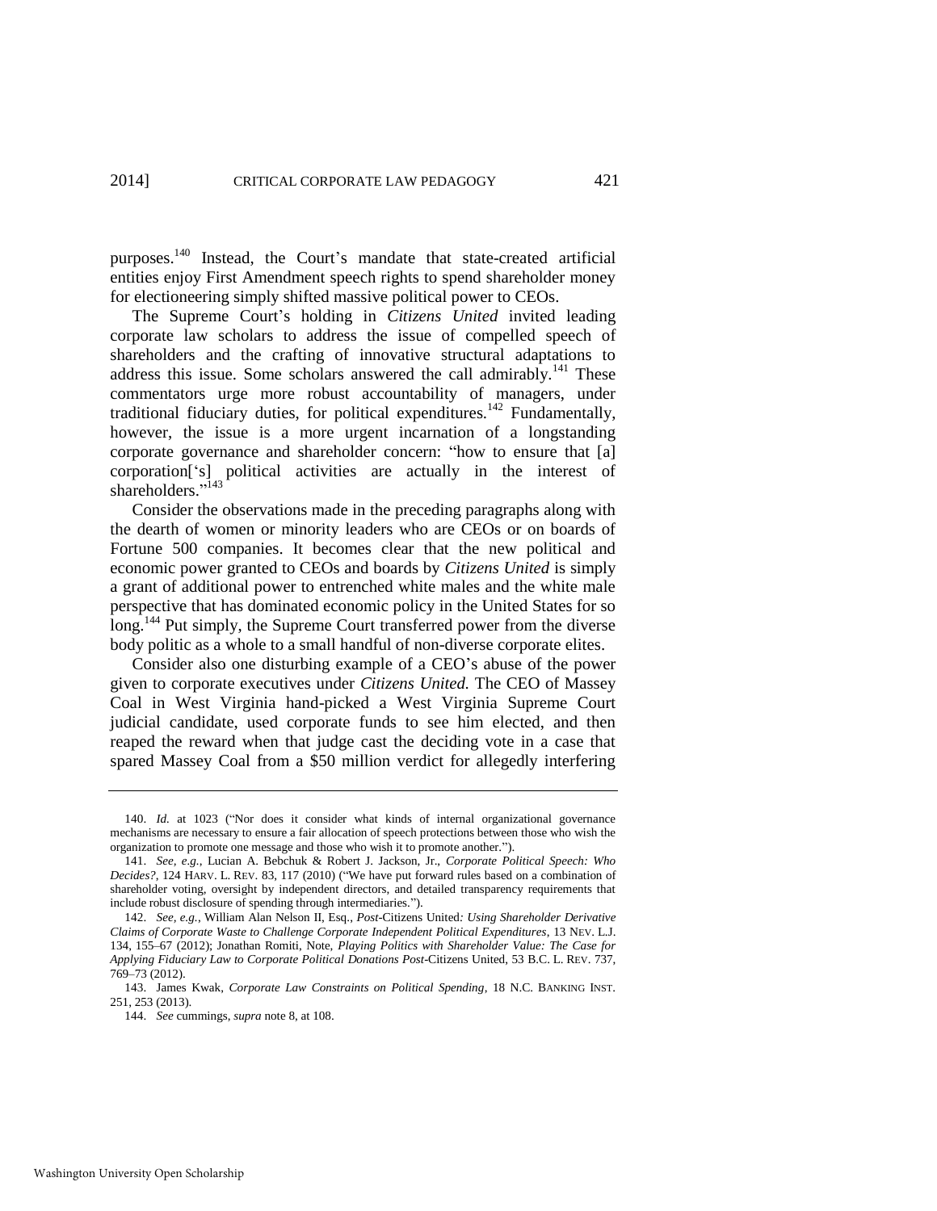purposes.[140] Instead, the Court's mandate that state-created artificial entities enjoy First Amendment speech rights to spend shareholder money for electioneering simply shifted massive political power to CEOs.

The Supreme Court's holding in *Citizens United* invited leading corporate law scholars to address the issue of compelled speech of shareholders and the crafting of innovative structural adaptations to address this issue. Some scholars answered the call admirably.[141] These commentators urge more robust accountability of managers, under traditional fiduciary duties, for political expenditures.[142] Fundamentally, however, the issue is a more urgent incarnation of a longstanding corporate governance and shareholder concern: "how to ensure that [a] corporation['s] political activities are actually in the interest of shareholders."[143]

Consider the observations made in the preceding paragraphs along with the dearth of women or minority leaders who are CEOs or on boards of Fortune 500 companies. It becomes clear that the new political and economic power granted to CEOs and boards by *Citizens United* is simply a grant of additional power to entrenched white males and the white male perspective that has dominated economic policy in the United States for so long.[144] Put simply, the Supreme Court transferred power from the diverse body politic as a whole to a small handful of non-diverse corporate elites.

Consider also one disturbing example of a CEO's abuse of the power given to corporate executives under *Citizens United.* The CEO of Massey Coal in West Virginia hand-picked a West Virginia Supreme Court judicial candidate, used corporate funds to see him elected, and then reaped the reward when that judge cast the deciding vote in a case that spared Massey Coal from a $50 million verdict for allegedly interfering

---

140. *Id.* at 1023 ("Nor does it consider what kinds of internal organizational governance mechanisms are necessary to ensure a fair allocation of speech protections between those who wish the organization to promote one message and those who wish it to promote another.").

141. *See, e.g.*, Lucian A. Bebchuk & Robert J. Jackson, Jr., *Corporate Political Speech: Who Decides?*, 124 HARV. L. REV. 83, 117 (2010) ("We have put forward rules based on a combination of shareholder voting, oversight by independent directors, and detailed transparency requirements that include robust disclosure of spending through intermediaries.").

142. *See, e.g.*, William Alan Nelson II, Esq., *Post-*Citizens United*: Using Shareholder Derivative Claims of Corporate Waste to Challenge Corporate Independent Political Expenditures*, 13 NEV. L.J. 134, 155–67 (2012); Jonathan Romiti, Note, *Playing Politics with Shareholder Value: The Case for Applying Fiduciary Law to Corporate Political Donations Post-*Citizens United, 53 B.C. L. REV. 737, 769–73 (2012).

143. James Kwak, *Corporate Law Constraints on Political Spending*, 18 N.C. BANKING INST. 251, 253 (2013).

144. *See* cummings, *supra* note 8, at 108.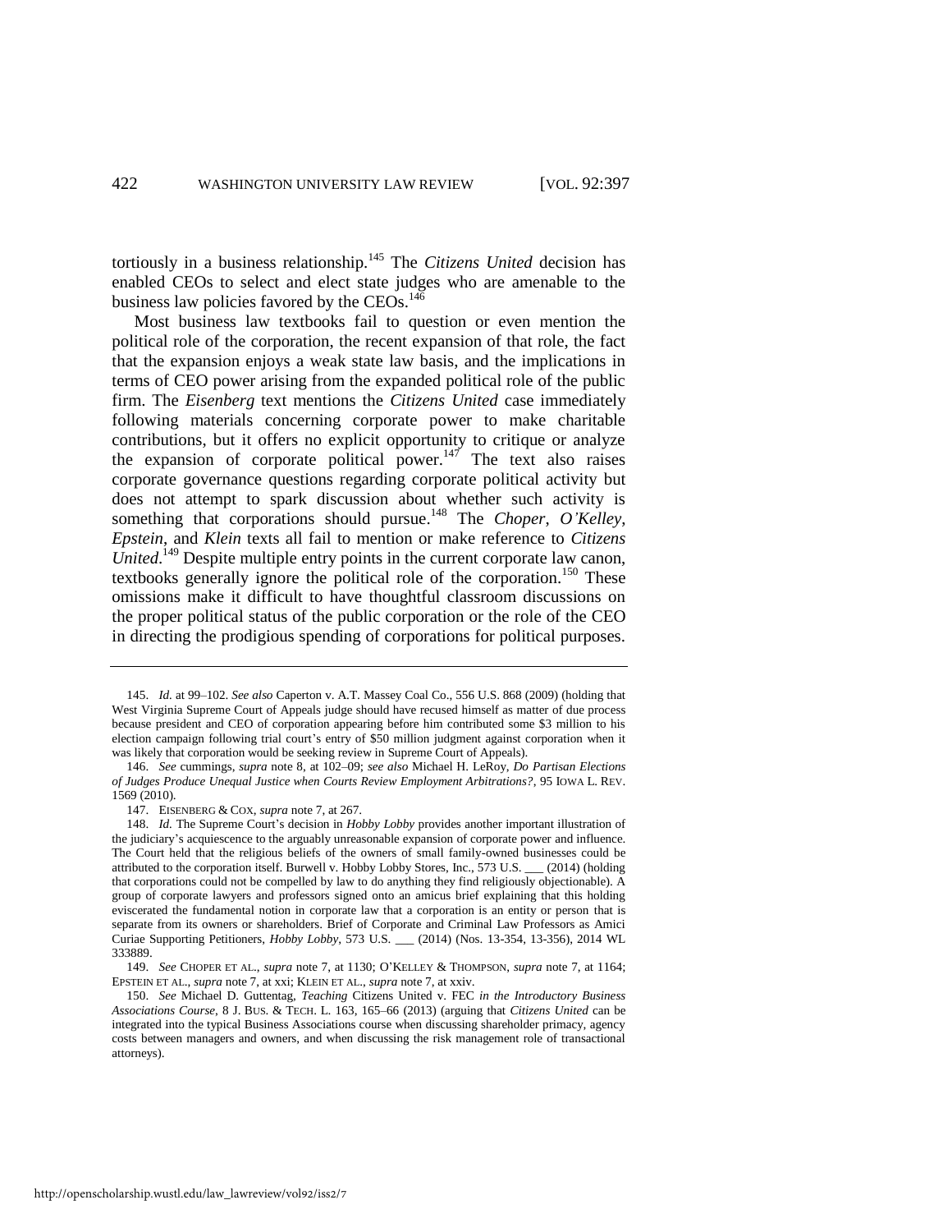tortiously in a business relationship.[145] The *Citizens United* decision has enabled CEOs to select and elect state judges who are amenable to the business law policies favored by the CEOs.[146]

Most business law textbooks fail to question or even mention the political role of the corporation, the recent expansion of that role, the fact that the expansion enjoys a weak state law basis, and the implications in terms of CEO power arising from the expanded political role of the public firm. The *Eisenberg* text mentions the *Citizens United* case immediately following materials concerning corporate power to make charitable contributions, but it offers no explicit opportunity to critique or analyze the expansion of corporate political power.[147] The text also raises corporate governance questions regarding corporate political activity but does not attempt to spark discussion about whether such activity is something that corporations should pursue.[148] The *Choper*, *O'Kelley*, *Epstein*, and *Klein* texts all fail to mention or make reference to *Citizens United*.[149] Despite multiple entry points in the current corporate law canon, textbooks generally ignore the political role of the corporation.[150] These omissions make it difficult to have thoughtful classroom discussions on the proper political status of the public corporation or the role of the CEO in directing the prodigious spending of corporations for political purposes.

---

145. *Id.* at 99–102. *See also* Caperton v. A.T. Massey Coal Co., 556 U.S. 868 (2009) (holding that West Virginia Supreme Court of Appeals judge should have recused himself as matter of due process because president and CEO of corporation appearing before him contributed some $3 million to his election campaign following trial court's entry of $50 million judgment against corporation when it was likely that corporation would be seeking review in Supreme Court of Appeals).

146. *See* cummings, *supra* note 8, at 102–09; *see also* Michael H. LeRoy, *Do Partisan Elections of Judges Produce Unequal Justice when Courts Review Employment Arbitrations?*, 95 IOWA L. REV. 1569 (2010).

147. EISENBERG & COX, *supra* note 7, at 267.

148. *Id.* The Supreme Court's decision in *Hobby Lobby* provides another important illustration of the judiciary's acquiescence to the arguably unreasonable expansion of corporate power and influence. The Court held that the religious beliefs of the owners of small family-owned businesses could be attributed to the corporation itself. Burwell v. Hobby Lobby Stores, Inc., 573 U.S. ___ (2014) (holding that corporations could not be compelled by law to do anything they find religiously objectionable). A group of corporate lawyers and professors signed onto an amicus brief explaining that this holding eviscerated the fundamental notion in corporate law that a corporation is an entity or person that is separate from its owners or shareholders. Brief of Corporate and Criminal Law Professors as Amici Curiae Supporting Petitioners, *Hobby Lobby*, 573 U.S. ___ (2014) (Nos. 13-354, 13-356), 2014 WL 333889.

149. *See* CHOPER ET AL., *supra* note 7, at 1130; O'KELLEY & THOMPSON, *supra* note 7, at 1164; EPSTEIN ET AL., *supra* note 7, at xxi; KLEIN ET AL., *supra* note 7, at xxiv.

150. *See* Michael D. Guttentag, *Teaching* Citizens United v. FEC *in the Introductory Business Associations Course*, 8 J. BUS. & TECH. L. 163, 165–66 (2013) (arguing that *Citizens United* can be integrated into the typical Business Associations course when discussing shareholder primacy, agency costs between managers and owners, and when discussing the risk management role of transactional attorneys).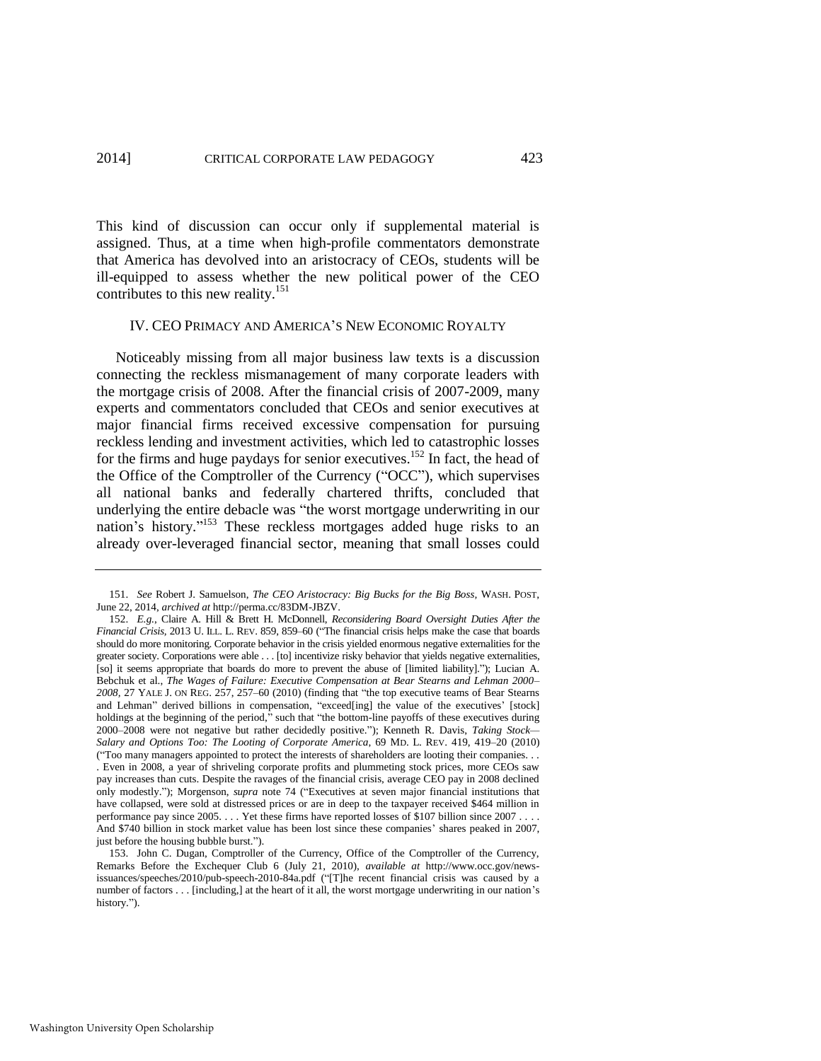This kind of discussion can occur only if supplemental material is assigned. Thus, at a time when high-profile commentators demonstrate that America has devolved into an aristocracy of CEOs, students will be ill-equipped to assess whether the new political power of the CEO contributes to this new reality.[151]

## IV. CEO PRIMACY AND AMERICA'S NEW ECONOMIC ROYALTY

Noticeably missing from all major business law texts is a discussion connecting the reckless mismanagement of many corporate leaders with the mortgage crisis of 2008. After the financial crisis of 2007-2009, many experts and commentators concluded that CEOs and senior executives at major financial firms received excessive compensation for pursuing reckless lending and investment activities, which led to catastrophic losses for the firms and huge paydays for senior executives.[152] In fact, the head of the Office of the Comptroller of the Currency ("OCC"), which supervises all national banks and federally chartered thrifts, concluded that underlying the entire debacle was "the worst mortgage underwriting in our nation's history."[153] These reckless mortgages added huge risks to an already over-leveraged financial sector, meaning that small losses could

---

151. *See* Robert J. Samuelson, *The CEO Aristocracy: Big Bucks for the Big Boss*, WASH. POST, June 22, 2014, *archived at* http://perma.cc/83DM-JBZV.

152. *E.g.*, Claire A. Hill & Brett H. McDonnell, *Reconsidering Board Oversight Duties After the Financial Crisis*, 2013 U. ILL. L. REV. 859, 859–60 ("The financial crisis helps make the case that boards should do more monitoring. Corporate behavior in the crisis yielded enormous negative externalities for the greater society. Corporations were able . . . [to] incentivize risky behavior that yields negative externalities, [so] it seems appropriate that boards do more to prevent the abuse of [limited liability]."); Lucian A. Bebchuk et al., *The Wages of Failure: Executive Compensation at Bear Stearns and Lehman 2000–2008*, 27 YALE J. ON REG. 257, 257–60 (2010) (finding that "the top executive teams of Bear Stearns and Lehman" derived billions in compensation, "exceed[ing] the value of the executives' [stock] holdings at the beginning of the period," such that "the bottom-line payoffs of these executives during 2000–2008 were not negative but rather decidedly positive."); Kenneth R. Davis, *Taking Stock—Salary and Options Too: The Looting of Corporate America*, 69 MD. L. REV. 419, 419–20 (2010) ("Too many managers appointed to protect the interests of shareholders are looting their companies. . . . Even in 2008, a year of shriveling corporate profits and plummeting stock prices, more CEOs saw pay increases than cuts. Despite the ravages of the financial crisis, average CEO pay in 2008 declined only modestly."); Morgenson, *supra* note 74 ("Executives at seven major financial institutions that have collapsed, were sold at distressed prices or are in deep to the taxpayer received $464 million in performance pay since 2005. . . . Yet these firms have reported losses of $107 billion since 2007 . . . . And $740 billion in stock market value has been lost since these companies' shares peaked in 2007, just before the housing bubble burst.").

153. John C. Dugan, Comptroller of the Currency, Office of the Comptroller of the Currency, Remarks Before the Exchequer Club 6 (July 21, 2010), *available at* http://www.occ.gov/news-issuances/speeches/2010/pub-speech-2010-84a.pdf ("[T]he recent financial crisis was caused by a number of factors . . . [including,] at the heart of it all, the worst mortgage underwriting in our nation's history.").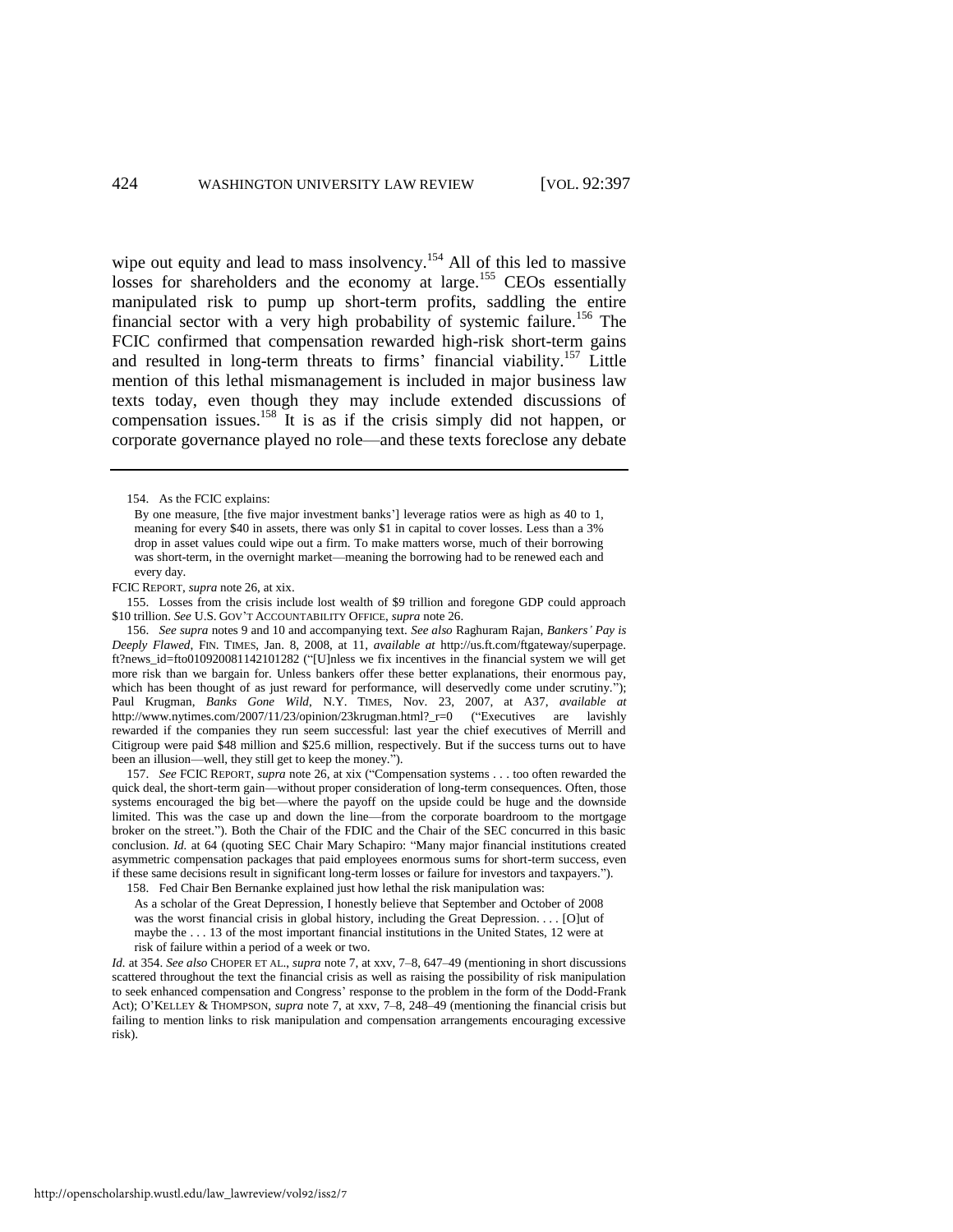wipe out equity and lead to mass insolvency.[154] All of this led to massive losses for shareholders and the economy at large.[155] CEOs essentially manipulated risk to pump up short-term profits, saddling the entire financial sector with a very high probability of systemic failure.[156] The FCIC confirmed that compensation rewarded high-risk short-term gains and resulted in long-term threats to firms' financial viability.[157] Little mention of this lethal mismanagement is included in major business law texts today, even though they may include extended discussions of compensation issues.[158] It is as if the crisis simply did not happen, or corporate governance played no role—and these texts foreclose any debate

---

154. As the FCIC explains:

> By one measure, [the five major investment banks'] leverage ratios were as high as 40 to 1, meaning for every $40 in assets, there was only $1 in capital to cover losses. Less than a 3% drop in asset values could wipe out a firm. To make matters worse, much of their borrowing was short-term, in the overnight market—meaning the borrowing had to be renewed each and every day.

FCIC REPORT, *supra* note 26, at xix.

155. Losses from the crisis include lost wealth of $9 trillion and foregone GDP could approach $10 trillion. *See* U.S. GOV'T ACCOUNTABILITY OFFICE, *supra* note 26.

156. *See supra* notes 9 and 10 and accompanying text. *See also* Raghuram Rajan, *Bankers' Pay is Deeply Flawed*, FIN. TIMES, Jan. 8, 2008, at 11, *available at* http://us.ft.com/ftgateway/superpage.ft?news_id=fto010920081142101282 ("[U]nless we fix incentives in the financial system we will get more risk than we bargain for. Unless bankers offer these better explanations, their enormous pay, which has been thought of as just reward for performance, will deservedly come under scrutiny."); Paul Krugman, *Banks Gone Wild*, N.Y. TIMES, Nov. 23, 2007, at A37, *available at* http://www.nytimes.com/2007/11/23/opinion/23krugman.html?_r=0 ("Executives are lavishly rewarded if the companies they run seem successful: last year the chief executives of Merrill and Citigroup were paid $48 million and $25.6 million, respectively. But if the success turns out to have been an illusion—well, they still get to keep the money.").

157. *See* FCIC REPORT, *supra* note 26, at xix ("Compensation systems . . . too often rewarded the quick deal, the short-term gain—without proper consideration of long-term consequences. Often, those systems encouraged the big bet—where the payoff on the upside could be huge and the downside limited. This was the case up and down the line—from the corporate boardroom to the mortgage broker on the street."). Both the Chair of the FDIC and the Chair of the SEC concurred in this basic conclusion. *Id.* at 64 (quoting SEC Chair Mary Schapiro: "Many major financial institutions created asymmetric compensation packages that paid employees enormous sums for short-term success, even if these same decisions result in significant long-term losses or failure for investors and taxpayers.").

158. Fed Chair Ben Bernanke explained just how lethal the risk manipulation was:

> As a scholar of the Great Depression, I honestly believe that September and October of 2008 was the worst financial crisis in global history, including the Great Depression. . . . [O]ut of maybe the . . . 13 of the most important financial institutions in the United States, 12 were at risk of failure within a period of a week or two.

*Id.* at 354. *See also* CHOPER ET AL., *supra* note 7, at xxv, 7–8, 647–49 (mentioning in short discussions scattered throughout the text the financial crisis as well as raising the possibility of risk manipulation to seek enhanced compensation and Congress' response to the problem in the form of the Dodd-Frank Act); O'KELLEY & THOMPSON, *supra* note 7, at xxv, 7–8, 248–49 (mentioning the financial crisis but failing to mention links to risk manipulation and compensation arrangements encouraging excessive risk).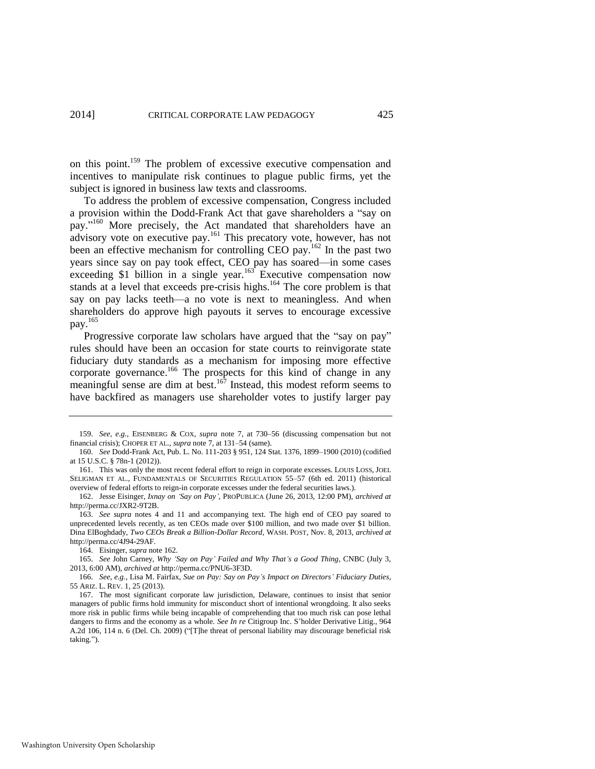on this point.[159] The problem of excessive executive compensation and incentives to manipulate risk continues to plague public firms, yet the subject is ignored in business law texts and classrooms.

To address the problem of excessive compensation, Congress included a provision within the Dodd-Frank Act that gave shareholders a "say on pay."[160] More precisely, the Act mandated that shareholders have an advisory vote on executive pay.[161] This precatory vote, however, has not been an effective mechanism for controlling CEO pay.[162] In the past two years since say on pay took effect, CEO pay has soared—in some cases exceeding $1 billion in a single year.[163] Executive compensation now stands at a level that exceeds pre-crisis highs.[164] The core problem is that say on pay lacks teeth—a no vote is next to meaningless. And when shareholders do approve high payouts it serves to encourage excessive pay.[165]

Progressive corporate law scholars have argued that the "say on pay" rules should have been an occasion for state courts to reinvigorate state fiduciary duty standards as a mechanism for imposing more effective corporate governance.[166] The prospects for this kind of change in any meaningful sense are dim at best.[167] Instead, this modest reform seems to have backfired as managers use shareholder votes to justify larger pay

---

159. *See, e.g.*, EISENBERG & COX, *supra* note 7, at 730–56 (discussing compensation but not financial crisis); CHOPER ET AL., *supra* note 7, at 131–54 (same).

160. *See* Dodd-Frank Act, Pub. L. No. 111-203 § 951, 124 Stat. 1376, 1899–1900 (2010) (codified at 15 U.S.C. § 78n-1 (2012)).

161. This was only the most recent federal effort to reign in corporate excesses. LOUIS LOSS, JOEL SELIGMAN ET AL., FUNDAMENTALS OF SECURITIES REGULATION 55–57 (6th ed. 2011) (historical overview of federal efforts to reign-in corporate excesses under the federal securities laws.).

162. Jesse Eisinger, *Ixnay on 'Say on Pay'*, PROPUBLICA (June 26, 2013, 12:00 PM), *archived at* http://perma.cc/JXR2-9T2B.

163. *See supra* notes 4 and 11 and accompanying text. The high end of CEO pay soared to unprecedented levels recently, as ten CEOs made over $100 million, and two made over $1 billion. Dina ElBoghdady, *Two CEOs Break a Billion-Dollar Record*, WASH. POST, Nov. 8, 2013, *archived at* http://perma.cc/4J94-29AF.

164. Eisinger, *supra* note 162.

165. *See* John Carney, *Why 'Say on Pay' Failed and Why That's a Good Thing*, CNBC (July 3, 2013, 6:00 AM), *archived at* http://perma.cc/PNU6-3F3D.

166. *See, e.g.*, Lisa M. Fairfax, *Sue on Pay: Say on Pay's Impact on Directors' Fiduciary Duties*, 55 ARIZ. L. REV. 1, 25 (2013).

167. The most significant corporate law jurisdiction, Delaware, continues to insist that senior managers of public firms hold immunity for misconduct short of intentional wrongdoing. It also seeks more risk in public firms while being incapable of comprehending that too much risk can pose lethal dangers to firms and the economy as a whole. *See In re* Citigroup Inc. S'holder Derivative Litig., 964 A.2d 106, 114 n. 6 (Del. Ch. 2009) ("[T]he threat of personal liability may discourage beneficial risk taking.").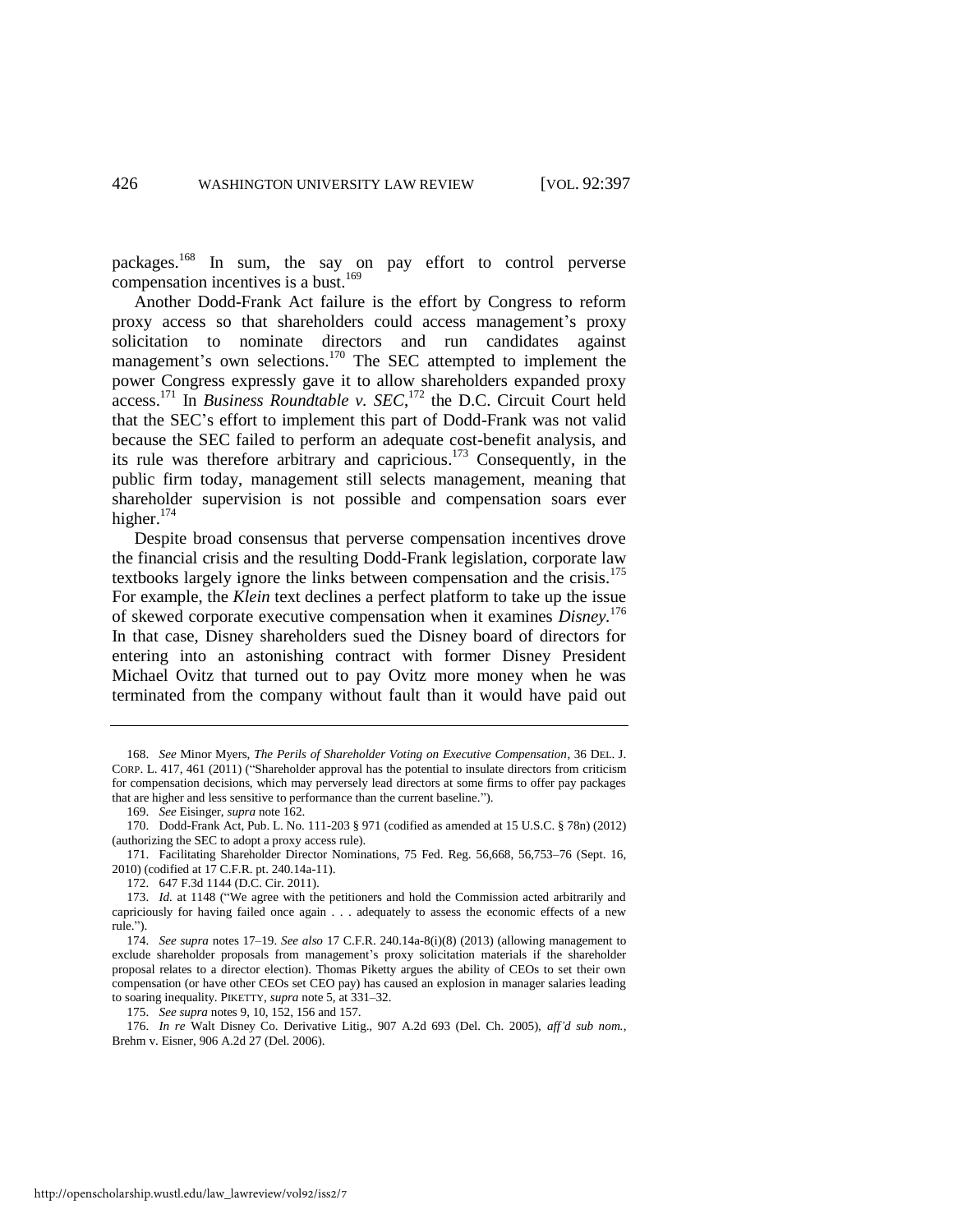packages.[168] In sum, the say on pay effort to control perverse compensation incentives is a bust.[169]

Another Dodd-Frank Act failure is the effort by Congress to reform proxy access so that shareholders could access management's proxy solicitation to nominate directors and run candidates against management's own selections.[170] The SEC attempted to implement the power Congress expressly gave it to allow shareholders expanded proxy access.[171] In *Business Roundtable v. SEC*,[172] the D.C. Circuit Court held that the SEC's effort to implement this part of Dodd-Frank was not valid because the SEC failed to perform an adequate cost-benefit analysis, and its rule was therefore arbitrary and capricious.[173] Consequently, in the public firm today, management still selects management, meaning that shareholder supervision is not possible and compensation soars ever higher.[174]

Despite broad consensus that perverse compensation incentives drove the financial crisis and the resulting Dodd-Frank legislation, corporate law textbooks largely ignore the links between compensation and the crisis.[175] For example, the *Klein* text declines a perfect platform to take up the issue of skewed corporate executive compensation when it examines *Disney*.[176] In that case, Disney shareholders sued the Disney board of directors for entering into an astonishing contract with former Disney President Michael Ovitz that turned out to pay Ovitz more money when he was terminated from the company without fault than it would have paid out

---

168. *See* Minor Myers, *The Perils of Shareholder Voting on Executive Compensation*, 36 DEL. J. CORP. L. 417, 461 (2011) ("Shareholder approval has the potential to insulate directors from criticism for compensation decisions, which may perversely lead directors at some firms to offer pay packages that are higher and less sensitive to performance than the current baseline.").

169. *See* Eisinger, *supra* note 162.

170. Dodd-Frank Act, Pub. L. No. 111-203 § 971 (codified as amended at 15 U.S.C. § 78n) (2012) (authorizing the SEC to adopt a proxy access rule).

171. Facilitating Shareholder Director Nominations, 75 Fed. Reg. 56,668, 56,753–76 (Sept. 16, 2010) (codified at 17 C.F.R. pt. 240.14a-11).

172. 647 F.3d 1144 (D.C. Cir. 2011).

173. *Id.* at 1148 ("We agree with the petitioners and hold the Commission acted arbitrarily and capriciously for having failed once again . . . adequately to assess the economic effects of a new rule.").

174. *See supra* notes 17–19. *See also* 17 C.F.R. 240.14a-8(i)(8) (2013) (allowing management to exclude shareholder proposals from management's proxy solicitation materials if the shareholder proposal relates to a director election). Thomas Piketty argues the ability of CEOs to set their own compensation (or have other CEOs set CEO pay) has caused an explosion in manager salaries leading to soaring inequality. PIKETTY, *supra* note 5, at 331–32.

175. *See supra* notes 9, 10, 152, 156 and 157.

176. *In re* Walt Disney Co. Derivative Litig., 907 A.2d 693 (Del. Ch. 2005), *aff'd sub nom.*, Brehm v. Eisner, 906 A.2d 27 (Del. 2006).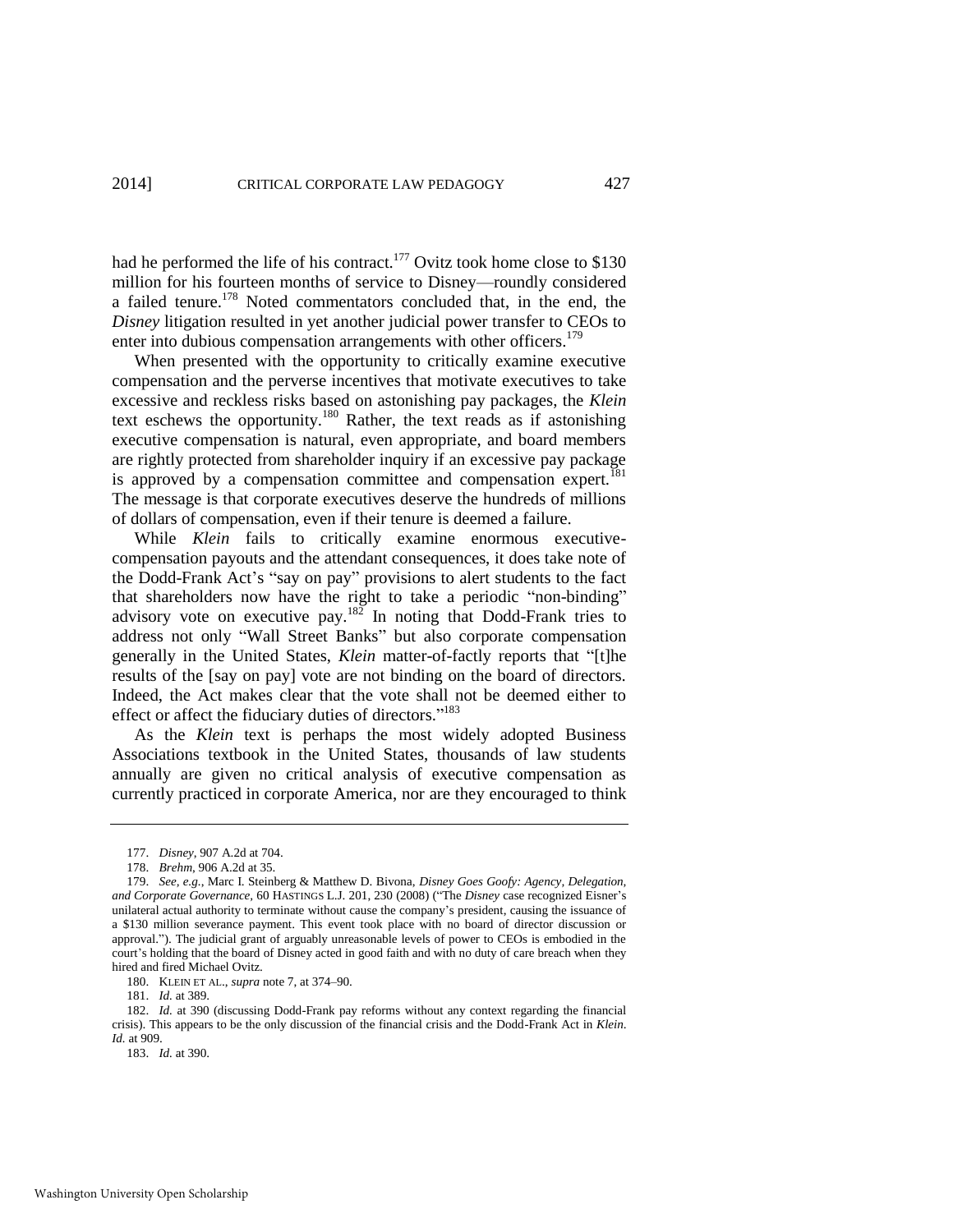had he performed the life of his contract.[177] Ovitz took home close to $130 million for his fourteen months of service to Disney—roundly considered a failed tenure.[178] Noted commentators concluded that, in the end, the *Disney* litigation resulted in yet another judicial power transfer to CEOs to enter into dubious compensation arrangements with other officers.[179]

When presented with the opportunity to critically examine executive compensation and the perverse incentives that motivate executives to take excessive and reckless risks based on astonishing pay packages, the *Klein* text eschews the opportunity.[180] Rather, the text reads as if astonishing executive compensation is natural, even appropriate, and board members are rightly protected from shareholder inquiry if an excessive pay package is approved by a compensation committee and compensation expert.[181] The message is that corporate executives deserve the hundreds of millions of dollars of compensation, even if their tenure is deemed a failure.

While *Klein* fails to critically examine enormous executive-compensation payouts and the attendant consequences, it does take note of the Dodd-Frank Act's "say on pay" provisions to alert students to the fact that shareholders now have the right to take a periodic "non-binding" advisory vote on executive pay.[182] In noting that Dodd-Frank tries to address not only "Wall Street Banks" but also corporate compensation generally in the United States, *Klein* matter-of-factly reports that "[t]he results of the [say on pay] vote are not binding on the board of directors. Indeed, the Act makes clear that the vote shall not be deemed either to effect or affect the fiduciary duties of directors."[183]

As the *Klein* text is perhaps the most widely adopted Business Associations textbook in the United States, thousands of law students annually are given no critical analysis of executive compensation as currently practiced in corporate America, nor are they encouraged to think

---

177. *Disney*, 907 A.2d at 704.

178. *Brehm*, 906 A.2d at 35.

179. *See, e.g.*, Marc I. Steinberg & Matthew D. Bivona, *Disney Goes Goofy: Agency, Delegation, and Corporate Governance*, 60 HASTINGS L.J. 201, 230 (2008) ("The *Disney* case recognized Eisner's unilateral actual authority to terminate without cause the company's president, causing the issuance of a $130 million severance payment. This event took place with no board of director discussion or approval."). The judicial grant of arguably unreasonable levels of power to CEOs is embodied in the court's holding that the board of Disney acted in good faith and with no duty of care breach when they hired and fired Michael Ovitz.

180. KLEIN ET AL., *supra* note 7, at 374–90.

181. *Id.* at 389.

182. *Id.* at 390 (discussing Dodd-Frank pay reforms without any context regarding the financial crisis). This appears to be the only discussion of the financial crisis and the Dodd-Frank Act in *Klein*. *Id.* at 909.

183. *Id.* at 390.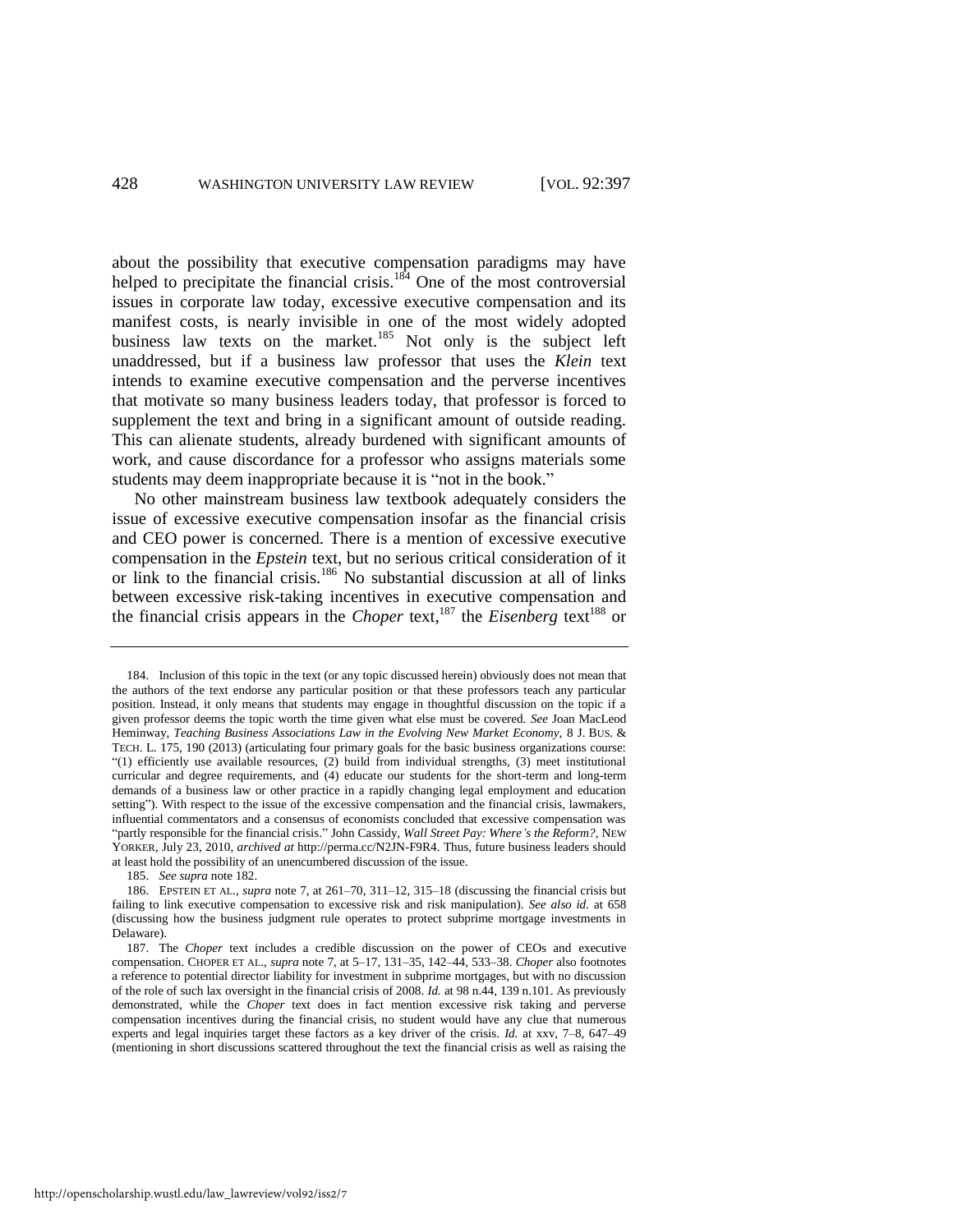about the possibility that executive compensation paradigms may have helped to precipitate the financial crisis.[184] One of the most controversial issues in corporate law today, excessive executive compensation and its manifest costs, is nearly invisible in one of the most widely adopted business law texts on the market.[185] Not only is the subject left unaddressed, but if a business law professor that uses the *Klein* text intends to examine executive compensation and the perverse incentives that motivate so many business leaders today, that professor is forced to supplement the text and bring in a significant amount of outside reading. This can alienate students, already burdened with significant amounts of work, and cause discordance for a professor who assigns materials some students may deem inappropriate because it is "not in the book."

No other mainstream business law textbook adequately considers the issue of excessive executive compensation insofar as the financial crisis and CEO power is concerned. There is a mention of excessive executive compensation in the *Epstein* text, but no serious critical consideration of it or link to the financial crisis.[186] No substantial discussion at all of links between excessive risk-taking incentives in executive compensation and the financial crisis appears in the *Choper* text,[187] the *Eisenberg* text[188] or

---

184. Inclusion of this topic in the text (or any topic discussed herein) obviously does not mean that the authors of the text endorse any particular position or that these professors teach any particular position. Instead, it only means that students may engage in thoughtful discussion on the topic if a given professor deems the topic worth the time given what else must be covered. *See* Joan MacLeod Heminway, *Teaching Business Associations Law in the Evolving New Market Economy*, 8 J. BUS. & TECH. L. 175, 190 (2013) (articulating four primary goals for the basic business organizations course: "(1) efficiently use available resources, (2) build from individual strengths, (3) meet institutional curricular and degree requirements, and (4) educate our students for the short-term and long-term demands of a business law or other practice in a rapidly changing legal employment and education setting"). With respect to the issue of the excessive compensation and the financial crisis, lawmakers, influential commentators and a consensus of economists concluded that excessive compensation was "partly responsible for the financial crisis." John Cassidy, *Wall Street Pay: Where's the Reform?*, NEW YORKER, July 23, 2010, *archived at* http://perma.cc/N2JN-F9R4. Thus, future business leaders should at least hold the possibility of an unencumbered discussion of the issue.

185. *See supra* note 182.

186. EPSTEIN ET AL., *supra* note 7, at 261–70, 311–12, 315–18 (discussing the financial crisis but failing to link executive compensation to excessive risk and risk manipulation). *See also id.* at 658 (discussing how the business judgment rule operates to protect subprime mortgage investments in Delaware).

187. The *Choper* text includes a credible discussion on the power of CEOs and executive compensation. CHOPER ET AL., *supra* note 7, at 5–17, 131–35, 142–44, 533–38. *Choper* also footnotes a reference to potential director liability for investment in subprime mortgages, but with no discussion of the role of such lax oversight in the financial crisis of 2008. *Id.* at 98 n.44, 139 n.101. As previously demonstrated, while the *Choper* text does in fact mention excessive risk taking and perverse compensation incentives during the financial crisis, no student would have any clue that numerous experts and legal inquiries target these factors as a key driver of the crisis. *Id.* at xxv, 7–8, 647–49 (mentioning in short discussions scattered throughout the text the financial crisis as well as raising the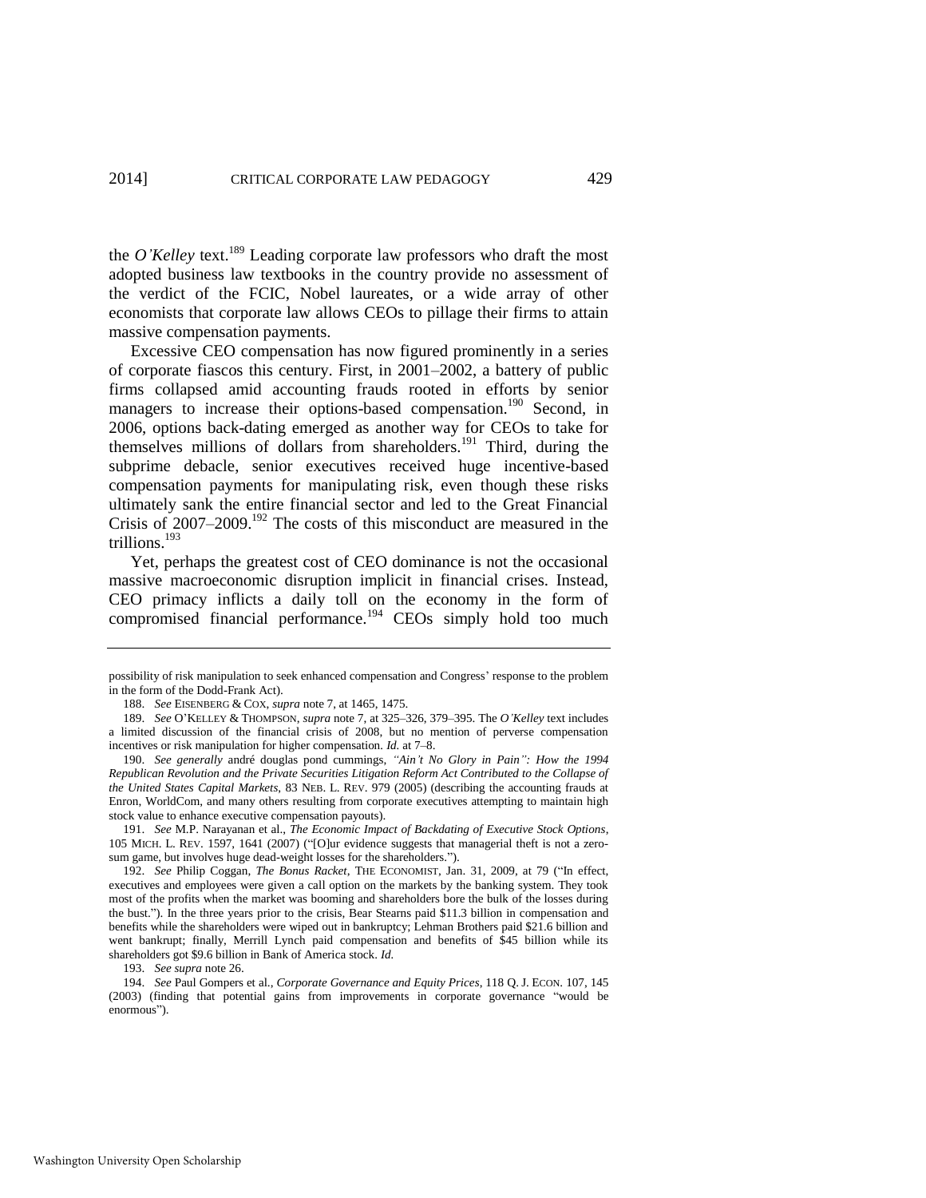the *O'Kelley* text.[189] Leading corporate law professors who draft the most adopted business law textbooks in the country provide no assessment of the verdict of the FCIC, Nobel laureates, or a wide array of other economists that corporate law allows CEOs to pillage their firms to attain massive compensation payments.

Excessive CEO compensation has now figured prominently in a series of corporate fiascos this century. First, in 2001–2002, a battery of public firms collapsed amid accounting frauds rooted in efforts by senior managers to increase their options-based compensation.[190] Second, in 2006, options back-dating emerged as another way for CEOs to take for themselves millions of dollars from shareholders.[191] Third, during the subprime debacle, senior executives received huge incentive-based compensation payments for manipulating risk, even though these risks ultimately sank the entire financial sector and led to the Great Financial Crisis of 2007–2009.[192] The costs of this misconduct are measured in the trillions.[193]

Yet, perhaps the greatest cost of CEO dominance is not the occasional massive macroeconomic disruption implicit in financial crises. Instead, CEO primacy inflicts a daily toll on the economy in the form of compromised financial performance.[194] CEOs simply hold too much

---

possibility of risk manipulation to seek enhanced compensation and Congress' response to the problem in the form of the Dodd-Frank Act).

188. *See* EISENBERG & COX, *supra* note 7, at 1465, 1475.

189. *See* O'KELLEY & THOMPSON, *supra* note 7, at 325–326, 379–395. The *O'Kelley* text includes a limited discussion of the financial crisis of 2008, but no mention of perverse compensation incentives or risk manipulation for higher compensation. *Id.* at 7–8.

190. *See generally* andré douglas pond cummings, *"Ain't No Glory in Pain": How the 1994 Republican Revolution and the Private Securities Litigation Reform Act Contributed to the Collapse of the United States Capital Markets*, 83 NEB. L. REV. 979 (2005) (describing the accounting frauds at Enron, WorldCom, and many others resulting from corporate executives attempting to maintain high stock value to enhance executive compensation payouts).

191. *See* M.P. Narayanan et al., *The Economic Impact of Backdating of Executive Stock Options*, 105 MICH. L. REV. 1597, 1641 (2007) ("[O]ur evidence suggests that managerial theft is not a zero-sum game, but involves huge dead-weight losses for the shareholders.").

192. *See* Philip Coggan, *The Bonus Racket*, THE ECONOMIST, Jan. 31, 2009, at 79 ("In effect, executives and employees were given a call option on the markets by the banking system. They took most of the profits when the market was booming and shareholders bore the bulk of the losses during the bust."). In the three years prior to the crisis, Bear Stearns paid $11.3 billion in compensation and benefits while the shareholders were wiped out in bankruptcy; Lehman Brothers paid $21.6 billion and went bankrupt; finally, Merrill Lynch paid compensation and benefits of $45 billion while its shareholders got $9.6 billion in Bank of America stock. *Id.*

193. *See supra* note 26.

194. *See* Paul Gompers et al., *Corporate Governance and Equity Prices*, 118 Q. J. ECON. 107, 145 (2003) (finding that potential gains from improvements in corporate governance "would be enormous").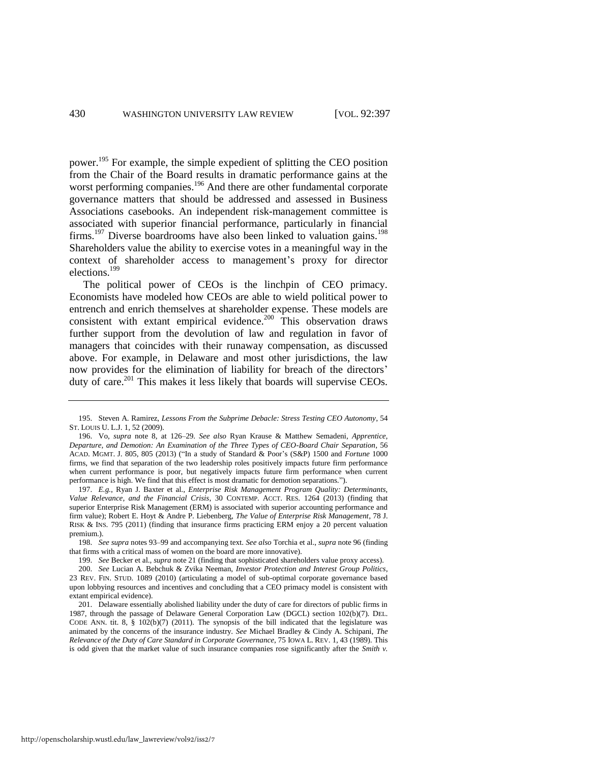power.[195] For example, the simple expedient of splitting the CEO position from the Chair of the Board results in dramatic performance gains at the worst performing companies.[196] And there are other fundamental corporate governance matters that should be addressed and assessed in Business Associations casebooks. An independent risk-management committee is associated with superior financial performance, particularly in financial firms.[197] Diverse boardrooms have also been linked to valuation gains.[198] Shareholders value the ability to exercise votes in a meaningful way in the context of shareholder access to management's proxy for director elections.[199]

The political power of CEOs is the linchpin of CEO primacy. Economists have modeled how CEOs are able to wield political power to entrench and enrich themselves at shareholder expense. These models are consistent with extant empirical evidence.[200] This observation draws further support from the devolution of law and regulation in favor of managers that coincides with their runaway compensation, as discussed above. For example, in Delaware and most other jurisdictions, the law now provides for the elimination of liability for breach of the directors' duty of care.[201] This makes it less likely that boards will supervise CEOs.

---

195. Steven A. Ramirez, *Lessons From the Subprime Debacle: Stress Testing CEO Autonomy*, 54 ST. LOUIS U. L.J. 1, 52 (2009).

196. Vo, *supra* note 8, at 126–29. *See also* Ryan Krause & Matthew Semadeni, *Apprentice, Departure, and Demotion: An Examination of the Three Types of CEO-Board Chair Separation*, 56 ACAD. MGMT. J. 805, 805 (2013) ("In a study of Standard & Poor's (S&P) 1500 and *Fortune* 1000 firms, we find that separation of the two leadership roles positively impacts future firm performance when current performance is poor, but negatively impacts future firm performance when current performance is high. We find that this effect is most dramatic for demotion separations.").

197. *E.g.*, Ryan J. Baxter et al., *Enterprise Risk Management Program Quality: Determinants, Value Relevance, and the Financial Crisis*, 30 CONTEMP. ACCT. RES. 1264 (2013) (finding that superior Enterprise Risk Management (ERM) is associated with superior accounting performance and firm value); Robert E. Hoyt & Andre P. Liebenberg, *The Value of Enterprise Risk Management*, 78 J. RISK & INS. 795 (2011) (finding that insurance firms practicing ERM enjoy a 20 percent valuation premium.).

198. *See supra* notes 93–99 and accompanying text. *See also* Torchia et al., *supra* note 96 (finding that firms with a critical mass of women on the board are more innovative).

199. *See* Becker et al., *supra* note 21 (finding that sophisticated shareholders value proxy access).

200. *See* Lucian A. Bebchuk & Zvika Neeman, *Investor Protection and Interest Group Politics*, 23 REV. FIN. STUD. 1089 (2010) (articulating a model of sub-optimal corporate governance based upon lobbying resources and incentives and concluding that a CEO primacy model is consistent with extant empirical evidence).

201. Delaware essentially abolished liability under the duty of care for directors of public firms in 1987, through the passage of Delaware General Corporation Law (DGCL) section 102(b)(7). DEL. CODE ANN. tit. 8, § 102(b)(7) (2011). The synopsis of the bill indicated that the legislature was animated by the concerns of the insurance industry. *See* Michael Bradley & Cindy A. Schipani, *The Relevance of the Duty of Care Standard in Corporate Governance*, 75 IOWA L. REV. 1, 43 (1989). This is odd given that the market value of such insurance companies rose significantly after the *Smith v.*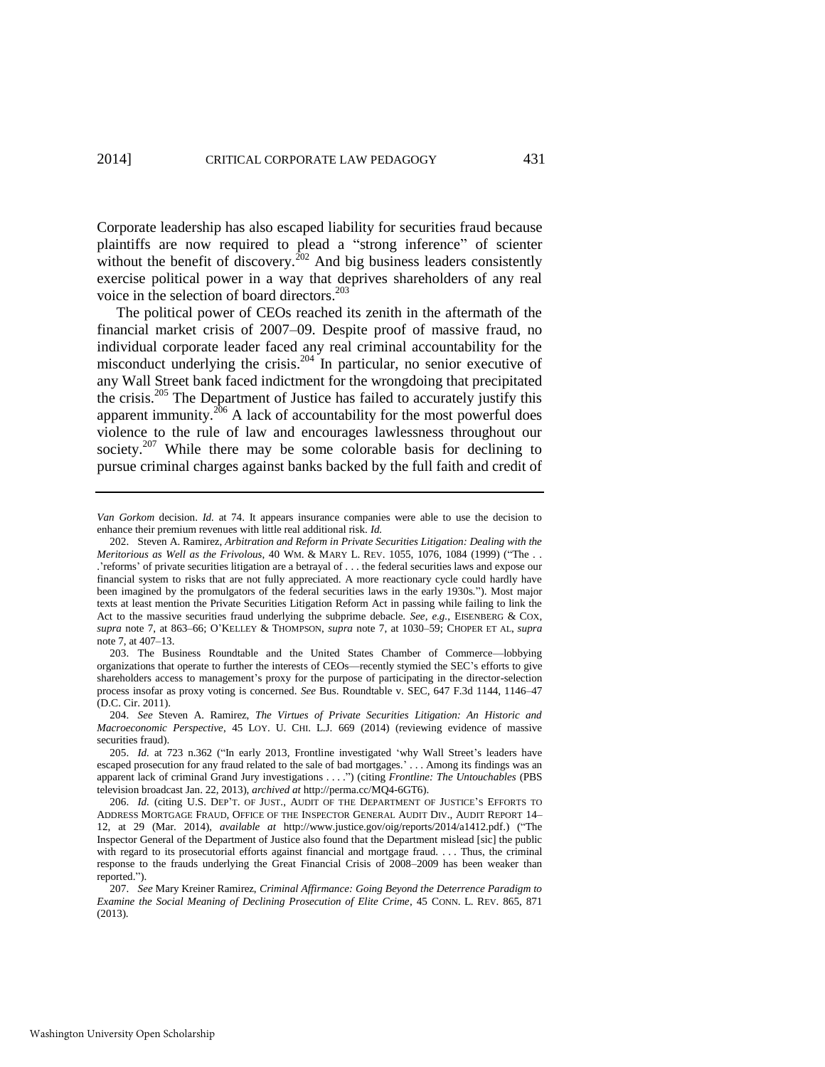Corporate leadership has also escaped liability for securities fraud because plaintiffs are now required to plead a "strong inference" of scienter without the benefit of discovery.[202] And big business leaders consistently exercise political power in a way that deprives shareholders of any real voice in the selection of board directors.[203]

The political power of CEOs reached its zenith in the aftermath of the financial market crisis of 2007–09. Despite proof of massive fraud, no individual corporate leader faced any real criminal accountability for the misconduct underlying the crisis.[204] In particular, no senior executive of any Wall Street bank faced indictment for the wrongdoing that precipitated the crisis.[205] The Department of Justice has failed to accurately justify this apparent immunity.[206] A lack of accountability for the most powerful does violence to the rule of law and encourages lawlessness throughout our society.[207] While there may be some colorable basis for declining to pursue criminal charges against banks backed by the full faith and credit of

---

*Van Gorkom* decision. *Id.* at 74. It appears insurance companies were able to use the decision to enhance their premium revenues with little real additional risk. *Id.*

202. Steven A. Ramirez, *Arbitration and Reform in Private Securities Litigation: Dealing with the Meritorious as Well as the Frivolous*, 40 WM. & MARY L. REV. 1055, 1076, 1084 (1999) ("The . . .'reforms' of private securities litigation are a betrayal of . . . the federal securities laws and expose our financial system to risks that are not fully appreciated. A more reactionary cycle could hardly have been imagined by the promulgators of the federal securities laws in the early 1930s."). Most major texts at least mention the Private Securities Litigation Reform Act in passing while failing to link the Act to the massive securities fraud underlying the subprime debacle. *See, e.g.*, EISENBERG & COX, *supra* note 7, at 863–66; O'KELLEY & THOMPSON, *supra* note 7, at 1030–59; CHOPER ET AL, *supra* note 7, at 407–13.

203. The Business Roundtable and the United States Chamber of Commerce—lobbying organizations that operate to further the interests of CEOs—recently stymied the SEC's efforts to give shareholders access to management's proxy for the purpose of participating in the director-selection process insofar as proxy voting is concerned. *See* Bus. Roundtable v. SEC, 647 F.3d 1144, 1146–47 (D.C. Cir. 2011).

204. *See* Steven A. Ramirez, *The Virtues of Private Securities Litigation: An Historic and Macroeconomic Perspective*, 45 LOY. U. CHI. L.J. 669 (2014) (reviewing evidence of massive securities fraud).

205. *Id.* at 723 n.362 ("In early 2013, Frontline investigated 'why Wall Street's leaders have escaped prosecution for any fraud related to the sale of bad mortgages.' . . . Among its findings was an apparent lack of criminal Grand Jury investigations . . . .") (citing *Frontline: The Untouchables* (PBS television broadcast Jan. 22, 2013), *archived at* http://perma.cc/MQ4-6GT6).

206. *Id.* (citing U.S. DEP'T. OF JUST., AUDIT OF THE DEPARTMENT OF JUSTICE'S EFFORTS TO ADDRESS MORTGAGE FRAUD, OFFICE OF THE INSPECTOR GENERAL AUDIT DIV., AUDIT REPORT 14–12, at 29 (Mar. 2014), *available at* http://www.justice.gov/oig/reports/2014/a1412.pdf.) ("The Inspector General of the Department of Justice also found that the Department mislead [sic] the public with regard to its prosecutorial efforts against financial and mortgage fraud. . . . Thus, the criminal response to the frauds underlying the Great Financial Crisis of 2008–2009 has been weaker than reported.").

207. *See* Mary Kreiner Ramirez, *Criminal Affirmance: Going Beyond the Deterrence Paradigm to Examine the Social Meaning of Declining Prosecution of Elite Crime*, 45 CONN. L. REV. 865, 871 (2013).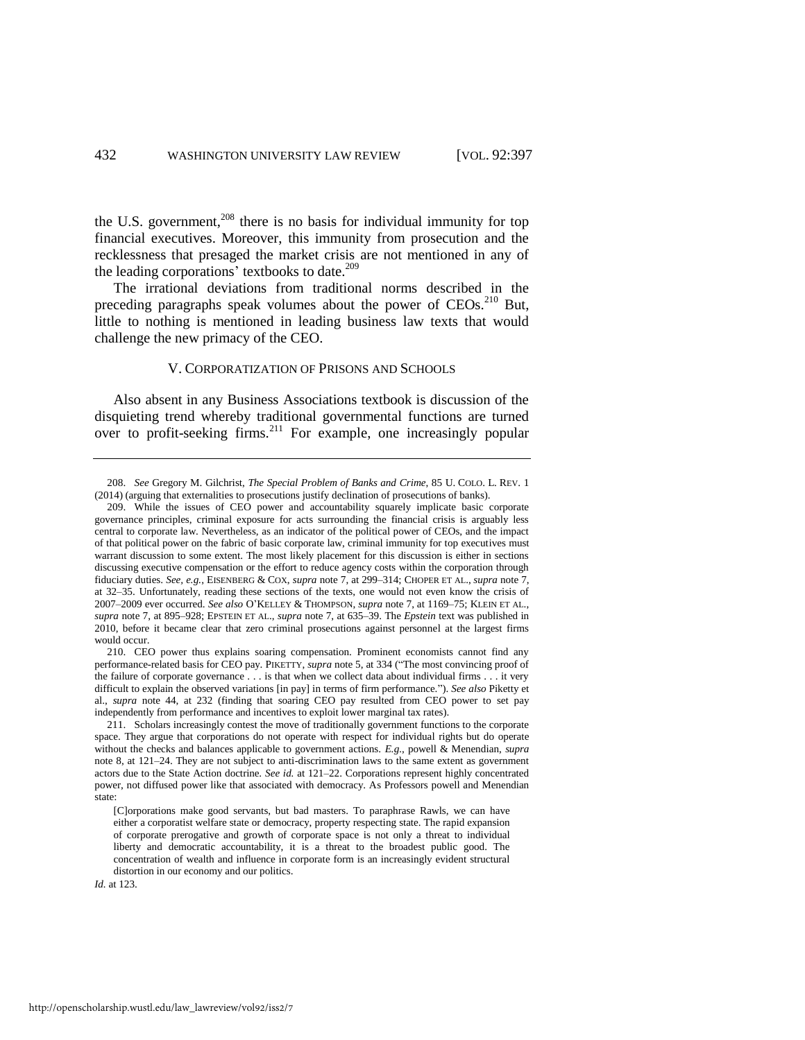the U.S. government,[208] there is no basis for individual immunity for top financial executives. Moreover, this immunity from prosecution and the recklessness that presaged the market crisis are not mentioned in any of the leading corporations' textbooks to date.[209]

The irrational deviations from traditional norms described in the preceding paragraphs speak volumes about the power of CEOs.[210] But, little to nothing is mentioned in leading business law texts that would challenge the new primacy of the CEO.

## V. CORPORATIZATION OF PRISONS AND SCHOOLS

Also absent in any Business Associations textbook is discussion of the disquieting trend whereby traditional governmental functions are turned over to profit-seeking firms.[211] For example, one increasingly popular

---

208. *See* Gregory M. Gilchrist, *The Special Problem of Banks and Crime*, 85 U. COLO. L. REV. 1 (2014) (arguing that externalities to prosecutions justify declination of prosecutions of banks).

209. While the issues of CEO power and accountability squarely implicate basic corporate governance principles, criminal exposure for acts surrounding the financial crisis is arguably less central to corporate law. Nevertheless, as an indicator of the political power of CEOs, and the impact of that political power on the fabric of basic corporate law, criminal immunity for top executives must warrant discussion to some extent. The most likely placement for this discussion is either in sections discussing executive compensation or the effort to reduce agency costs within the corporation through fiduciary duties. *See, e.g.*, EISENBERG & COX, *supra* note 7, at 299–314; CHOPER ET AL., *supra* note 7, at 32–35. Unfortunately, reading these sections of the texts, one would not even know the crisis of 2007–2009 ever occurred. *See also* O'KELLEY & THOMPSON, *supra* note 7, at 1169–75; KLEIN ET AL., *supra* note 7, at 895–928; EPSTEIN ET AL., *supra* note 7, at 635–39. The *Epstein* text was published in 2010, before it became clear that zero criminal prosecutions against personnel at the largest firms would occur.

210. CEO power thus explains soaring compensation. Prominent economists cannot find any performance-related basis for CEO pay. PIKETTY, *supra* note 5, at 334 ("The most convincing proof of the failure of corporate governance . . . is that when we collect data about individual firms . . . it very difficult to explain the observed variations [in pay] in terms of firm performance."). *See also* Piketty et al., *supra* note 44, at 232 (finding that soaring CEO pay resulted from CEO power to set pay independently from performance and incentives to exploit lower marginal tax rates).

211. Scholars increasingly contest the move of traditionally government functions to the corporate space. They argue that corporations do not operate with respect for individual rights but do operate without the checks and balances applicable to government actions. *E.g.*, powell & Menendian, *supra* note 8, at 121–24. They are not subject to anti-discrimination laws to the same extent as government actors due to the State Action doctrine. *See id.* at 121–22. Corporations represent highly concentrated power, not diffused power like that associated with democracy. As Professors powell and Menendian state:

> [C]orporations make good servants, but bad masters. To paraphrase Rawls, we can have either a corporatist welfare state or democracy, property respecting state. The rapid expansion of corporate prerogative and growth of corporate space is not only a threat to individual liberty and democratic accountability, it is a threat to the broadest public good. The concentration of wealth and influence in corporate form is an increasingly evident structural distortion in our economy and our politics.

*Id.* at 123.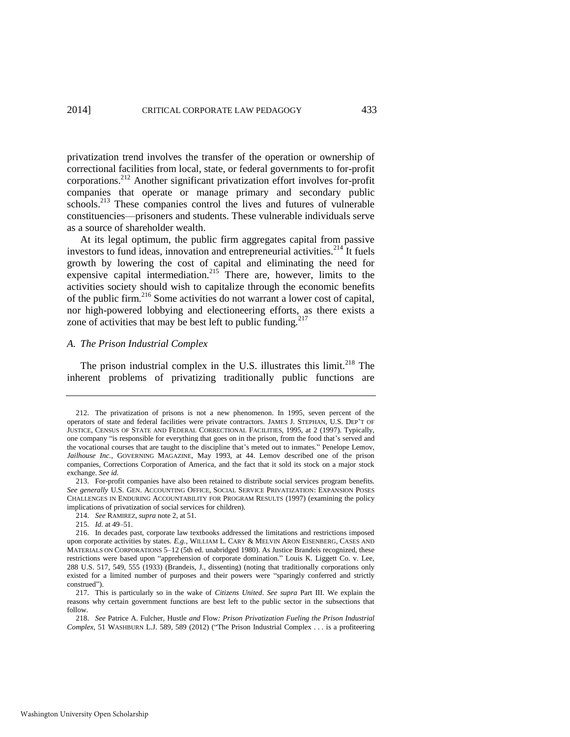privatization trend involves the transfer of the operation or ownership of correctional facilities from local, state, or federal governments to for-profit corporations.[212] Another significant privatization effort involves for-profit companies that operate or manage primary and secondary public schools.[213] These companies control the lives and futures of vulnerable constituencies—prisoners and students. These vulnerable individuals serve as a source of shareholder wealth.

At its legal optimum, the public firm aggregates capital from passive investors to fund ideas, innovation and entrepreneurial activities.[214] It fuels growth by lowering the cost of capital and eliminating the need for expensive capital intermediation.[215] There are, however, limits to the activities society should wish to capitalize through the economic benefits of the public firm.[216] Some activities do not warrant a lower cost of capital, nor high-powered lobbying and electioneering efforts, as there exists a zone of activities that may be best left to public funding.[217]

### *A. The Prison Industrial Complex*

The prison industrial complex in the U.S. illustrates this limit.[218] The inherent problems of privatizing traditionally public functions are

---

212. The privatization of prisons is not a new phenomenon. In 1995, seven percent of the operators of state and federal facilities were private contractors. JAMES J. STEPHAN, U.S. DEP'T OF JUSTICE, CENSUS OF STATE AND FEDERAL CORRECTIONAL FACILITIES, 1995, at 2 (1997). Typically, one company "is responsible for everything that goes on in the prison, from the food that's served and the vocational courses that are taught to the discipline that's meted out to inmates." Penelope Lemov, *Jailhouse Inc.*, GOVERNING MAGAZINE, May 1993, at 44. Lemov described one of the prison companies, Corrections Corporation of America, and the fact that it sold its stock on a major stock exchange. *See id.*

213. For-profit companies have also been retained to distribute social services program benefits. *See generally* U.S. GEN. ACCOUNTING OFFICE, SOCIAL SERVICE PRIVATIZATION: EXPANSION POSES CHALLENGES IN ENDURING ACCOUNTABILITY FOR PROGRAM RESULTS (1997) (examining the policy implications of privatization of social services for children).

214. *See* RAMIREZ, *supra* note 2, at 51.

215. *Id.* at 49–51.

216. In decades past, corporate law textbooks addressed the limitations and restrictions imposed upon corporate activities by states. *E.g.*, WILLIAM L. CARY & MELVIN ARON EISENBERG, CASES AND MATERIALS ON CORPORATIONS 5–12 (5th ed. unabridged 1980). As Justice Brandeis recognized, these restrictions were based upon "apprehension of corporate domination." Louis K. Liggett Co. v. Lee, 288 U.S. 517, 549, 555 (1933) (Brandeis, J., dissenting) (noting that traditionally corporations only existed for a limited number of purposes and their powers were "sparingly conferred and strictly construed").

217. This is particularly so in the wake of *Citizens United*. *See supra* Part III. We explain the reasons why certain government functions are best left to the public sector in the subsections that follow.

218. *See* Patrice A. Fulcher, Hustle *and* Flow*: Prison Privatization Fueling the Prison Industrial Complex*, 51 WASHBURN L.J. 589, 589 (2012) ("The Prison Industrial Complex . . . is a profiteering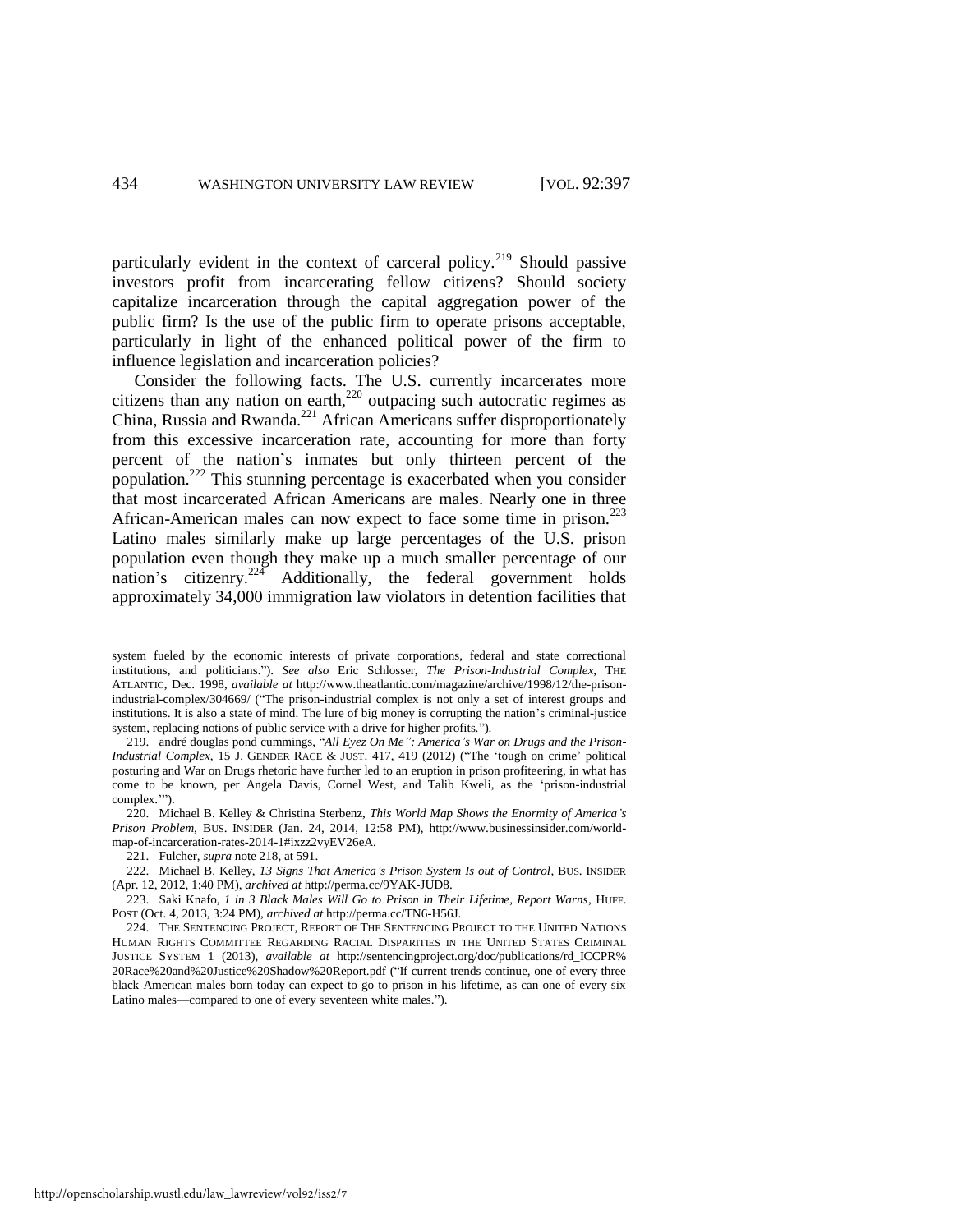particularly evident in the context of carceral policy.[219] Should passive investors profit from incarcerating fellow citizens? Should society capitalize incarceration through the capital aggregation power of the public firm? Is the use of the public firm to operate prisons acceptable, particularly in light of the enhanced political power of the firm to influence legislation and incarceration policies?

Consider the following facts. The U.S. currently incarcerates more citizens than any nation on earth,[220] outpacing such autocratic regimes as China, Russia and Rwanda.[221] African Americans suffer disproportionately from this excessive incarceration rate, accounting for more than forty percent of the nation's inmates but only thirteen percent of the population.[222] This stunning percentage is exacerbated when you consider that most incarcerated African Americans are males. Nearly one in three African-American males can now expect to face some time in prison.[223] Latino males similarly make up large percentages of the U.S. prison population even though they make up a much smaller percentage of our nation's citizenry.[224] Additionally, the federal government holds approximately 34,000 immigration law violators in detention facilities that

---

system fueled by the economic interests of private corporations, federal and state correctional institutions, and politicians."). *See also* Eric Schlosser, *The Prison-Industrial Complex*, THE ATLANTIC, Dec. 1998, *available at* http://www.theatlantic.com/magazine/archive/1998/12/the-prison-industrial-complex/304669/ ("The prison-industrial complex is not only a set of interest groups and institutions. It is also a state of mind. The lure of big money is corrupting the nation's criminal-justice system, replacing notions of public service with a drive for higher profits.").

219. andré douglas pond cummings, "*All Eyez On Me": America's War on Drugs and the Prison-Industrial Complex*, 15 J. GENDER RACE & JUST. 417, 419 (2012) ("The 'tough on crime' political posturing and War on Drugs rhetoric have further led to an eruption in prison profiteering, in what has come to be known, per Angela Davis, Cornel West, and Talib Kweli, as the 'prison-industrial complex.'").

220. Michael B. Kelley & Christina Sterbenz, *This World Map Shows the Enormity of America's Prison Problem*, BUS. INSIDER (Jan. 24, 2014, 12:58 PM), http://www.businessinsider.com/world-map-of-incarceration-rates-2014-1#ixzz2vyEV26eA.

221. Fulcher, *supra* note 218, at 591.

222. Michael B. Kelley, *13 Signs That America's Prison System Is out of Control*, BUS. INSIDER (Apr. 12, 2012, 1:40 PM), *archived at* http://perma.cc/9YAK-JUD8.

223. Saki Knafo, *1 in 3 Black Males Will Go to Prison in Their Lifetime, Report Warns*, HUFF. POST (Oct. 4, 2013, 3:24 PM), *archived at* http://perma.cc/TN6-H56J.

224. THE SENTENCING PROJECT, REPORT OF THE SENTENCING PROJECT TO THE UNITED NATIONS HUMAN RIGHTS COMMITTEE REGARDING RACIAL DISPARITIES IN THE UNITED STATES CRIMINAL JUSTICE SYSTEM 1 (2013), *available at* http://sentencingproject.org/doc/publications/rd_ICCPR%20Race%20and%20Justice%20Shadow%20Report.pdf ("If current trends continue, one of every three black American males born today can expect to go to prison in his lifetime, as can one of every six Latino males—compared to one of every seventeen white males.").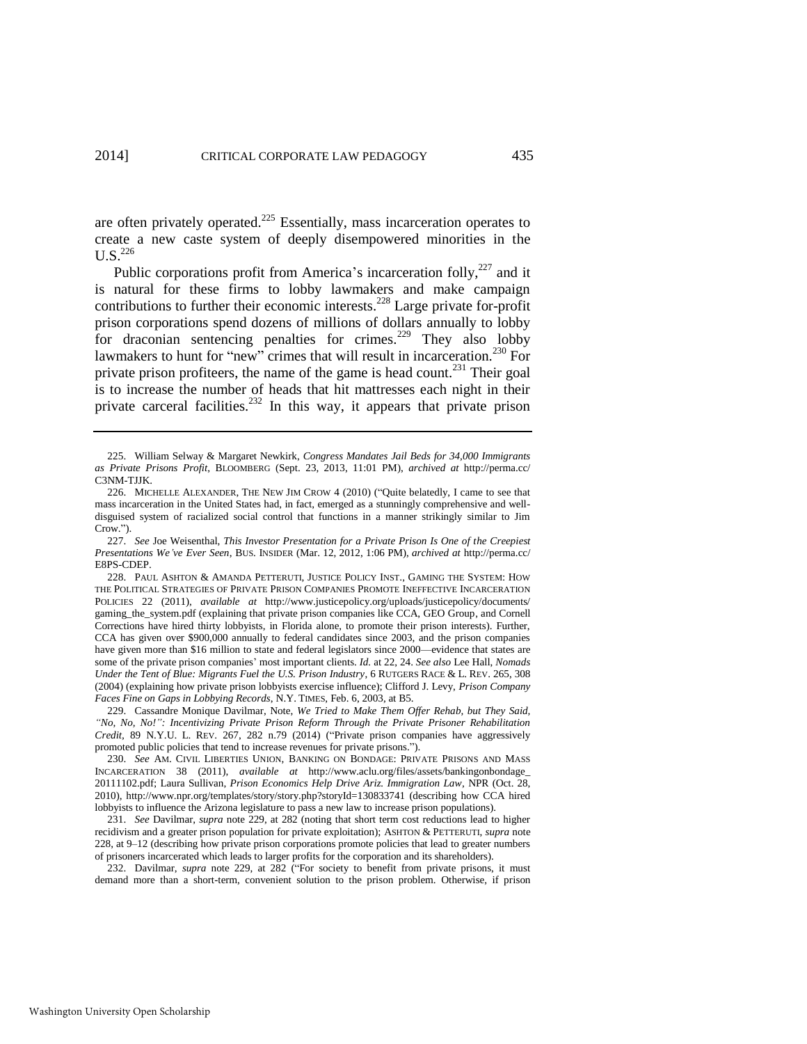are often privately operated.[225] Essentially, mass incarceration operates to create a new caste system of deeply disempowered minorities in the U.S.[226]

Public corporations profit from America's incarceration folly,[227] and it is natural for these firms to lobby lawmakers and make campaign contributions to further their economic interests.[228] Large private for-profit prison corporations spend dozens of millions of dollars annually to lobby for draconian sentencing penalties for crimes.[229] They also lobby lawmakers to hunt for "new" crimes that will result in incarceration.[230] For private prison profiteers, the name of the game is head count.[231] Their goal is to increase the number of heads that hit mattresses each night in their private carceral facilities.[232] In this way, it appears that private prison

---

225. William Selway & Margaret Newkirk, *Congress Mandates Jail Beds for 34,000 Immigrants as Private Prisons Profit*, BLOOMBERG (Sept. 23, 2013, 11:01 PM), *archived at* http://perma.cc/C3NM-TJJK.

226. MICHELLE ALEXANDER, THE NEW JIM CROW 4 (2010) ("Quite belatedly, I came to see that mass incarceration in the United States had, in fact, emerged as a stunningly comprehensive and well-disguised system of racialized social control that functions in a manner strikingly similar to Jim Crow.").

227. *See* Joe Weisenthal, *This Investor Presentation for a Private Prison Is One of the Creepiest Presentations We've Ever Seen*, BUS. INSIDER (Mar. 12, 2012, 1:06 PM), *archived at* http://perma.cc/E8PS-CDEP.

228. PAUL ASHTON & AMANDA PETTERUTI, JUSTICE POLICY INST., GAMING THE SYSTEM: HOW THE POLITICAL STRATEGIES OF PRIVATE PRISON COMPANIES PROMOTE INEFFECTIVE INCARCERATION POLICIES 22 (2011), *available at* http://www.justicepolicy.org/uploads/justicepolicy/documents/gaming_the_system.pdf (explaining that private prison companies like CCA, GEO Group, and Cornell Corrections have hired thirty lobbyists, in Florida alone, to promote their prison interests). Further, CCA has given over $900,000 annually to federal candidates since 2003, and the prison companies have given more than $16 million to state and federal legislators since 2000—evidence that states are some of the private prison companies' most important clients. *Id.* at 22, 24. *See also* Lee Hall, *Nomads Under the Tent of Blue: Migrants Fuel the U.S. Prison Industry*, 6 RUTGERS RACE & L. REV. 265, 308 (2004) (explaining how private prison lobbyists exercise influence); Clifford J. Levy, *Prison Company Faces Fine on Gaps in Lobbying Records*, N.Y. TIMES, Feb. 6, 2003, at B5.

229. Cassandre Monique Davilmar, Note, *We Tried to Make Them Offer Rehab, but They Said, "No, No, No!": Incentivizing Private Prison Reform Through the Private Prisoner Rehabilitation Credit*, 89 N.Y.U. L. REV. 267, 282 n.79 (2014) ("Private prison companies have aggressively promoted public policies that tend to increase revenues for private prisons.").

230. *See* AM. CIVIL LIBERTIES UNION, BANKING ON BONDAGE: PRIVATE PRISONS AND MASS INCARCERATION 38 (2011), *available at* http://www.aclu.org/files/assets/bankingonbondage_20111102.pdf; Laura Sullivan, *Prison Economics Help Drive Ariz. Immigration Law*, NPR (Oct. 28, 2010), http://www.npr.org/templates/story/story.php?storyId=130833741 (describing how CCA hired lobbyists to influence the Arizona legislature to pass a new law to increase prison populations).

231. *See* Davilmar, *supra* note 229, at 282 (noting that short term cost reductions lead to higher recidivism and a greater prison population for private exploitation); ASHTON & PETTERUTI, *supra* note 228, at 9–12 (describing how private prison corporations promote policies that lead to greater numbers of prisoners incarcerated which leads to larger profits for the corporation and its shareholders).

232. Davilmar, *supra* note 229, at 282 ("For society to benefit from private prisons, it must demand more than a short-term, convenient solution to the prison problem. Otherwise, if prison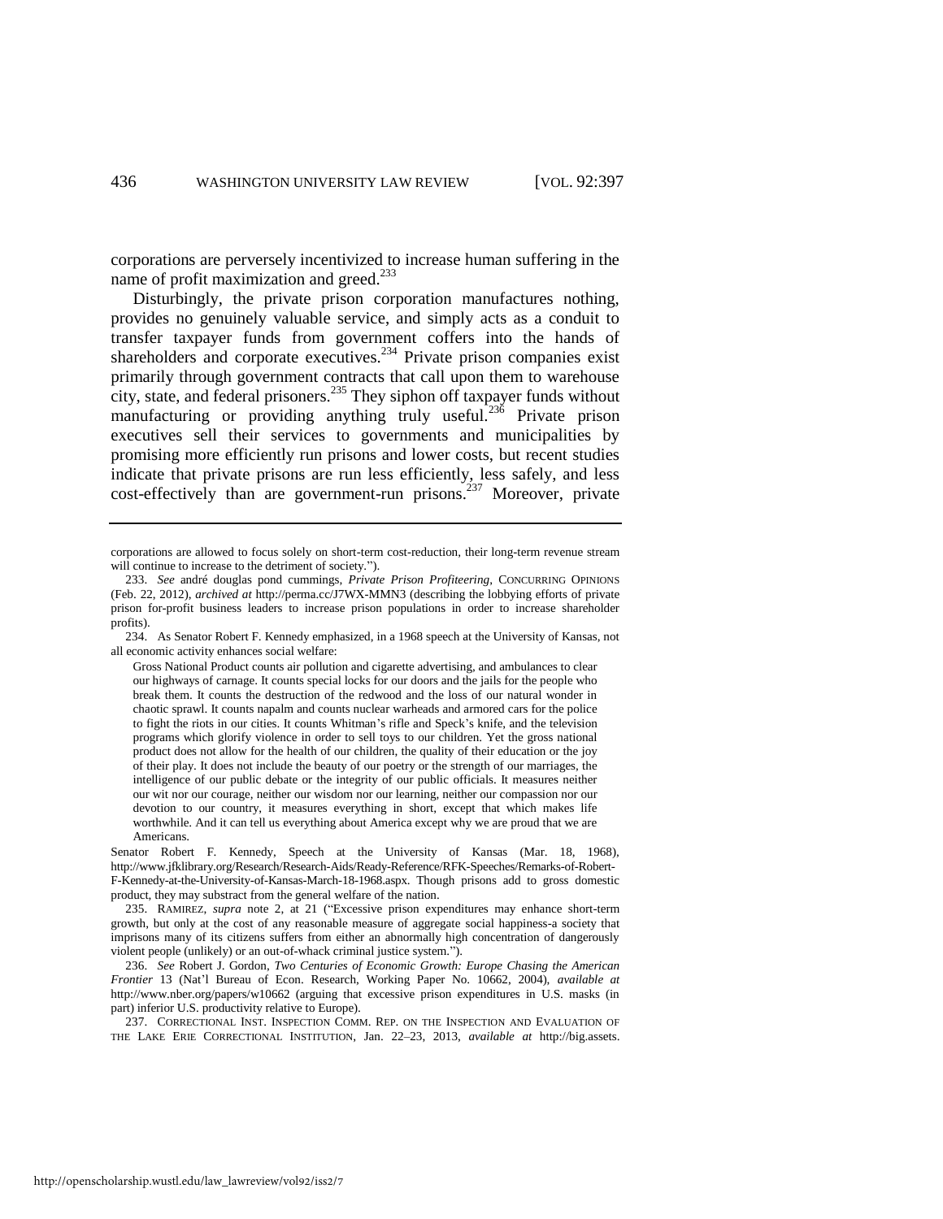corporations are perversely incentivized to increase human suffering in the name of profit maximization and greed.[233]

Disturbingly, the private prison corporation manufactures nothing, provides no genuinely valuable service, and simply acts as a conduit to transfer taxpayer funds from government coffers into the hands of shareholders and corporate executives.[234] Private prison companies exist primarily through government contracts that call upon them to warehouse city, state, and federal prisoners.[235] They siphon off taxpayer funds without manufacturing or providing anything truly useful.[236] Private prison executives sell their services to governments and municipalities by promising more efficiently run prisons and lower costs, but recent studies indicate that private prisons are run less efficiently, less safely, and less cost-effectively than are government-run prisons.[237] Moreover, private

---

corporations are allowed to focus solely on short-term cost-reduction, their long-term revenue stream will continue to increase to the detriment of society.").

233. *See* andré douglas pond cummings, *Private Prison Profiteering*, CONCURRING OPINIONS (Feb. 22, 2012), *archived at* http://perma.cc/J7WX-MMN3 (describing the lobbying efforts of private prison for-profit business leaders to increase prison populations in order to increase shareholder profits).

234. As Senator Robert F. Kennedy emphasized, in a 1968 speech at the University of Kansas, not all economic activity enhances social welfare:

> Gross National Product counts air pollution and cigarette advertising, and ambulances to clear our highways of carnage. It counts special locks for our doors and the jails for the people who break them. It counts the destruction of the redwood and the loss of our natural wonder in chaotic sprawl. It counts napalm and counts nuclear warheads and armored cars for the police to fight the riots in our cities. It counts Whitman's rifle and Speck's knife, and the television programs which glorify violence in order to sell toys to our children. Yet the gross national product does not allow for the health of our children, the quality of their education or the joy of their play. It does not include the beauty of our poetry or the strength of our marriages, the intelligence of our public debate or the integrity of our public officials. It measures neither our wit nor our courage, neither our wisdom nor our learning, neither our compassion nor our devotion to our country, it measures everything in short, except that which makes life worthwhile. And it can tell us everything about America except why we are proud that we are Americans.

Senator Robert F. Kennedy, Speech at the University of Kansas (Mar. 18, 1968), http://www.jfklibrary.org/Research/Research-Aids/Ready-Reference/RFK-Speeches/Remarks-of-Robert-F-Kennedy-at-the-University-of-Kansas-March-18-1968.aspx. Though prisons add to gross domestic product, they may substract from the general welfare of the nation.

235. RAMIREZ, *supra* note 2, at 21 ("Excessive prison expenditures may enhance short-term growth, but only at the cost of any reasonable measure of aggregate social happiness-a society that imprisons many of its citizens suffers from either an abnormally high concentration of dangerously violent people (unlikely) or an out-of-whack criminal justice system.").

236. *See* Robert J. Gordon, *Two Centuries of Economic Growth: Europe Chasing the American Frontier* 13 (Nat'l Bureau of Econ. Research, Working Paper No. 10662, 2004), *available at* http://www.nber.org/papers/w10662 (arguing that excessive prison expenditures in U.S. masks (in part) inferior U.S. productivity relative to Europe).

237. CORRECTIONAL INST. INSPECTION COMM. REP. ON THE INSPECTION AND EVALUATION OF THE LAKE ERIE CORRECTIONAL INSTITUTION, Jan. 22–23, 2013, *available at* http://big.assets.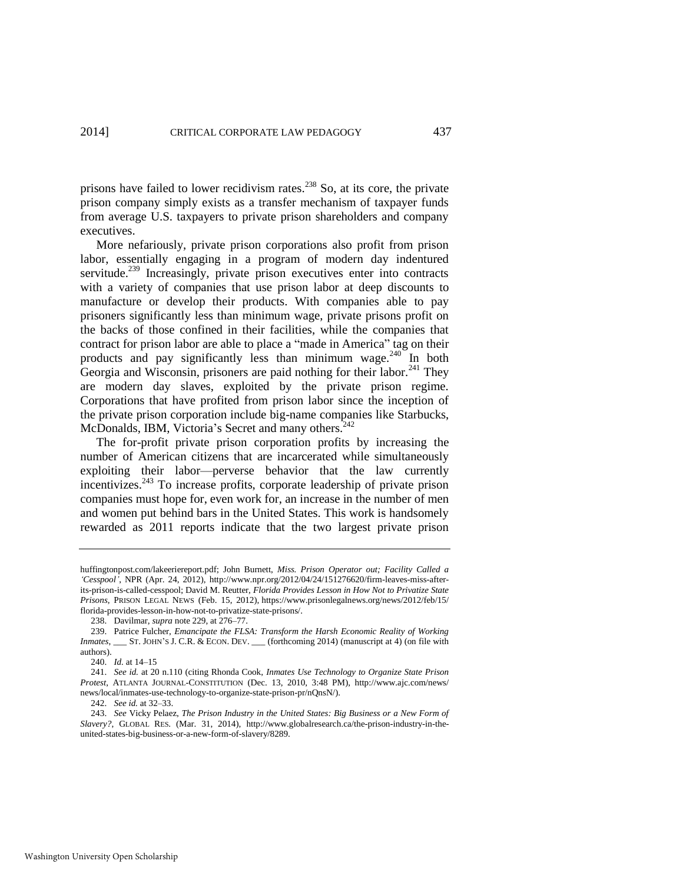prisons have failed to lower recidivism rates.[238] So, at its core, the private prison company simply exists as a transfer mechanism of taxpayer funds from average U.S. taxpayers to private prison shareholders and company executives.

More nefariously, private prison corporations also profit from prison labor, essentially engaging in a program of modern day indentured servitude.[239] Increasingly, private prison executives enter into contracts with a variety of companies that use prison labor at deep discounts to manufacture or develop their products. With companies able to pay prisoners significantly less than minimum wage, private prisons profit on the backs of those confined in their facilities, while the companies that contract for prison labor are able to place a "made in America" tag on their products and pay significantly less than minimum wage.[240] In both Georgia and Wisconsin, prisoners are paid nothing for their labor.[241] They are modern day slaves, exploited by the private prison regime. Corporations that have profited from prison labor since the inception of the private prison corporation include big-name companies like Starbucks, McDonalds, IBM, Victoria's Secret and many others.[242]

The for-profit private prison corporation profits by increasing the number of American citizens that are incarcerated while simultaneously exploiting their labor—perverse behavior that the law currently incentivizes.[243] To increase profits, corporate leadership of private prison companies must hope for, even work for, an increase in the number of men and women put behind bars in the United States. This work is handsomely rewarded as 2011 reports indicate that the two largest private prison

---

huffingtonpost.com/lakeeriereport.pdf; John Burnett, *Miss. Prison Operator out; Facility Called a 'Cesspool'*, NPR (Apr. 24, 2012), http://www.npr.org/2012/04/24/151276620/firm-leaves-miss-after-its-prison-is-called-cesspool; David M. Reutter, *Florida Provides Lesson in How Not to Privatize State Prisons*, PRISON LEGAL NEWS (Feb. 15, 2012), https://www.prisonlegalnews.org/news/2012/feb/15/florida-provides-lesson-in-how-not-to-privatize-state-prisons/.

238. Davilmar, *supra* note 229, at 276–77.

239. Patrice Fulcher, *Emancipate the FLSA: Transform the Harsh Economic Reality of Working Inmates*, ___ ST. JOHN'S J. C.R. & ECON. DEV. ___ (forthcoming 2014) (manuscript at 4) (on file with authors).

240. *Id.* at 14–15

241. *See id.* at 20 n.110 (citing Rhonda Cook, *Inmates Use Technology to Organize State Prison Protest*, ATLANTA JOURNAL-CONSTITUTION (Dec. 13, 2010, 3:48 PM), http://www.ajc.com/news/news/local/inmates-use-technology-to-organize-state-prison-pr/nQnsN/).

242. *See id.* at 32–33.

243. *See* Vicky Pelaez, *The Prison Industry in the United States: Big Business or a New Form of Slavery?*, GLOBAL RES. (Mar. 31, 2014), http://www.globalresearch.ca/the-prison-industry-in-the-united-states-big-business-or-a-new-form-of-slavery/8289.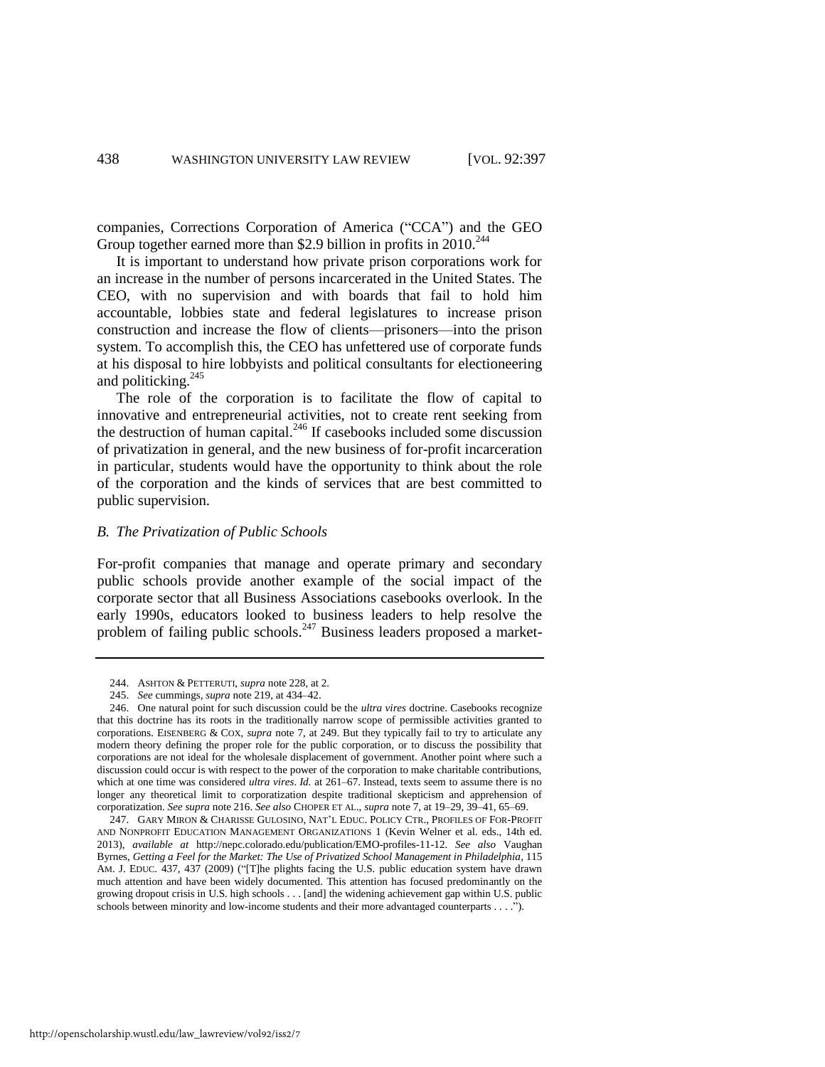companies, Corrections Corporation of America ("CCA") and the GEO Group together earned more than $2.9 billion in profits in 2010.[244]

It is important to understand how private prison corporations work for an increase in the number of persons incarcerated in the United States. The CEO, with no supervision and with boards that fail to hold him accountable, lobbies state and federal legislatures to increase prison construction and increase the flow of clients—prisoners—into the prison system. To accomplish this, the CEO has unfettered use of corporate funds at his disposal to hire lobbyists and political consultants for electioneering and politicking.[245]

The role of the corporation is to facilitate the flow of capital to innovative and entrepreneurial activities, not to create rent seeking from the destruction of human capital.[246] If casebooks included some discussion of privatization in general, and the new business of for-profit incarceration in particular, students would have the opportunity to think about the role of the corporation and the kinds of services that are best committed to public supervision.

### *B. The Privatization of Public Schools*

For-profit companies that manage and operate primary and secondary public schools provide another example of the social impact of the corporate sector that all Business Associations casebooks overlook. In the early 1990s, educators looked to business leaders to help resolve the problem of failing public schools.[247] Business leaders proposed a market-

---

244. ASHTON & PETTERUTI, *supra* note 228, at 2.

245. *See* cummings, *supra* note 219, at 434–42.

246. One natural point for such discussion could be the *ultra vires* doctrine. Casebooks recognize that this doctrine has its roots in the traditionally narrow scope of permissible activities granted to corporations. EISENBERG & COX, *supra* note 7, at 249. But they typically fail to try to articulate any modern theory defining the proper role for the public corporation, or to discuss the possibility that corporations are not ideal for the wholesale displacement of government. Another point where such a discussion could occur is with respect to the power of the corporation to make charitable contributions, which at one time was considered *ultra vires*. *Id.* at 261–67. Instead, texts seem to assume there is no longer any theoretical limit to corporatization despite traditional skepticism and apprehension of corporatization. *See supra* note 216. *See also* CHOPER ET AL., *supra* note 7, at 19–29, 39–41, 65–69.

247. GARY MIRON & CHARISSE GULOSINO, NAT'L EDUC. POLICY CTR., PROFILES OF FOR-PROFIT AND NONPROFIT EDUCATION MANAGEMENT ORGANIZATIONS 1 (Kevin Welner et al. eds., 14th ed. 2013), *available at* http://nepc.colorado.edu/publication/EMO-profiles-11-12. *See also* Vaughan Byrnes, *Getting a Feel for the Market: The Use of Privatized School Management in Philadelphia*, 115 AM. J. EDUC. 437, 437 (2009) ("[T]he plights facing the U.S. public education system have drawn much attention and have been widely documented. This attention has focused predominantly on the growing dropout crisis in U.S. high schools . . . [and] the widening achievement gap within U.S. public schools between minority and low-income students and their more advantaged counterparts . . . .").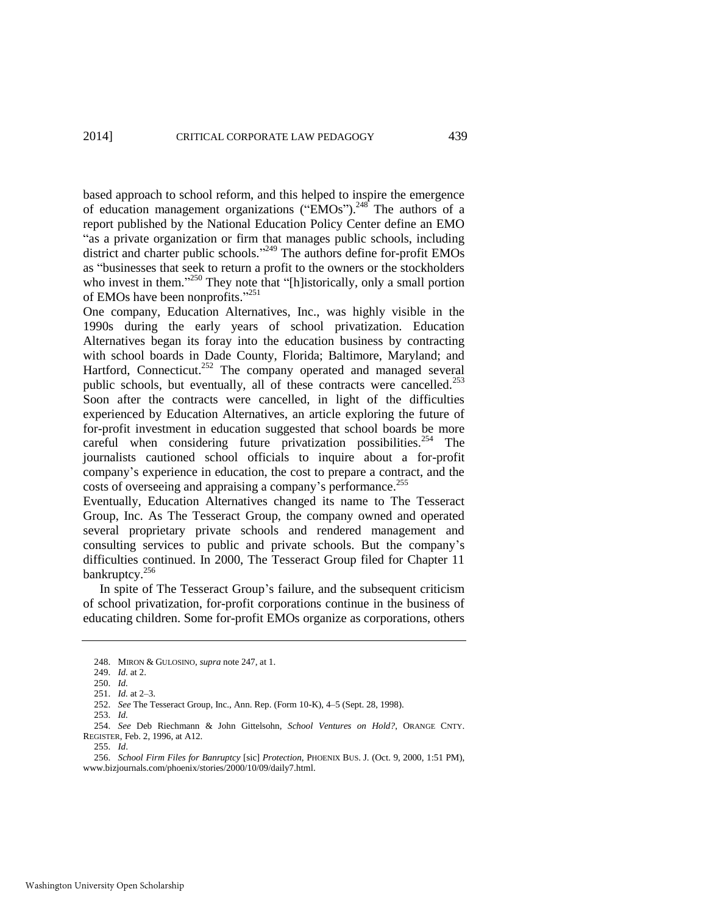based approach to school reform, and this helped to inspire the emergence of education management organizations ("EMOs").[248] The authors of a report published by the National Education Policy Center define an EMO "as a private organization or firm that manages public schools, including district and charter public schools."[249] The authors define for-profit EMOs as "businesses that seek to return a profit to the owners or the stockholders who invest in them."[250] They note that "[h]istorically, only a small portion of EMOs have been nonprofits."[251]

One company, Education Alternatives, Inc., was highly visible in the 1990s during the early years of school privatization. Education Alternatives began its foray into the education business by contracting with school boards in Dade County, Florida; Baltimore, Maryland; and Hartford, Connecticut.[252] The company operated and managed several public schools, but eventually, all of these contracts were cancelled.[253] Soon after the contracts were cancelled, in light of the difficulties experienced by Education Alternatives, an article exploring the future of for-profit investment in education suggested that school boards be more careful when considering future privatization possibilities.[254] The journalists cautioned school officials to inquire about a for-profit company's experience in education, the cost to prepare a contract, and the costs of overseeing and appraising a company's performance.[255]

Eventually, Education Alternatives changed its name to The Tesseract Group, Inc. As The Tesseract Group, the company owned and operated several proprietary private schools and rendered management and consulting services to public and private schools. But the company's difficulties continued. In 2000, The Tesseract Group filed for Chapter 11 bankruptcy.[256]

In spite of The Tesseract Group's failure, and the subsequent criticism of school privatization, for-profit corporations continue in the business of educating children. Some for-profit EMOs organize as corporations, others

---

248. MIRON & GULOSINO, *supra* note 247, at 1.

249. *Id.* at 2.

250. *Id.*

251. *Id.* at 2–3.

252. *See* The Tesseract Group, Inc., Ann. Rep. (Form 10-K), 4–5 (Sept. 28, 1998).

253. *Id.*

254. *See* Deb Riechmann & John Gittelsohn, *School Ventures on Hold?*, ORANGE CNTY. REGISTER, Feb. 2, 1996, at A12.

255. *Id*.

256. *School Firm Files for Banruptcy* [sic] *Protection*, PHOENIX BUS. J. (Oct. 9, 2000, 1:51 PM), www.bizjournals.com/phoenix/stories/2000/10/09/daily7.html.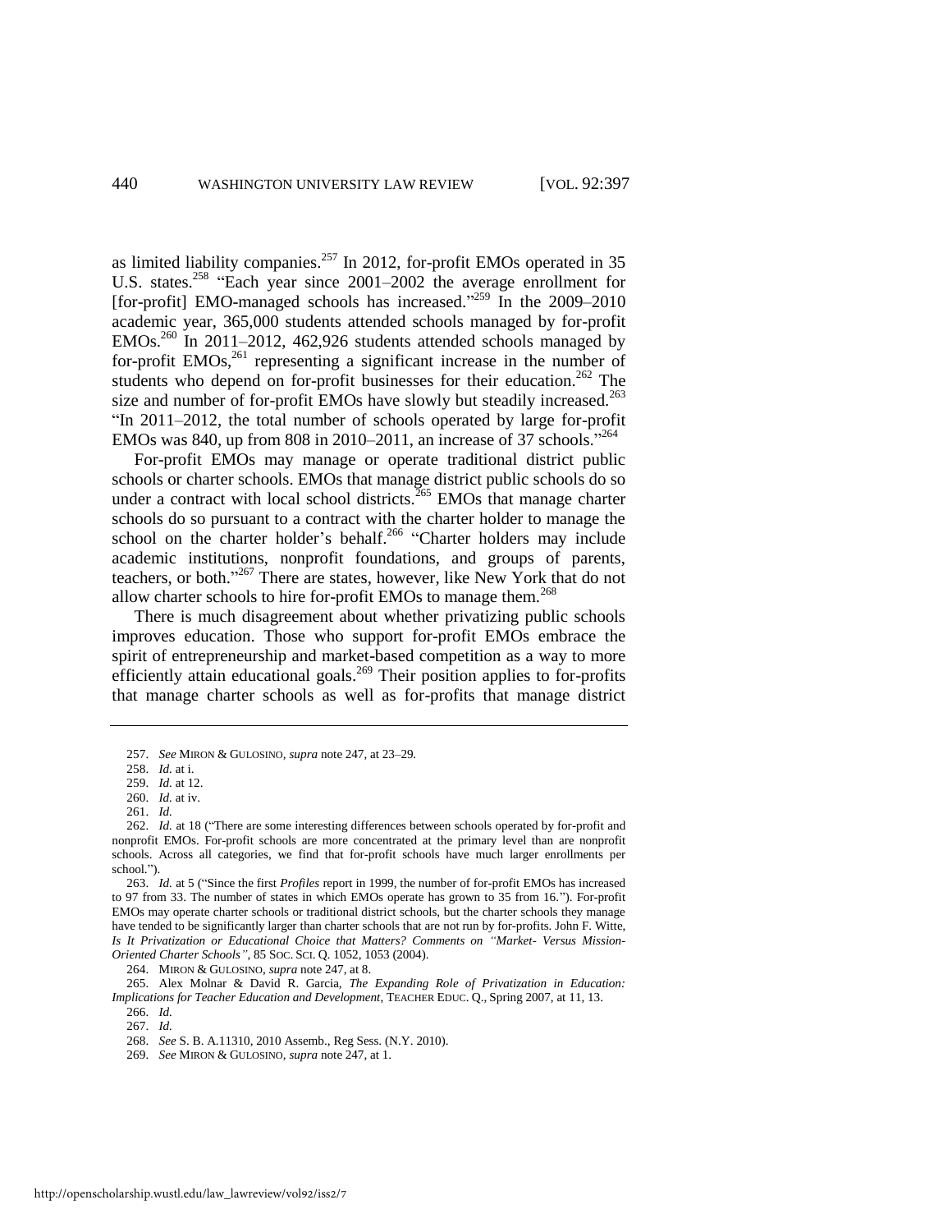as limited liability companies.[257] In 2012, for-profit EMOs operated in 35 U.S. states.[258] "Each year since 2001–2002 the average enrollment for [for-profit] EMO-managed schools has increased."[259] In the 2009–2010 academic year, 365,000 students attended schools managed by for-profit EMOs.[260] In 2011–2012, 462,926 students attended schools managed by for-profit EMOs,[261] representing a significant increase in the number of students who depend on for-profit businesses for their education.[262] The size and number of for-profit EMOs have slowly but steadily increased.[263] "In 2011–2012, the total number of schools operated by large for-profit EMOs was 840, up from 808 in 2010–2011, an increase of 37 schools."[264]

For-profit EMOs may manage or operate traditional district public schools or charter schools. EMOs that manage district public schools do so under a contract with local school districts.[265] EMOs that manage charter schools do so pursuant to a contract with the charter holder to manage the school on the charter holder's behalf.[266] "Charter holders may include academic institutions, nonprofit foundations, and groups of parents, teachers, or both."[267] There are states, however, like New York that do not allow charter schools to hire for-profit EMOs to manage them.[268]

There is much disagreement about whether privatizing public schools improves education. Those who support for-profit EMOs embrace the spirit of entrepreneurship and market-based competition as a way to more efficiently attain educational goals.[269] Their position applies to for-profits that manage charter schools as well as for-profits that manage district

---

257. *See* MIRON & GULOSINO, *supra* note 247, at 23–29.

258. *Id.* at i.

259. *Id.* at 12.

260. *Id.* at iv.

261. *Id.*

262. *Id.* at 18 ("There are some interesting differences between schools operated by for-profit and nonprofit EMOs. For-profit schools are more concentrated at the primary level than are nonprofit schools. Across all categories, we find that for-profit schools have much larger enrollments per school.").

263. *Id.* at 5 ("Since the first *Profiles* report in 1999, the number of for-profit EMOs has increased to 97 from 33. The number of states in which EMOs operate has grown to 35 from 16."). For-profit EMOs may operate charter schools or traditional district schools, but the charter schools they manage have tended to be significantly larger than charter schools that are not run by for-profits. John F. Witte, *Is It Privatization or Educational Choice that Matters? Comments on "Market- Versus Mission-Oriented Charter Schools"*, 85 SOC. SCI. Q. 1052, 1053 (2004).

264. MIRON & GULOSINO, *supra* note 247, at 8.

265. Alex Molnar & David R. Garcia, *The Expanding Role of Privatization in Education: Implications for Teacher Education and Development*, TEACHER EDUC. Q., Spring 2007, at 11, 13.

266. *Id.*

267. *Id.*

268. *See* S. B. A.11310, 2010 Assemb., Reg Sess. (N.Y. 2010).

269. *See* MIRON & GULOSINO, *supra* note 247, at 1.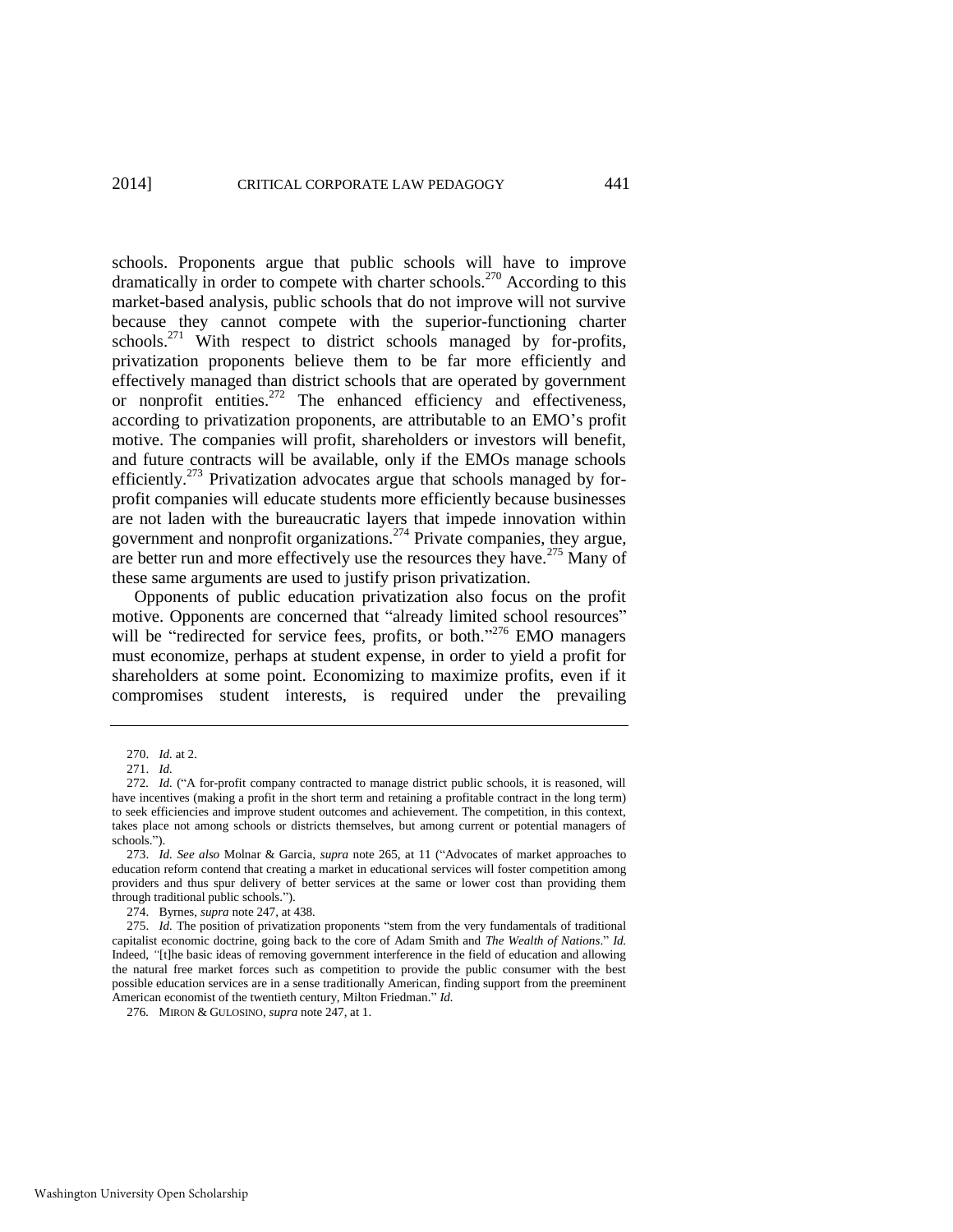schools. Proponents argue that public schools will have to improve dramatically in order to compete with charter schools.[270] According to this market-based analysis, public schools that do not improve will not survive because they cannot compete with the superior-functioning charter schools.[271] With respect to district schools managed by for-profits, privatization proponents believe them to be far more efficiently and effectively managed than district schools that are operated by government or nonprofit entities.[272] The enhanced efficiency and effectiveness, according to privatization proponents, are attributable to an EMO's profit motive. The companies will profit, shareholders or investors will benefit, and future contracts will be available, only if the EMOs manage schools efficiently.[273] Privatization advocates argue that schools managed by for-profit companies will educate students more efficiently because businesses are not laden with the bureaucratic layers that impede innovation within government and nonprofit organizations.[274] Private companies, they argue, are better run and more effectively use the resources they have.[275] Many of these same arguments are used to justify prison privatization.

Opponents of public education privatization also focus on the profit motive. Opponents are concerned that "already limited school resources" will be "redirected for service fees, profits, or both."[276] EMO managers must economize, perhaps at student expense, in order to yield a profit for shareholders at some point. Economizing to maximize profits, even if it compromises student interests, is required under the prevailing

---

270. *Id.* at 2.

271. *Id.*

272. *Id.* ("A for-profit company contracted to manage district public schools, it is reasoned, will have incentives (making a profit in the short term and retaining a profitable contract in the long term) to seek efficiencies and improve student outcomes and achievement. The competition, in this context, takes place not among schools or districts themselves, but among current or potential managers of schools.").

273. *Id. See also* Molnar & Garcia, *supra* note 265, at 11 ("Advocates of market approaches to education reform contend that creating a market in educational services will foster competition among providers and thus spur delivery of better services at the same or lower cost than providing them through traditional public schools.").

274. Byrnes, *supra* note 247, at 438.

275. *Id.* The position of privatization proponents "stem from the very fundamentals of traditional capitalist economic doctrine, going back to the core of Adam Smith and *The Wealth of Nations*." *Id.* Indeed, "[t]he basic ideas of removing government interference in the field of education and allowing the natural free market forces such as competition to provide the public consumer with the best possible education services are in a sense traditionally American, finding support from the preeminent American economist of the twentieth century, Milton Friedman." *Id.*

276. MIRON & GULOSINO, *supra* note 247, at 1.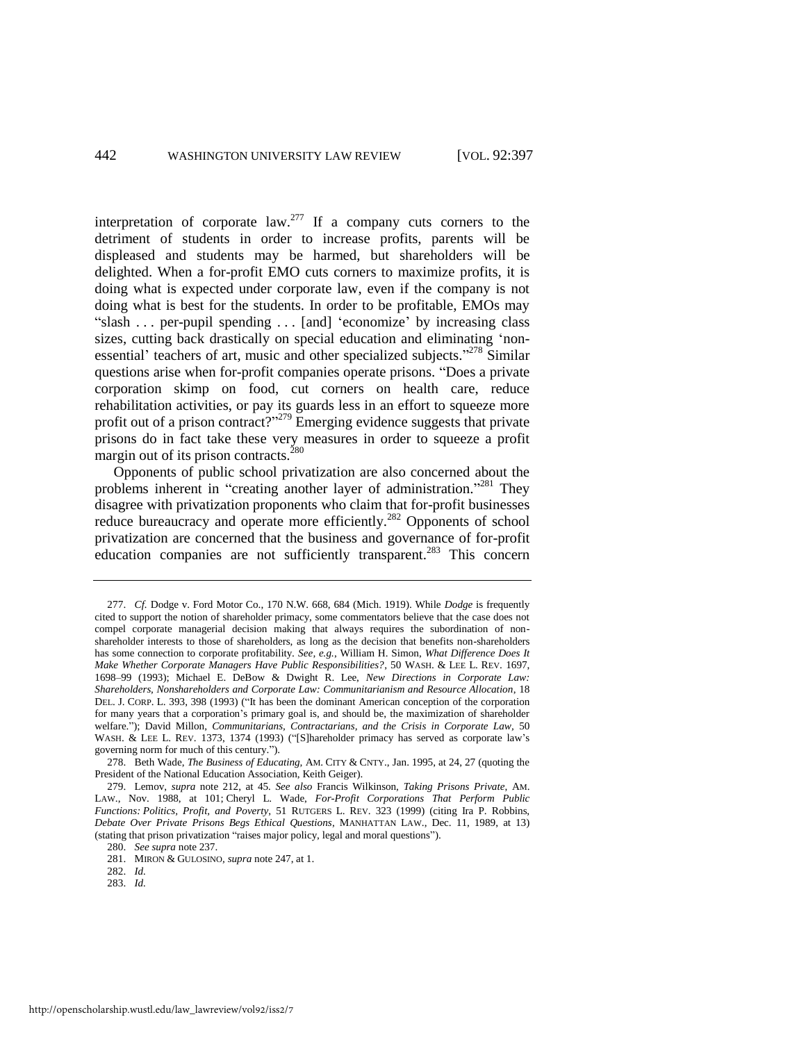interpretation of corporate law.[277] If a company cuts corners to the detriment of students in order to increase profits, parents will be displeased and students may be harmed, but shareholders will be delighted. When a for-profit EMO cuts corners to maximize profits, it is doing what is expected under corporate law, even if the company is not doing what is best for the students. In order to be profitable, EMOs may "slash . . . per-pupil spending . . . [and] 'economize' by increasing class sizes, cutting back drastically on special education and eliminating 'non-essential' teachers of art, music and other specialized subjects."[278] Similar questions arise when for-profit companies operate prisons. "Does a private corporation skimp on food, cut corners on health care, reduce rehabilitation activities, or pay its guards less in an effort to squeeze more profit out of a prison contract?"[279] Emerging evidence suggests that private prisons do in fact take these very measures in order to squeeze a profit margin out of its prison contracts.[280]

Opponents of public school privatization are also concerned about the problems inherent in "creating another layer of administration."[281] They disagree with privatization proponents who claim that for-profit businesses reduce bureaucracy and operate more efficiently.[282] Opponents of school privatization are concerned that the business and governance of for-profit education companies are not sufficiently transparent.[283] This concern

---

277. *Cf.* Dodge v. Ford Motor Co., 170 N.W. 668, 684 (Mich. 1919). While *Dodge* is frequently cited to support the notion of shareholder primacy, some commentators believe that the case does not compel corporate managerial decision making that always requires the subordination of non-shareholder interests to those of shareholders, as long as the decision that benefits non-shareholders has some connection to corporate profitability. *See, e.g.*, William H. Simon, *What Difference Does It Make Whether Corporate Managers Have Public Responsibilities?*, 50 WASH. & LEE L. REV. 1697, 1698–99 (1993); Michael E. DeBow & Dwight R. Lee, *New Directions in Corporate Law: Shareholders, Nonshareholders and Corporate Law: Communitarianism and Resource Allocation*, 18 DEL. J. CORP. L. 393, 398 (1993) ("It has been the dominant American conception of the corporation for many years that a corporation's primary goal is, and should be, the maximization of shareholder welfare."); David Millon, *Communitarians, Contractarians, and the Crisis in Corporate Law*, 50 WASH. & LEE L. REV. 1373, 1374 (1993) ("[S]hareholder primacy has served as corporate law's governing norm for much of this century.").

278. Beth Wade, *The Business of Educating*, AM. CITY & CNTY., Jan. 1995, at 24, 27 (quoting the President of the National Education Association, Keith Geiger).

279. Lemov, *supra* note 212, at 45. *See also* Francis Wilkinson, *Taking Prisons Private*, AM. LAW., Nov. 1988, at 101; Cheryl L. Wade, *For-Profit Corporations That Perform Public Functions: Politics, Profit, and Poverty*, 51 RUTGERS L. REV. 323 (1999) (citing Ira P. Robbins, *Debate Over Private Prisons Begs Ethical Questions*, MANHATTAN LAW., Dec. 11, 1989, at 13) (stating that prison privatization "raises major policy, legal and moral questions").

280. *See supra* note 237.

281. MIRON & GULOSINO, *supra* note 247, at 1.

282. *Id.*

283. *Id.*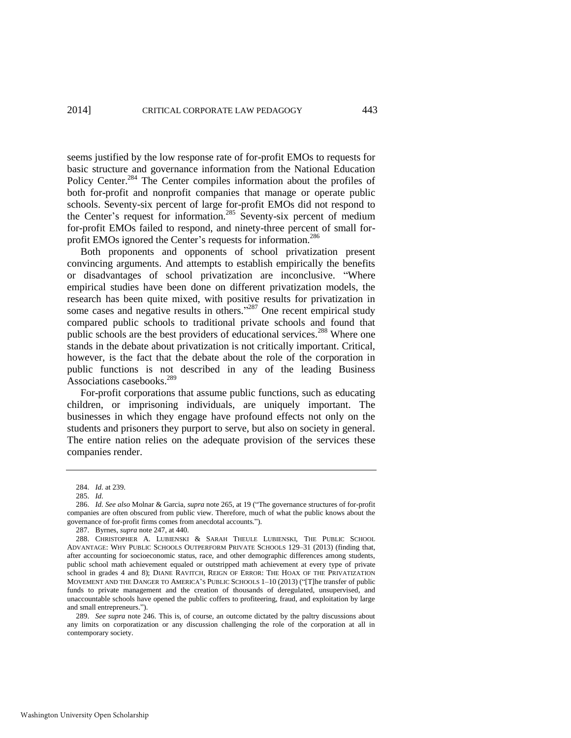seems justified by the low response rate of for-profit EMOs to requests for basic structure and governance information from the National Education Policy Center.[284] The Center compiles information about the profiles of both for-profit and nonprofit companies that manage or operate public schools. Seventy-six percent of large for-profit EMOs did not respond to the Center's request for information.[285] Seventy-six percent of medium for-profit EMOs failed to respond, and ninety-three percent of small for-profit EMOs ignored the Center's requests for information.[286]

Both proponents and opponents of school privatization present convincing arguments. And attempts to establish empirically the benefits or disadvantages of school privatization are inconclusive. "Where empirical studies have been done on different privatization models, the research has been quite mixed, with positive results for privatization in some cases and negative results in others."[287] One recent empirical study compared public schools to traditional private schools and found that public schools are the best providers of educational services.[288] Where one stands in the debate about privatization is not critically important. Critical, however, is the fact that the debate about the role of the corporation in public functions is not described in any of the leading Business Associations casebooks.[289]

For-profit corporations that assume public functions, such as educating children, or imprisoning individuals, are uniquely important. The businesses in which they engage have profound effects not only on the students and prisoners they purport to serve, but also on society in general. The entire nation relies on the adequate provision of the services these companies render.

---

284. *Id.* at 239.

285. *Id.*

286. *Id. See also* Molnar & Garcia, *supra* note 265, at 19 ("The governance structures of for-profit companies are often obscured from public view. Therefore, much of what the public knows about the governance of for-profit firms comes from anecdotal accounts.").

287. Byrnes, *supra* note 247, at 440.

288. CHRISTOPHER A. LUBIENSKI & SARAH THEULE LUBIENSKI, THE PUBLIC SCHOOL ADVANTAGE: WHY PUBLIC SCHOOLS OUTPERFORM PRIVATE SCHOOLS 129–31 (2013) (finding that, after accounting for socioeconomic status, race, and other demographic differences among students, public school math achievement equaled or outstripped math achievement at every type of private school in grades 4 and 8); DIANE RAVITCH, REIGN OF ERROR: THE HOAX OF THE PRIVATIZATION MOVEMENT AND THE DANGER TO AMERICA'S PUBLIC SCHOOLS 1–10 (2013) ("[T]he transfer of public funds to private management and the creation of thousands of deregulated, unsupervised, and unaccountable schools have opened the public coffers to profiteering, fraud, and exploitation by large and small entrepreneurs.").

289. *See supra* note 246. This is, of course, an outcome dictated by the paltry discussions about any limits on corporatization or any discussion challenging the role of the corporation at all in contemporary society.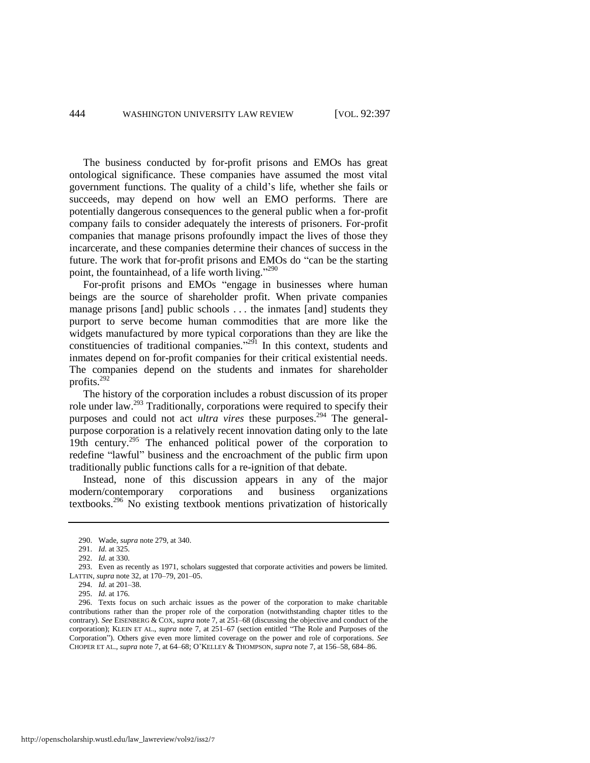The business conducted by for-profit prisons and EMOs has great ontological significance. These companies have assumed the most vital government functions. The quality of a child's life, whether she fails or succeeds, may depend on how well an EMO performs. There are potentially dangerous consequences to the general public when a for-profit company fails to consider adequately the interests of prisoners. For-profit companies that manage prisons profoundly impact the lives of those they incarcerate, and these companies determine their chances of success in the future. The work that for-profit prisons and EMOs do "can be the starting point, the fountainhead, of a life worth living."[290]

For-profit prisons and EMOs "engage in businesses where human beings are the source of shareholder profit. When private companies manage prisons [and] public schools . . . the inmates [and] students they purport to serve become human commodities that are more like the widgets manufactured by more typical corporations than they are like the constituencies of traditional companies."[291] In this context, students and inmates depend on for-profit companies for their critical existential needs. The companies depend on the students and inmates for shareholder profits.[292]

The history of the corporation includes a robust discussion of its proper role under law.[293] Traditionally, corporations were required to specify their purposes and could not act *ultra vires* these purposes.[294] The general-purpose corporation is a relatively recent innovation dating only to the late 19th century.[295] The enhanced political power of the corporation to redefine "lawful" business and the encroachment of the public firm upon traditionally public functions calls for a re-ignition of that debate.

Instead, none of this discussion appears in any of the major modern/contemporary corporations and business organizations textbooks.[296] No existing textbook mentions privatization of historically

---

290. Wade, *supra* note 279, at 340.

291. *Id.* at 325.

292. *Id.* at 330.

293. Even as recently as 1971, scholars suggested that corporate activities and powers be limited. LATTIN, *supra* note 32, at 170–79, 201–05.

294. *Id.* at 201–38.

295. *Id.* at 176.

296. Texts focus on such archaic issues as the power of the corporation to make charitable contributions rather than the proper role of the corporation (notwithstanding chapter titles to the contrary). *See* EISENBERG & COX, *supra* note 7, at 251–68 (discussing the objective and conduct of the corporation); KLEIN ET AL., *supra* note 7, at 251–67 (section entitled "The Role and Purposes of the Corporation"). Others give even more limited coverage on the power and role of corporations. *See* CHOPER ET AL., *supra* note 7, at 64–68; O'KELLEY & THOMPSON, *supra* note 7, at 156–58, 684–86.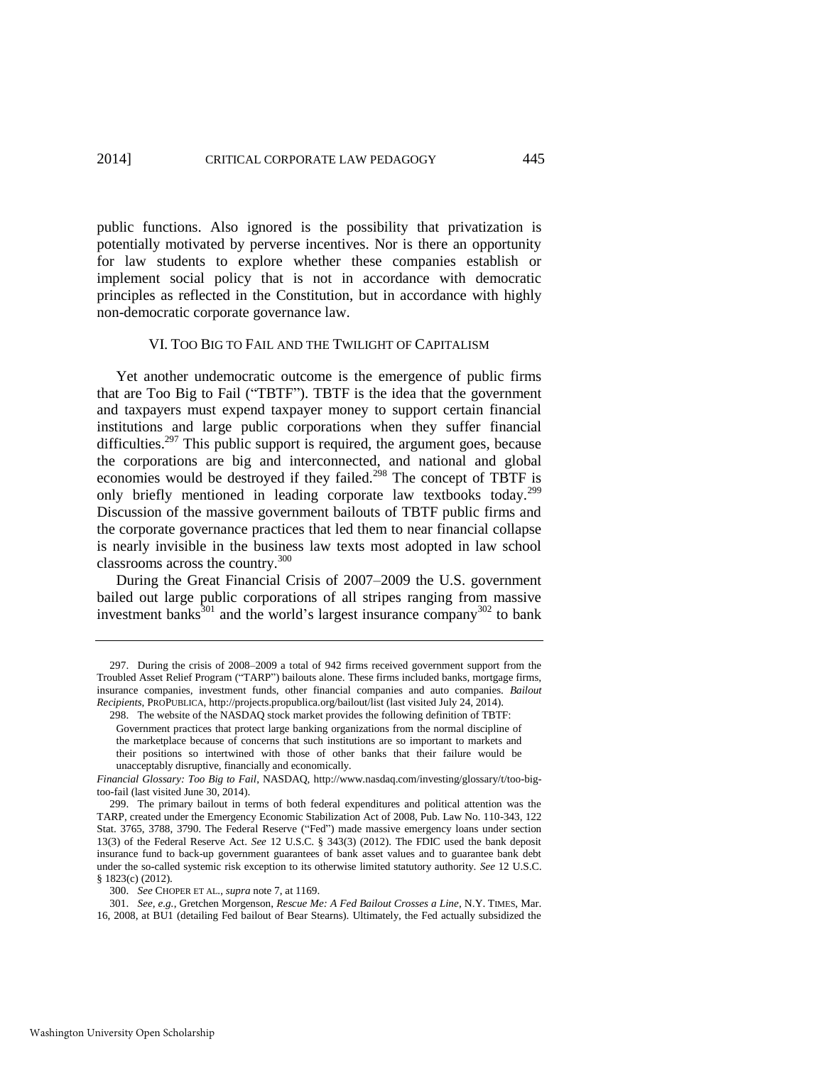public functions. Also ignored is the possibility that privatization is potentially motivated by perverse incentives. Nor is there an opportunity for law students to explore whether these companies establish or implement social policy that is not in accordance with democratic principles as reflected in the Constitution, but in accordance with highly non-democratic corporate governance law.

## VI. TOO BIG TO FAIL AND THE TWILIGHT OF CAPITALISM

Yet another undemocratic outcome is the emergence of public firms that are Too Big to Fail ("TBTF"). TBTF is the idea that the government and taxpayers must expend taxpayer money to support certain financial institutions and large public corporations when they suffer financial difficulties.[297] This public support is required, the argument goes, because the corporations are big and interconnected, and national and global economies would be destroyed if they failed.[298] The concept of TBTF is only briefly mentioned in leading corporate law textbooks today.[299] Discussion of the massive government bailouts of TBTF public firms and the corporate governance practices that led them to near financial collapse is nearly invisible in the business law texts most adopted in law school classrooms across the country.[300]

During the Great Financial Crisis of 2007–2009 the U.S. government bailed out large public corporations of all stripes ranging from massive investment banks[301] and the world's largest insurance company[302] to bank

---

297. During the crisis of 2008–2009 a total of 942 firms received government support from the Troubled Asset Relief Program ("TARP") bailouts alone. These firms included banks, mortgage firms, insurance companies, investment funds, other financial companies and auto companies. *Bailout Recipients*, PROPUBLICA, http://projects.propublica.org/bailout/list (last visited July 24, 2014).

298. The website of the NASDAQ stock market provides the following definition of TBTF:

> Government practices that protect large banking organizations from the normal discipline of the marketplace because of concerns that such institutions are so important to markets and their positions so intertwined with those of other banks that their failure would be unacceptably disruptive, financially and economically.

*Financial Glossary: Too Big to Fail*, NASDAQ, http://www.nasdaq.com/investing/glossary/t/too-big-too-fail (last visited June 30, 2014).

299. The primary bailout in terms of both federal expenditures and political attention was the TARP, created under the Emergency Economic Stabilization Act of 2008, Pub. Law No. 110-343, 122 Stat. 3765, 3788, 3790. The Federal Reserve ("Fed") made massive emergency loans under section 13(3) of the Federal Reserve Act. *See* 12 U.S.C. § 343(3) (2012). The FDIC used the bank deposit insurance fund to back-up government guarantees of bank asset values and to guarantee bank debt under the so-called systemic risk exception to its otherwise limited statutory authority. *See* 12 U.S.C. § 1823(c) (2012).

300. *See* CHOPER ET AL., *supra* note 7, at 1169.

301. *See, e.g.*, Gretchen Morgenson, *Rescue Me: A Fed Bailout Crosses a Line*, N.Y. TIMES, Mar. 16, 2008, at BU1 (detailing Fed bailout of Bear Stearns). Ultimately, the Fed actually subsidized the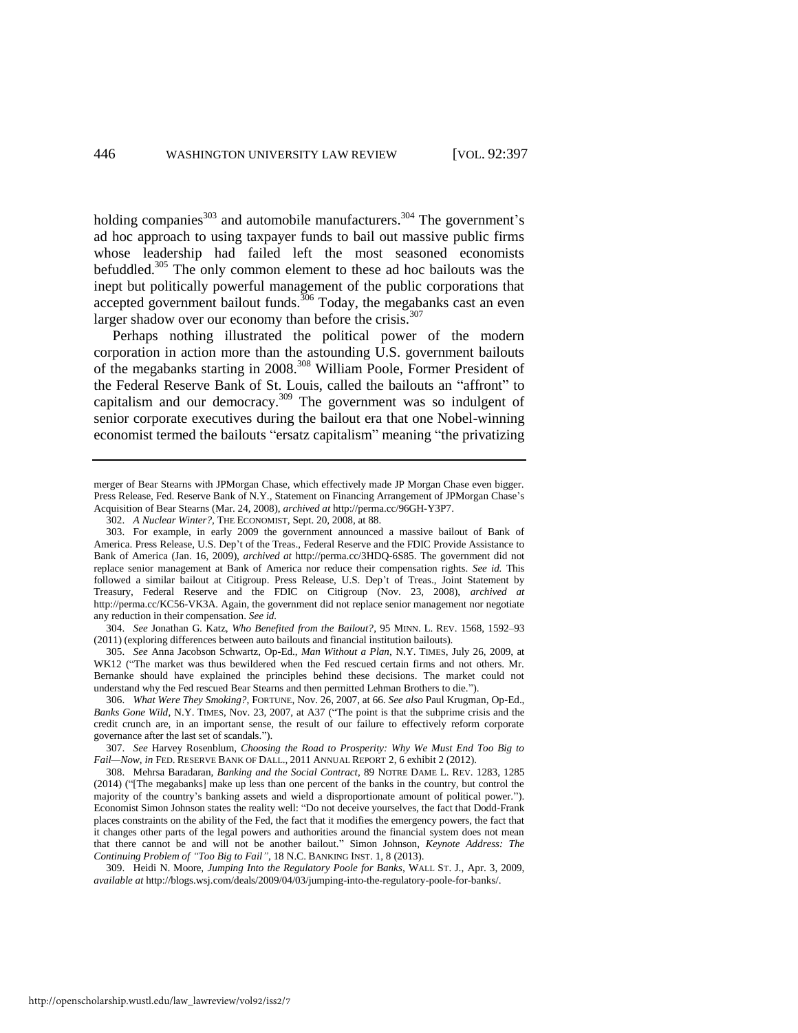holding companies[303] and automobile manufacturers.[304] The government's ad hoc approach to using taxpayer funds to bail out massive public firms whose leadership had failed left the most seasoned economists befuddled.[305] The only common element to these ad hoc bailouts was the inept but politically powerful management of the public corporations that accepted government bailout funds.[306] Today, the megabanks cast an even larger shadow over our economy than before the crisis.[307]

Perhaps nothing illustrated the political power of the modern corporation in action more than the astounding U.S. government bailouts of the megabanks starting in 2008.[308] William Poole, Former President of the Federal Reserve Bank of St. Louis, called the bailouts an "affront" to capitalism and our democracy.[309] The government was so indulgent of senior corporate executives during the bailout era that one Nobel-winning economist termed the bailouts "ersatz capitalism" meaning "the privatizing

---

merger of Bear Stearns with JPMorgan Chase, which effectively made JP Morgan Chase even bigger. Press Release, Fed. Reserve Bank of N.Y., Statement on Financing Arrangement of JPMorgan Chase's Acquisition of Bear Stearns (Mar. 24, 2008), *archived at* http://perma.cc/96GH-Y3P7.

302. *A Nuclear Winter?*, THE ECONOMIST, Sept. 20, 2008, at 88.

303. For example, in early 2009 the government announced a massive bailout of Bank of America. Press Release, U.S. Dep't of the Treas., Federal Reserve and the FDIC Provide Assistance to Bank of America (Jan. 16, 2009), *archived at* http://perma.cc/3HDQ-6S85. The government did not replace senior management at Bank of America nor reduce their compensation rights. *See id.* This followed a similar bailout at Citigroup. Press Release, U.S. Dep't of Treas., Joint Statement by Treasury, Federal Reserve and the FDIC on Citigroup (Nov. 23, 2008), *archived at* http://perma.cc/KC56-VK3A. Again, the government did not replace senior management nor negotiate any reduction in their compensation. *See id.*

304. *See* Jonathan G. Katz, *Who Benefited from the Bailout?*, 95 MINN. L. REV. 1568, 1592–93 (2011) (exploring differences between auto bailouts and financial institution bailouts).

305. *See* Anna Jacobson Schwartz, Op-Ed., *Man Without a Plan*, N.Y. TIMES, July 26, 2009, at WK12 ("The market was thus bewildered when the Fed rescued certain firms and not others. Mr. Bernanke should have explained the principles behind these decisions. The market could not understand why the Fed rescued Bear Stearns and then permitted Lehman Brothers to die.").

306. *What Were They Smoking?*, FORTUNE, Nov. 26, 2007, at 66. *See also* Paul Krugman, Op-Ed., *Banks Gone Wild*, N.Y. TIMES, Nov. 23, 2007, at A37 ("The point is that the subprime crisis and the credit crunch are, in an important sense, the result of our failure to effectively reform corporate governance after the last set of scandals.").

307. *See* Harvey Rosenblum, *Choosing the Road to Prosperity: Why We Must End Too Big to Fail—Now*, *in* FED. RESERVE BANK OF DALL., 2011 ANNUAL REPORT 2, 6 exhibit 2 (2012).

308. Mehrsa Baradaran, *Banking and the Social Contract*, 89 NOTRE DAME L. REV. 1283, 1285 (2014) ("[The megabanks] make up less than one percent of the banks in the country, but control the majority of the country's banking assets and wield a disproportionate amount of political power."). Economist Simon Johnson states the reality well: "Do not deceive yourselves, the fact that Dodd-Frank places constraints on the ability of the Fed, the fact that it modifies the emergency powers, the fact that it changes other parts of the legal powers and authorities around the financial system does not mean that there cannot be and will not be another bailout." Simon Johnson, *Keynote Address: The Continuing Problem of "Too Big to Fail"*, 18 N.C. BANKING INST. 1, 8 (2013).

309. Heidi N. Moore, *Jumping Into the Regulatory Poole for Banks*, WALL ST. J., Apr. 3, 2009, *available at* http://blogs.wsj.com/deals/2009/04/03/jumping-into-the-regulatory-poole-for-banks/.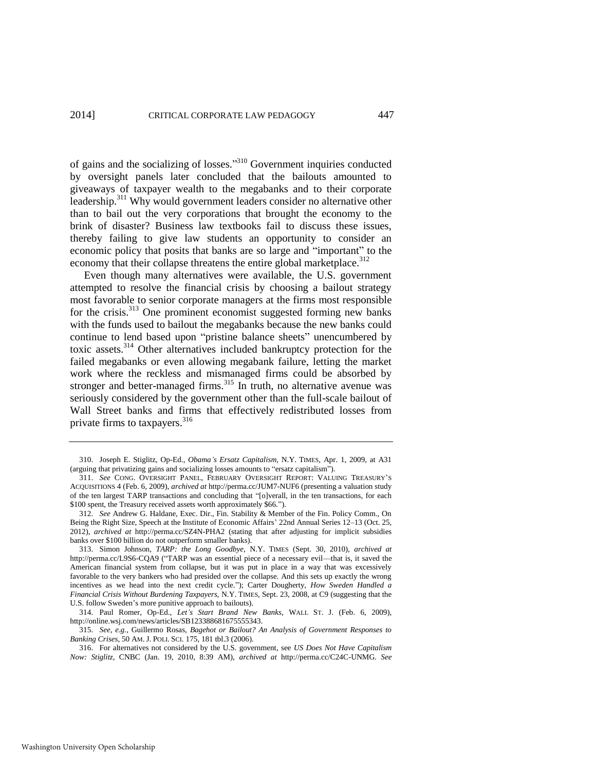of gains and the socializing of losses."[310] Government inquiries conducted by oversight panels later concluded that the bailouts amounted to giveaways of taxpayer wealth to the megabanks and to their corporate leadership.[311] Why would government leaders consider no alternative other than to bail out the very corporations that brought the economy to the brink of disaster? Business law textbooks fail to discuss these issues, thereby failing to give law students an opportunity to consider an economic policy that posits that banks are so large and "important" to the economy that their collapse threatens the entire global marketplace.[312]

Even though many alternatives were available, the U.S. government attempted to resolve the financial crisis by choosing a bailout strategy most favorable to senior corporate managers at the firms most responsible for the crisis.[313] One prominent economist suggested forming new banks with the funds used to bailout the megabanks because the new banks could continue to lend based upon "pristine balance sheets" unencumbered by toxic assets.[314] Other alternatives included bankruptcy protection for the failed megabanks or even allowing megabank failure, letting the market work where the reckless and mismanaged firms could be absorbed by stronger and better-managed firms.[315] In truth, no alternative avenue was seriously considered by the government other than the full-scale bailout of Wall Street banks and firms that effectively redistributed losses from private firms to taxpayers.[316]

---

310. Joseph E. Stiglitz, Op-Ed., *Obama's Ersatz Capitalism*, N.Y. TIMES, Apr. 1, 2009, at A31 (arguing that privatizing gains and socializing losses amounts to "ersatz capitalism").

311. *See* CONG. OVERSIGHT PANEL, FEBRUARY OVERSIGHT REPORT: VALUING TREASURY'S ACQUISITIONS 4 (Feb. 6, 2009), *archived at* http://perma.cc/JUM7-NUF6 (presenting a valuation study of the ten largest TARP transactions and concluding that "[o]verall, in the ten transactions, for each $100 spent, the Treasury received assets worth approximately $66.").

312. *See* Andrew G. Haldane, Exec. Dir., Fin. Stability & Member of the Fin. Policy Comm., On Being the Right Size, Speech at the Institute of Economic Affairs' 22nd Annual Series 12–13 (Oct. 25, 2012), *archived at* http://perma.cc/SZ4N-PHA2 (stating that after adjusting for implicit subsidies banks over $100 billion do not outperform smaller banks).

313. Simon Johnson, *TARP: the Long Goodbye*, N.Y. TIMES (Sept. 30, 2010), *archived at* http://perma.cc/L9S6-CQA9 ("TARP was an essential piece of a necessary evil—that is, it saved the American financial system from collapse, but it was put in place in a way that was excessively favorable to the very bankers who had presided over the collapse. And this sets up exactly the wrong incentives as we head into the next credit cycle."); Carter Dougherty, *How Sweden Handled a Financial Crisis Without Burdening Taxpayers*, N.Y. TIMES, Sept. 23, 2008, at C9 (suggesting that the U.S. follow Sweden's more punitive approach to bailouts).

314. Paul Romer, Op-Ed., *Let's Start Brand New Banks*, WALL ST. J. (Feb. 6, 2009), http://online.wsj.com/news/articles/SB123388681675555343.

315. *See, e.g.*, Guillermo Rosas, *Bagehot or Bailout? An Analysis of Government Responses to Banking Crises*, 50 AM. J. POLI. SCI. 175, 181 tbl.3 (2006).

316. For alternatives not considered by the U.S. government, see *US Does Not Have Capitalism Now: Stiglitz*, CNBC (Jan. 19, 2010, 8:39 AM), *archived at* http://perma.cc/C24C-UNMG. *See*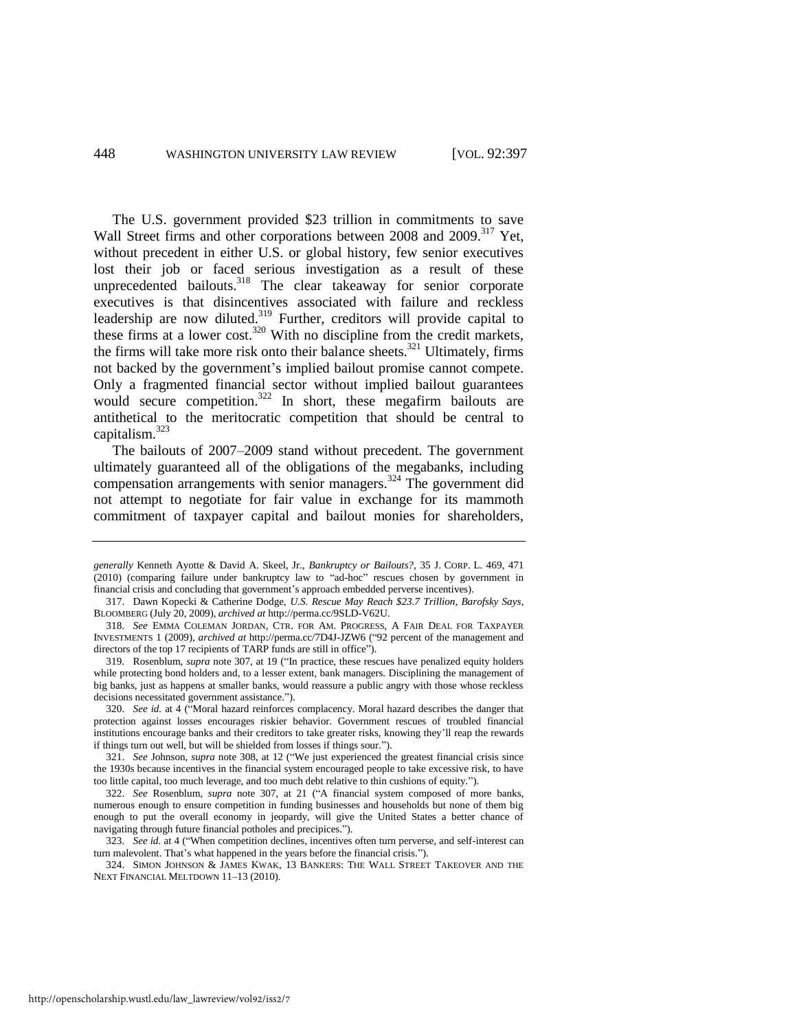The U.S. government provided $23 trillion in commitments to save Wall Street firms and other corporations between 2008 and 2009.[317] Yet, without precedent in either U.S. or global history, few senior executives lost their job or faced serious investigation as a result of these unprecedented bailouts.[318] The clear takeaway for senior corporate executives is that disincentives associated with failure and reckless leadership are now diluted.[319] Further, creditors will provide capital to these firms at a lower cost.[320] With no discipline from the credit markets, the firms will take more risk onto their balance sheets.[321] Ultimately, firms not backed by the government's implied bailout promise cannot compete. Only a fragmented financial sector without implied bailout guarantees would secure competition.[322] In short, these megafirm bailouts are antithetical to the meritocratic competition that should be central to capitalism.[323]

The bailouts of 2007–2009 stand without precedent. The government ultimately guaranteed all of the obligations of the megabanks, including compensation arrangements with senior managers.[324] The government did not attempt to negotiate for fair value in exchange for its mammoth commitment of taxpayer capital and bailout monies for shareholders,

---

*generally* Kenneth Ayotte & David A. Skeel, Jr., *Bankruptcy or Bailouts?*, 35 J. CORP. L. 469, 471 (2010) (comparing failure under bankruptcy law to "ad-hoc" rescues chosen by government in financial crisis and concluding that government's approach embedded perverse incentives).

317. Dawn Kopecki & Catherine Dodge, *U.S. Rescue May Reach $23.7 Trillion, Barofsky Says*, BLOOMBERG (July 20, 2009), *archived at* http://perma.cc/9SLD-V62U.

318. *See* EMMA COLEMAN JORDAN, CTR. FOR AM. PROGRESS, A FAIR DEAL FOR TAXPAYER INVESTMENTS 1 (2009), *archived at* http://perma.cc/7D4J-JZW6 ("92 percent of the management and directors of the top 17 recipients of TARP funds are still in office").

319. Rosenblum, *supra* note 307, at 19 ("In practice, these rescues have penalized equity holders while protecting bond holders and, to a lesser extent, bank managers. Disciplining the management of big banks, just as happens at smaller banks, would reassure a public angry with those whose reckless decisions necessitated government assistance.").

320. *See id.* at 4 ("Moral hazard reinforces complacency. Moral hazard describes the danger that protection against losses encourages riskier behavior. Government rescues of troubled financial institutions encourage banks and their creditors to take greater risks, knowing they'll reap the rewards if things turn out well, but will be shielded from losses if things sour.").

321. *See* Johnson, *supra* note 308, at 12 ("We just experienced the greatest financial crisis since the 1930s because incentives in the financial system encouraged people to take excessive risk, to have too little capital, too much leverage, and too much debt relative to thin cushions of equity.").

322. *See* Rosenblum, *supra* note 307, at 21 ("A financial system composed of more banks, numerous enough to ensure competition in funding businesses and households but none of them big enough to put the overall economy in jeopardy, will give the United States a better chance of navigating through future financial potholes and precipices.").

323. *See id.* at 4 ("When competition declines, incentives often turn perverse, and self-interest can turn malevolent. That's what happened in the years before the financial crisis.").

324. SIMON JOHNSON & JAMES KWAK, 13 BANKERS: THE WALL STREET TAKEOVER AND THE NEXT FINANCIAL MELTDOWN 11–13 (2010).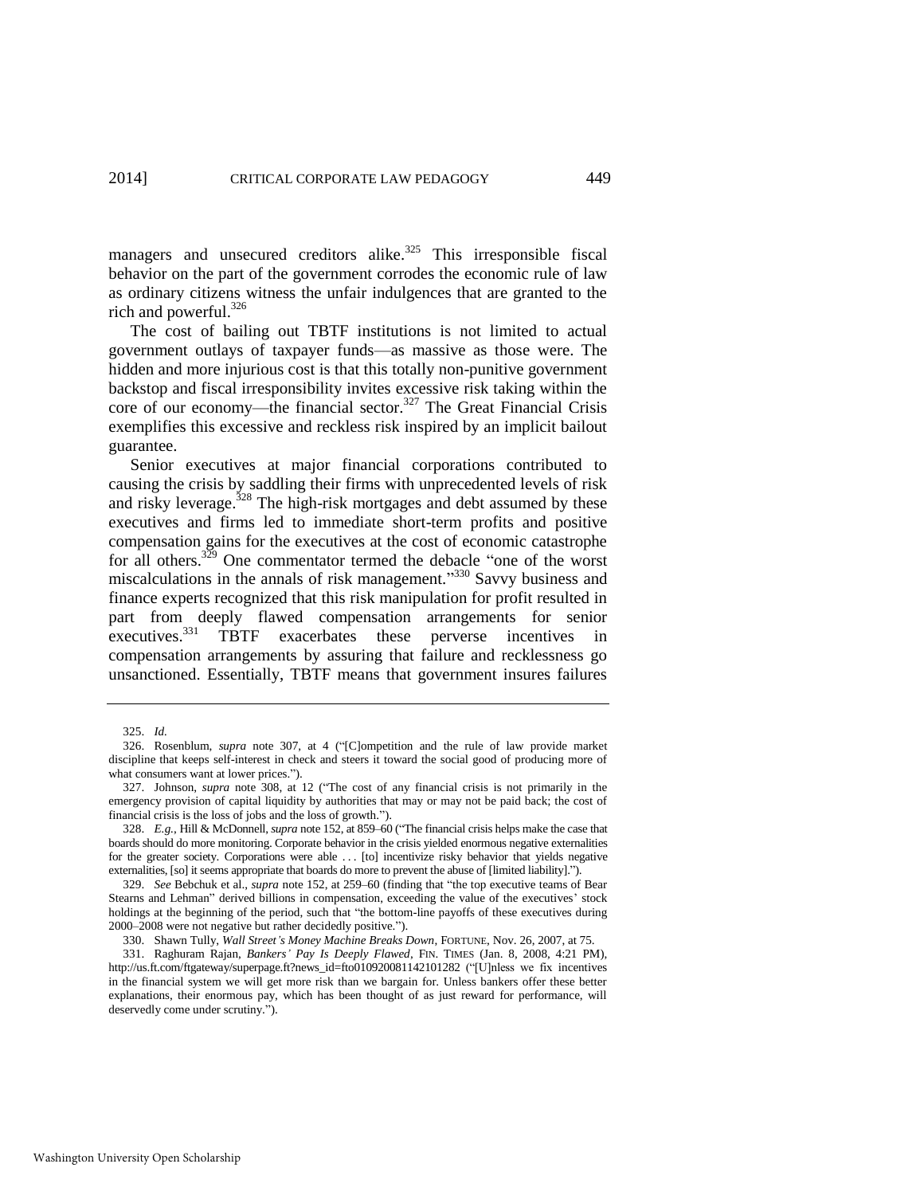managers and unsecured creditors alike.[325] This irresponsible fiscal behavior on the part of the government corrodes the economic rule of law as ordinary citizens witness the unfair indulgences that are granted to the rich and powerful.[326]

The cost of bailing out TBTF institutions is not limited to actual government outlays of taxpayer funds—as massive as those were. The hidden and more injurious cost is that this totally non-punitive government backstop and fiscal irresponsibility invites excessive risk taking within the core of our economy—the financial sector.[327] The Great Financial Crisis exemplifies this excessive and reckless risk inspired by an implicit bailout guarantee.

Senior executives at major financial corporations contributed to causing the crisis by saddling their firms with unprecedented levels of risk and risky leverage.[328] The high-risk mortgages and debt assumed by these executives and firms led to immediate short-term profits and positive compensation gains for the executives at the cost of economic catastrophe for all others.[329] One commentator termed the debacle "one of the worst miscalculations in the annals of risk management."[330] Savvy business and finance experts recognized that this risk manipulation for profit resulted in part from deeply flawed compensation arrangements for senior executives.[331] TBTF exacerbates these perverse incentives in compensation arrangements by assuring that failure and recklessness go unsanctioned. Essentially, TBTF means that government insures failures

---

325. *Id.*

326. Rosenblum, *supra* note 307, at 4 ("[C]ompetition and the rule of law provide market discipline that keeps self-interest in check and steers it toward the social good of producing more of what consumers want at lower prices.").

327. Johnson, *supra* note 308, at 12 ("The cost of any financial crisis is not primarily in the emergency provision of capital liquidity by authorities that may or may not be paid back; the cost of financial crisis is the loss of jobs and the loss of growth.").

328. *E.g.*, Hill & McDonnell, *supra* note 152, at 859–60 ("The financial crisis helps make the case that boards should do more monitoring. Corporate behavior in the crisis yielded enormous negative externalities for the greater society. Corporations were able . . . [to] incentivize risky behavior that yields negative externalities, [so] it seems appropriate that boards do more to prevent the abuse of [limited liability].").

329. *See* Bebchuk et al., *supra* note 152, at 259–60 (finding that "the top executive teams of Bear Stearns and Lehman" derived billions in compensation, exceeding the value of the executives' stock holdings at the beginning of the period, such that "the bottom-line payoffs of these executives during 2000–2008 were not negative but rather decidedly positive.").

330. Shawn Tully, *Wall Street's Money Machine Breaks Down*, FORTUNE, Nov. 26, 2007, at 75.

331. Raghuram Rajan, *Bankers' Pay Is Deeply Flawed*, FIN. TIMES (Jan. 8, 2008, 4:21 PM), http://us.ft.com/ftgateway/superpage.ft?news_id=fto010920081142101282 ("[U]nless we fix incentives in the financial system we will get more risk than we bargain for. Unless bankers offer these better explanations, their enormous pay, which has been thought of as just reward for performance, will deservedly come under scrutiny.").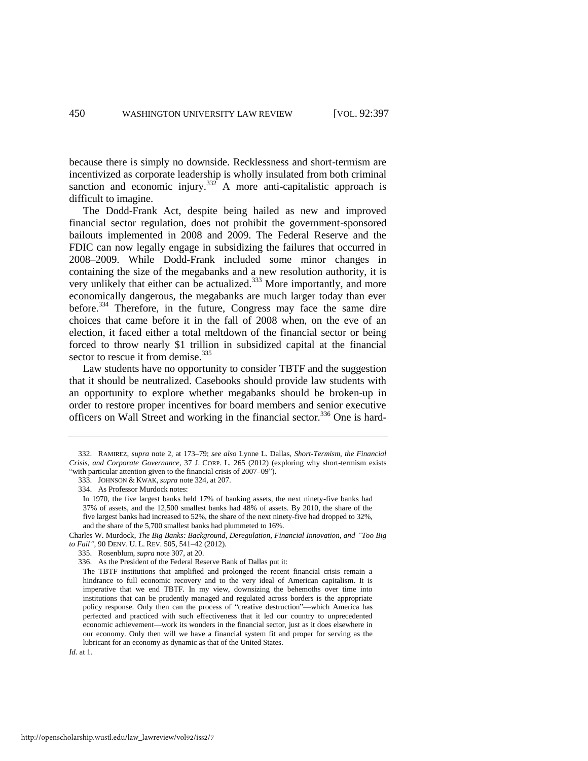because there is simply no downside. Recklessness and short-termism are incentivized as corporate leadership is wholly insulated from both criminal sanction and economic injury.[332] A more anti-capitalistic approach is difficult to imagine.

The Dodd-Frank Act, despite being hailed as new and improved financial sector regulation, does not prohibit the government-sponsored bailouts implemented in 2008 and 2009. The Federal Reserve and the FDIC can now legally engage in subsidizing the failures that occurred in 2008–2009. While Dodd-Frank included some minor changes in containing the size of the megabanks and a new resolution authority, it is very unlikely that either can be actualized.[333] More importantly, and more economically dangerous, the megabanks are much larger today than ever before.[334] Therefore, in the future, Congress may face the same dire choices that came before it in the fall of 2008 when, on the eve of an election, it faced either a total meltdown of the financial sector or being forced to throw nearly $1 trillion in subsidized capital at the financial sector to rescue it from demise.[335]

Law students have no opportunity to consider TBTF and the suggestion that it should be neutralized. Casebooks should provide law students with an opportunity to explore whether megabanks should be broken-up in order to restore proper incentives for board members and senior executive officers on Wall Street and working in the financial sector.[336] One is hard-

---

332. RAMIREZ, *supra* note 2, at 173–79; *see also* Lynne L. Dallas, *Short-Termism, the Financial Crisis, and Corporate Governance*, 37 J. CORP. L. 265 (2012) (exploring why short-termism exists "with particular attention given to the financial crisis of 2007–09").

333. JOHNSON & KWAK, *supra* note 324, at 207.

334. As Professor Murdock notes:

> In 1970, the five largest banks held 17% of banking assets, the next ninety-five banks had 37% of assets, and the 12,500 smallest banks had 48% of assets. By 2010, the share of the five largest banks had increased to 52%, the share of the next ninety-five had dropped to 32%, and the share of the 5,700 smallest banks had plummeted to 16%.

Charles W. Murdock, *The Big Banks: Background, Deregulation, Financial Innovation, and "Too Big to Fail"*, 90 DENV. U. L. REV. 505, 541–42 (2012).

335. Rosenblum, *supra* note 307, at 20.

336. As the President of the Federal Reserve Bank of Dallas put it:

> The TBTF institutions that amplified and prolonged the recent financial crisis remain a hindrance to full economic recovery and to the very ideal of American capitalism. It is imperative that we end TBTF. In my view, downsizing the behemoths over time into institutions that can be prudently managed and regulated across borders is the appropriate policy response. Only then can the process of "creative destruction"—which America has perfected and practiced with such effectiveness that it led our country to unprecedented economic achievement—work its wonders in the financial sector, just as it does elsewhere in our economy. Only then will we have a financial system fit and proper for serving as the lubricant for an economy as dynamic as that of the United States.

*Id.* at 1.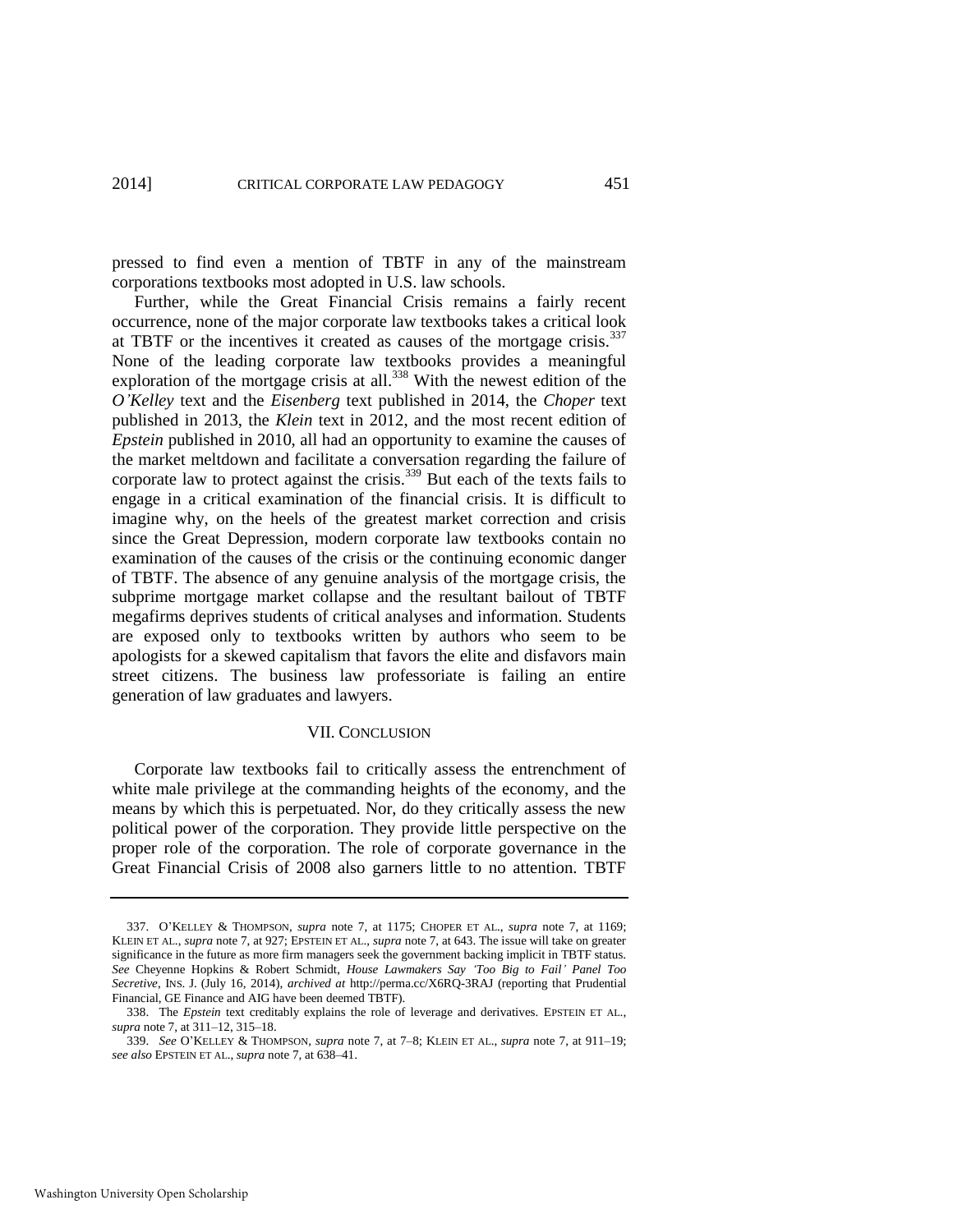pressed to find even a mention of TBTF in any of the mainstream corporations textbooks most adopted in U.S. law schools.

Further, while the Great Financial Crisis remains a fairly recent occurrence, none of the major corporate law textbooks takes a critical look at TBTF or the incentives it created as causes of the mortgage crisis.[337] None of the leading corporate law textbooks provides a meaningful exploration of the mortgage crisis at all.[338] With the newest edition of the *O'Kelley* text and the *Eisenberg* text published in 2014, the *Choper* text published in 2013, the *Klein* text in 2012, and the most recent edition of *Epstein* published in 2010, all had an opportunity to examine the causes of the market meltdown and facilitate a conversation regarding the failure of corporate law to protect against the crisis.[339] But each of the texts fails to engage in a critical examination of the financial crisis. It is difficult to imagine why, on the heels of the greatest market correction and crisis since the Great Depression, modern corporate law textbooks contain no examination of the causes of the crisis or the continuing economic danger of TBTF. The absence of any genuine analysis of the mortgage crisis, the subprime mortgage market collapse and the resultant bailout of TBTF megafirms deprives students of critical analyses and information. Students are exposed only to textbooks written by authors who seem to be apologists for a skewed capitalism that favors the elite and disfavors main street citizens. The business law professoriate is failing an entire generation of law graduates and lawyers.

## VII. CONCLUSION

Corporate law textbooks fail to critically assess the entrenchment of white male privilege at the commanding heights of the economy, and the means by which this is perpetuated. Nor, do they critically assess the new political power of the corporation. They provide little perspective on the proper role of the corporation. The role of corporate governance in the Great Financial Crisis of 2008 also garners little to no attention. TBTF

---

337. O'KELLEY & THOMPSON, *supra* note 7, at 1175; CHOPER ET AL., *supra* note 7, at 1169; KLEIN ET AL., *supra* note 7, at 927; EPSTEIN ET AL., *supra* note 7, at 643. The issue will take on greater significance in the future as more firm managers seek the government backing implicit in TBTF status. *See* Cheyenne Hopkins & Robert Schmidt, *House Lawmakers Say 'Too Big to Fail' Panel Too Secretive*, INS. J. (July 16, 2014), *archived at* http://perma.cc/X6RQ-3RAJ (reporting that Prudential Financial, GE Finance and AIG have been deemed TBTF).

338. The *Epstein* text creditably explains the role of leverage and derivatives. EPSTEIN ET AL., *supra* note 7, at 311–12, 315–18.

339. *See* O'KELLEY & THOMPSON, *supra* note 7, at 7–8; KLEIN ET AL., *supra* note 7, at 911–19; *see also* EPSTEIN ET AL., *supra* note 7, at 638–41.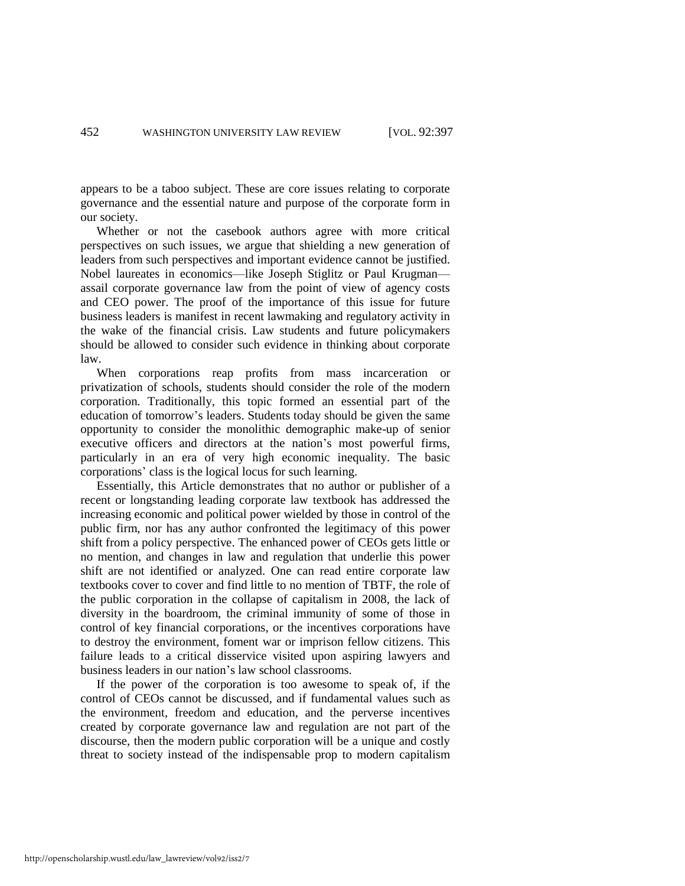appears to be a taboo subject. These are core issues relating to corporate governance and the essential nature and purpose of the corporate form in our society.

Whether or not the casebook authors agree with more critical perspectives on such issues, we argue that shielding a new generation of leaders from such perspectives and important evidence cannot be justified. Nobel laureates in economics—like Joseph Stiglitz or Paul Krugman—assail corporate governance law from the point of view of agency costs and CEO power. The proof of the importance of this issue for future business leaders is manifest in recent lawmaking and regulatory activity in the wake of the financial crisis. Law students and future policymakers should be allowed to consider such evidence in thinking about corporate law.

When corporations reap profits from mass incarceration or privatization of schools, students should consider the role of the modern corporation. Traditionally, this topic formed an essential part of the education of tomorrow's leaders. Students today should be given the same opportunity to consider the monolithic demographic make-up of senior executive officers and directors at the nation's most powerful firms, particularly in an era of very high economic inequality. The basic corporations' class is the logical locus for such learning.

Essentially, this Article demonstrates that no author or publisher of a recent or longstanding leading corporate law textbook has addressed the increasing economic and political power wielded by those in control of the public firm, nor has any author confronted the legitimacy of this power shift from a policy perspective. The enhanced power of CEOs gets little or no mention, and changes in law and regulation that underlie this power shift are not identified or analyzed. One can read entire corporate law textbooks cover to cover and find little to no mention of TBTF, the role of the public corporation in the collapse of capitalism in 2008, the lack of diversity in the boardroom, the criminal immunity of some of those in control of key financial corporations, or the incentives corporations have to destroy the environment, foment war or imprison fellow citizens. This failure leads to a critical disservice visited upon aspiring lawyers and business leaders in our nation's law school classrooms.

If the power of the corporation is too awesome to speak of, if the control of CEOs cannot be discussed, and if fundamental values such as the environment, freedom and education, and the perverse incentives created by corporate governance law and regulation are not part of the discourse, then the modern public corporation will be a unique and costly threat to society instead of the indispensable prop to modern capitalism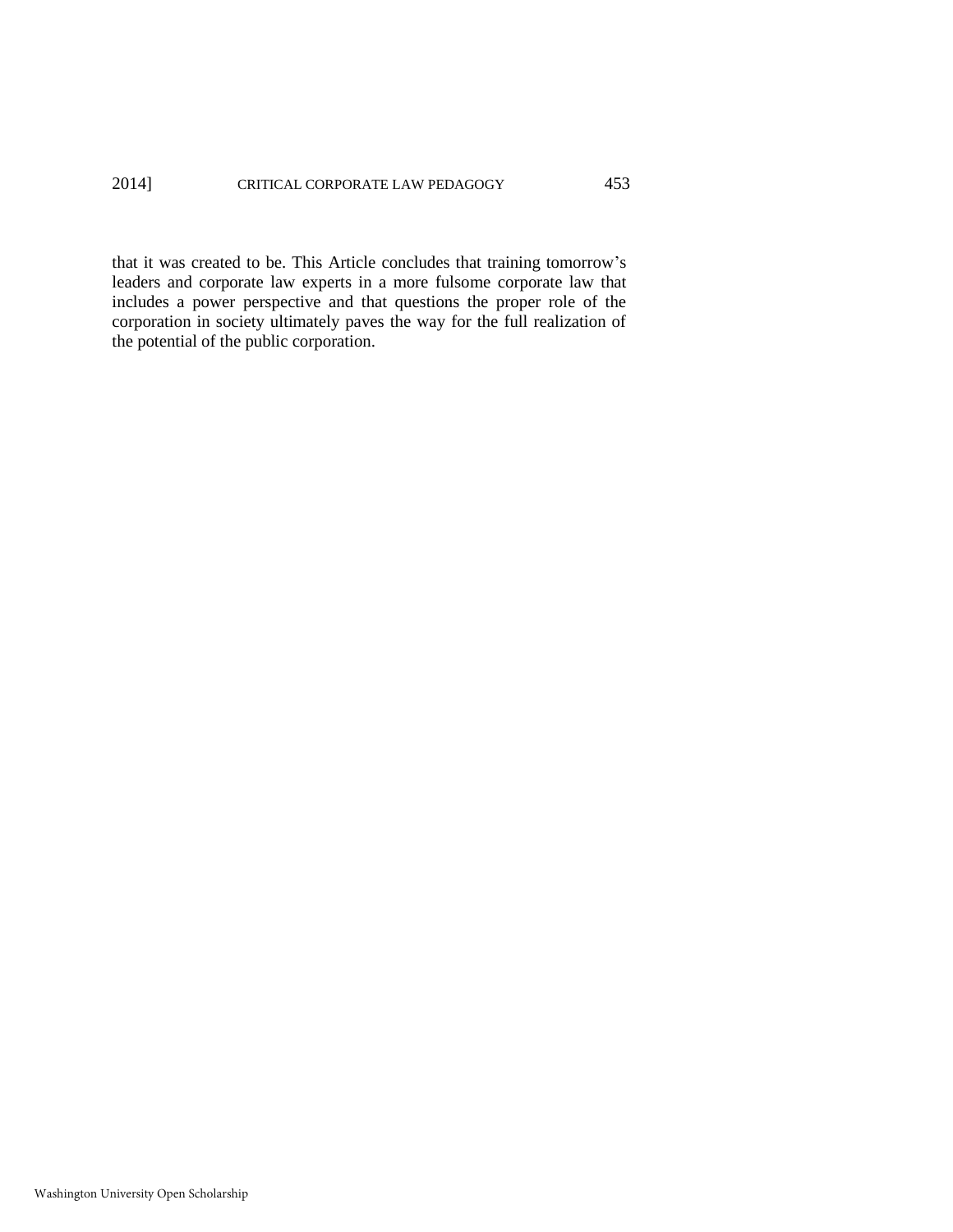that it was created to be. This Article concludes that training tomorrow's leaders and corporate law experts in a more fulsome corporate law that includes a power perspective and that questions the proper role of the corporation in society ultimately paves the way for the full realization of the potential of the public corporation.